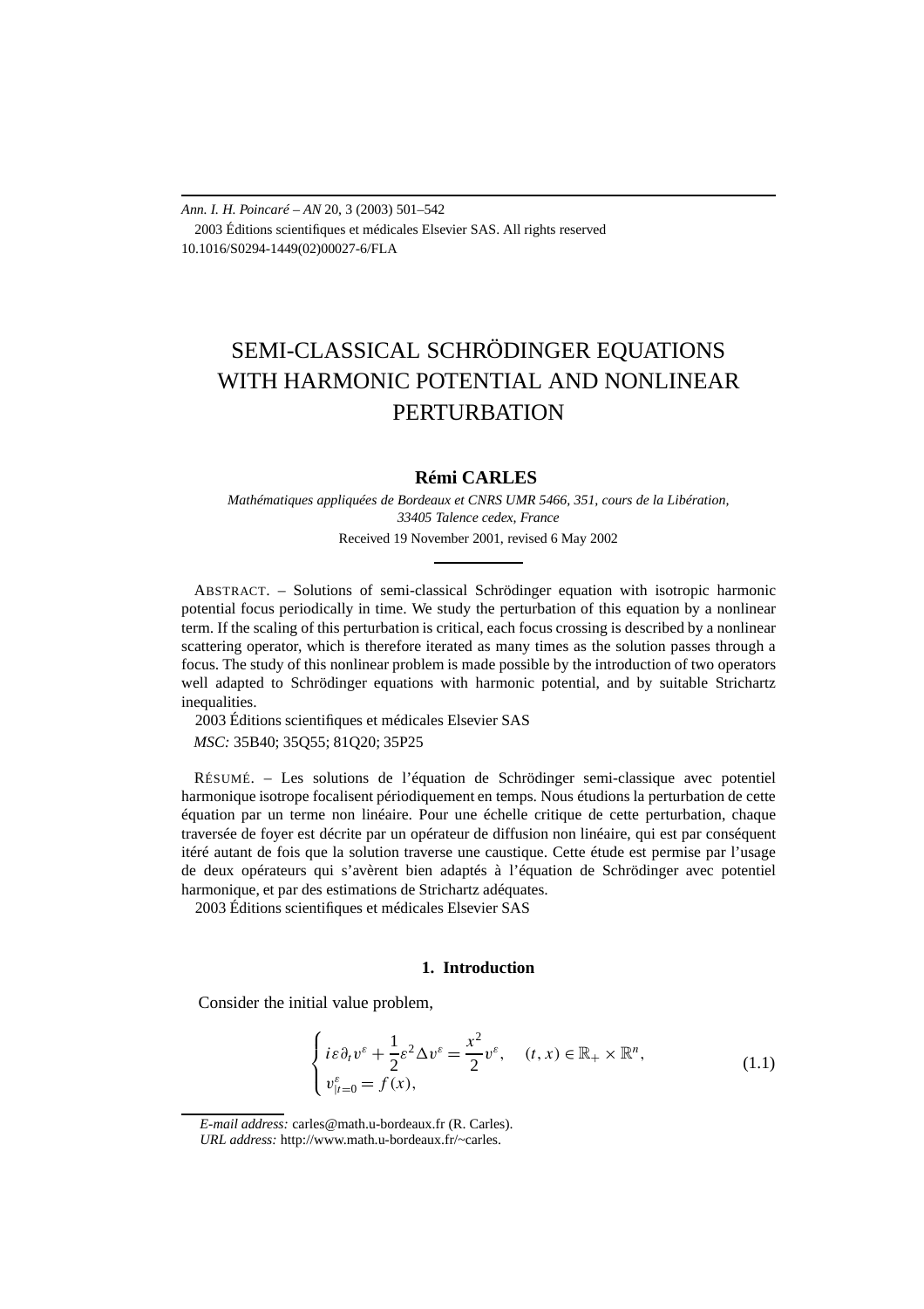*Ann. I. H. Poincaré – AN* 20, 3 (2003) 501–542
2003 Éditions scientifiques et médicales Elsevier SAS. All rights reserved
10.1016/S0294-1449(02)00027-6/FLA

# SEMI-CLASSICAL SCHRÖDINGER EQUATIONS WITH HARMONIC POTENTIAL AND NONLINEAR PERTURBATION

**Rémi CARLES**

*Mathématiques appliquées de Bordeaux et CNRS UMR 5466, 351, cours de la Libération, 33405 Talence cedex, France*

Received 19 November 2001, revised 6 May 2002

ABSTRACT. – Solutions of semi-classical Schrödinger equation with isotropic harmonic potential focus periodically in time. We study the perturbation of this equation by a nonlinear term. If the scaling of this perturbation is critical, each focus crossing is described by a nonlinear scattering operator, which is therefore iterated as many times as the solution passes through a focus. The study of this nonlinear problem is made possible by the introduction of two operators well adapted to Schrödinger equations with harmonic potential, and by suitable Strichartz inequalities.

2003 Éditions scientifiques et médicales Elsevier SAS

*MSC:* 35B40; 35Q55; 81Q20; 35P25

RÉSUMÉ. – Les solutions de l'équation de Schrödinger semi-classique avec potentiel harmonique isotrope focalisent périodiquement en temps. Nous étudions la perturbation de cette équation par un terme non linéaire. Pour une échelle critique de cette perturbation, chaque traversée de foyer est décrite par un opérateur de diffusion non linéaire, qui est par conséquent itéré autant de fois que la solution traverse une caustique. Cette étude est permise par l'usage de deux opérateurs qui s'avèrent bien adaptés à l'équation de Schrödinger avec potentiel harmonique, et par des estimations de Strichartz adéquates.

2003 Éditions scientifiques et médicales Elsevier SAS

## 1. Introduction

Consider the initial value problem,

$$\begin{cases} i\varepsilon\partial_t v^\varepsilon + \dfrac{1}{2}\varepsilon^2\Delta v^\varepsilon = \dfrac{x^2}{2}v^\varepsilon, \quad (t,x)\in\mathbb{R}_+\times\mathbb{R}^n, \\ v^\varepsilon_{|t=0} = f(x), \end{cases} \tag{1.1}$$

*E-mail address:* carles@math.u-bordeaux.fr (R. Carles).
*URL address:* http://www.math.u-bordeaux.fr/~carles.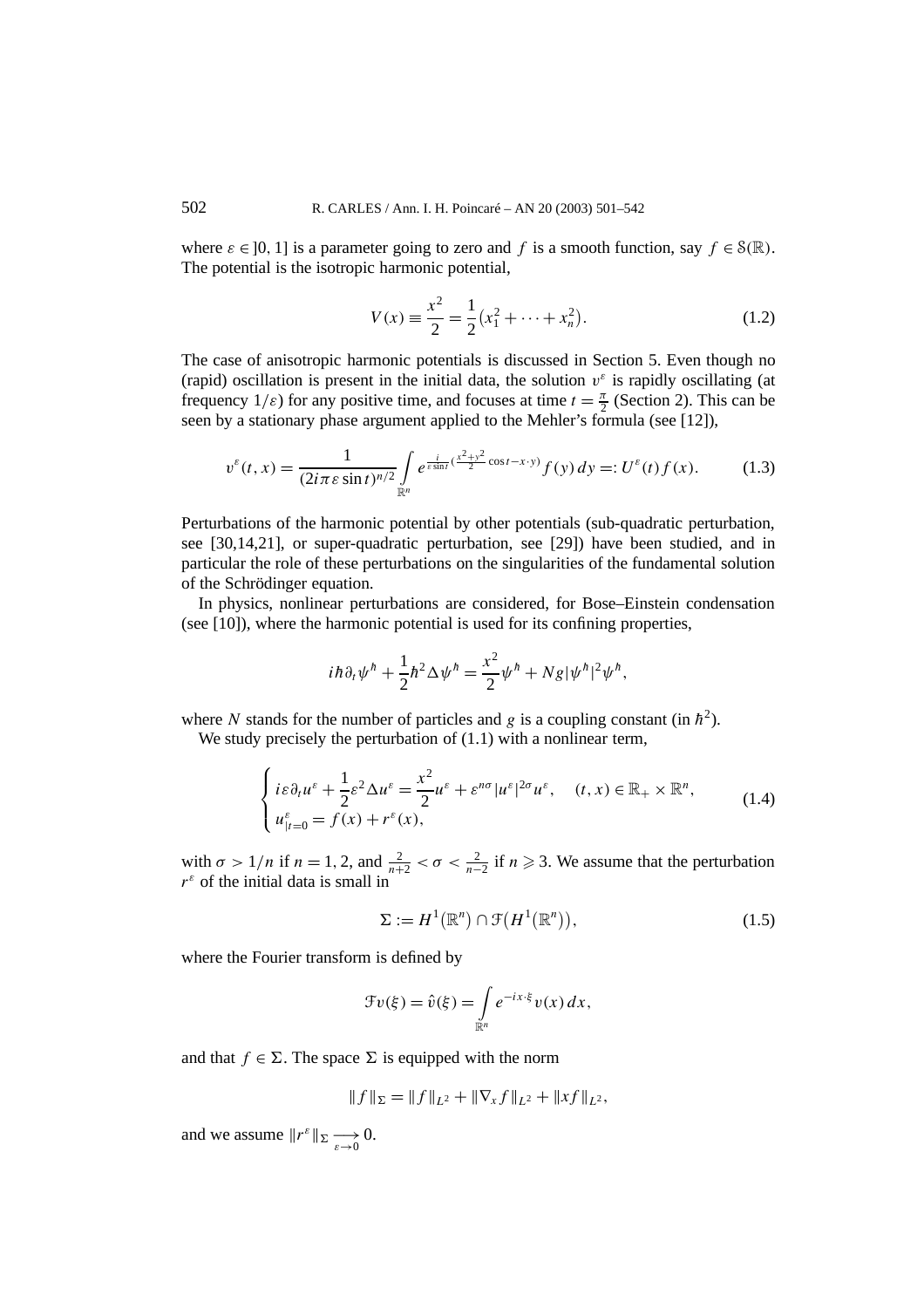where $\varepsilon \in ]0,1]$ is a parameter going to zero and $f$ is a smooth function, say $f \in \mathcal{S}(\mathbb{R})$. The potential is the isotropic harmonic potential,

$$V(x) \equiv \frac{x^2}{2} = \frac{1}{2}\left(x_1^2 + \cdots + x_n^2\right). \tag{1.2}$$

The case of anisotropic harmonic potentials is discussed in Section 5. Even though no (rapid) oscillation is present in the initial data, the solution $v^\varepsilon$ is rapidly oscillating (at frequency $1/\varepsilon$) for any positive time, and focuses at time $t = \frac{\pi}{2}$ (Section 2). This can be seen by a stationary phase argument applied to the Mehler's formula (see [12]),

$$v^\varepsilon(t,x) = \frac{1}{(2i\pi\varepsilon \sin t)^{n/2}} \int_{\mathbb{R}^n} e^{\frac{i}{\varepsilon \sin t}\left(\frac{x^2+y^2}{2}\cos t - x\cdot y\right)} f(y)\,dy =: U^\varepsilon(t) f(x). \tag{1.3}$$

Perturbations of the harmonic potential by other potentials (sub-quadratic perturbation, see [30,14,21], or super-quadratic perturbation, see [29]) have been studied, and in particular the role of these perturbations on the singularities of the fundamental solution of the Schrödinger equation.

In physics, nonlinear perturbations are considered, for Bose–Einstein condensation (see [10]), where the harmonic potential is used for its confining properties,

$$i\hbar\partial_t\psi^\hbar + \frac{1}{2}\hbar^2\Delta\psi^\hbar = \frac{x^2}{2}\psi^\hbar + Ng|\psi^\hbar|^2\psi^\hbar,$$

where $N$ stands for the number of particles and $g$ is a coupling constant (in $\hbar^2$).

We study precisely the perturbation of (1.1) with a nonlinear term,

$$\begin{cases} i\varepsilon\partial_t u^\varepsilon + \frac{1}{2}\varepsilon^2\Delta u^\varepsilon = \frac{x^2}{2}u^\varepsilon + \varepsilon^{n\sigma}|u^\varepsilon|^{2\sigma}u^\varepsilon, \quad (t,x) \in \mathbb{R}_+ \times \mathbb{R}^n, \\ u^\varepsilon_{|t=0} = f(x) + r^\varepsilon(x), \end{cases} \tag{1.4}$$

with $\sigma > 1/n$ if $n = 1, 2$, and $\frac{2}{n+2} < \sigma < \frac{2}{n-2}$ if $n \geqslant 3$. We assume that the perturbation $r^\varepsilon$ of the initial data is small in

$$\Sigma := H^1(\mathbb{R}^n) \cap \mathcal{F}\left(H^1(\mathbb{R}^n)\right), \tag{1.5}$$

where the Fourier transform is defined by

$$\mathcal{F}v(\xi) = \hat{v}(\xi) = \int_{\mathbb{R}^n} e^{-ix\cdot\xi} v(x)\,dx,$$

and that $f \in \Sigma$. The space $\Sigma$ is equipped with the norm

$$\|f\|_\Sigma = \|f\|_{L^2} + \|\nabla_x f\|_{L^2} + \|xf\|_{L^2},$$

and we assume $\|r^\varepsilon\|_\Sigma \underset{\varepsilon\to 0}{\longrightarrow} 0$.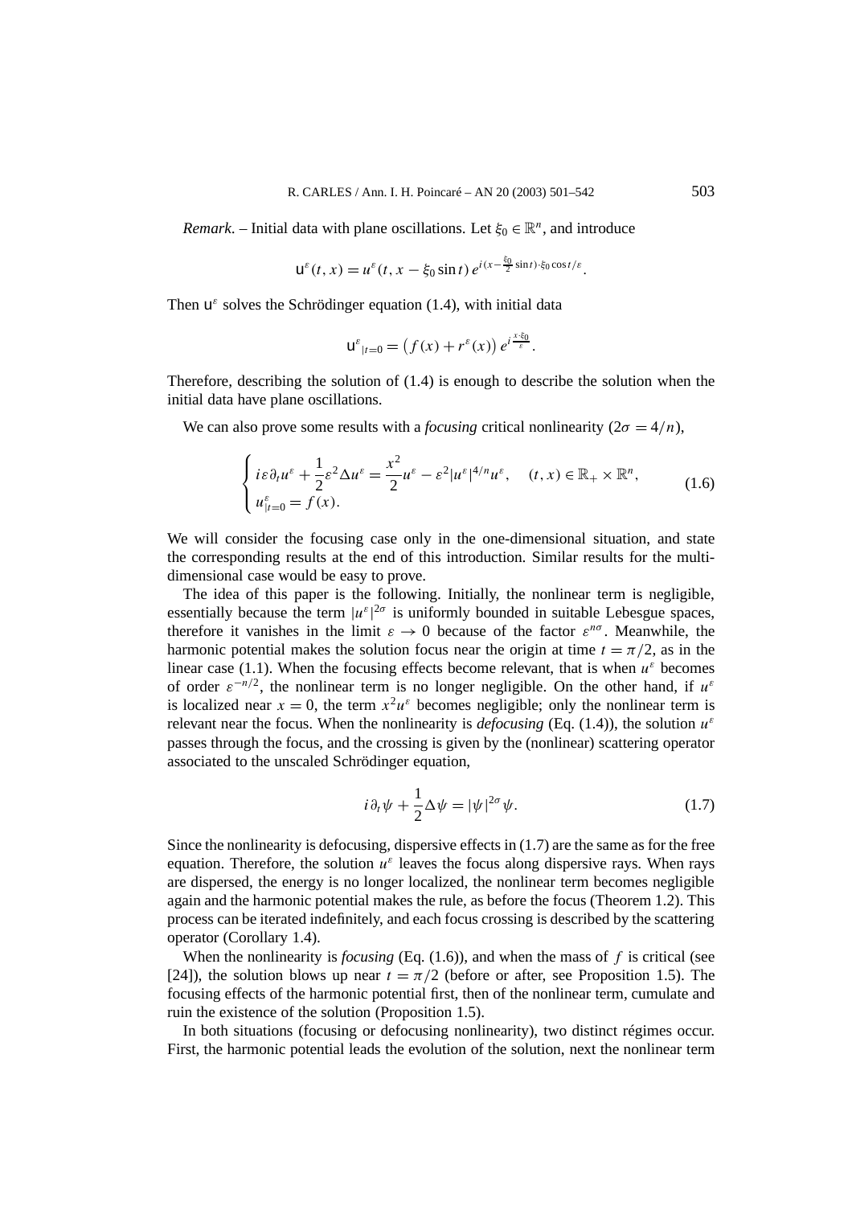*Remark*. – Initial data with plane oscillations. Let $\xi_0 \in \mathbb{R}^n$, and introduce

$$\mathsf{u}^\varepsilon(t,x) = u^\varepsilon(t, x - \xi_0 \sin t)\, e^{i(x - \frac{\xi_0}{2}\sin t)\cdot \xi_0 \cos t/\varepsilon}.$$

Then $\mathsf{u}^\varepsilon$ solves the Schrödinger equation (1.4), with initial data

$$\mathsf{u}^\varepsilon_{|t=0} = \left(f(x) + r^\varepsilon(x)\right) e^{i\frac{x\cdot\xi_0}{\varepsilon}}.$$

Therefore, describing the solution of (1.4) is enough to describe the solution when the initial data have plane oscillations.

We can also prove some results with a *focusing* critical nonlinearity ($2\sigma = 4/n$),

$$\begin{cases} i\varepsilon\partial_t u^\varepsilon + \dfrac{1}{2}\varepsilon^2 \Delta u^\varepsilon = \dfrac{x^2}{2} u^\varepsilon - \varepsilon^2 |u^\varepsilon|^{4/n} u^\varepsilon, \quad (t,x) \in \mathbb{R}_+ \times \mathbb{R}^n, \\ u^\varepsilon_{|t=0} = f(x). \end{cases} \tag{1.6}$$

We will consider the focusing case only in the one-dimensional situation, and state the corresponding results at the end of this introduction. Similar results for the multi-dimensional case would be easy to prove.

The idea of this paper is the following. Initially, the nonlinear term is negligible, essentially because the term $|u^\varepsilon|^{2\sigma}$ is uniformly bounded in suitable Lebesgue spaces, therefore it vanishes in the limit $\varepsilon \to 0$ because of the factor $\varepsilon^{n\sigma}$. Meanwhile, the harmonic potential makes the solution focus near the origin at time $t = \pi/2$, as in the linear case (1.1). When the focusing effects become relevant, that is when $u^\varepsilon$ becomes of order $\varepsilon^{-n/2}$, the nonlinear term is no longer negligible. On the other hand, if $u^\varepsilon$ is localized near $x = 0$, the term $x^2 u^\varepsilon$ becomes negligible; only the nonlinear term is relevant near the focus. When the nonlinearity is *defocusing* (Eq. (1.4)), the solution $u^\varepsilon$ passes through the focus, and the crossing is given by the (nonlinear) scattering operator associated to the unscaled Schrödinger equation,

$$i\partial_t \psi + \frac{1}{2}\Delta\psi = |\psi|^{2\sigma}\psi. \tag{1.7}$$

Since the nonlinearity is defocusing, dispersive effects in (1.7) are the same as for the free equation. Therefore, the solution $u^\varepsilon$ leaves the focus along dispersive rays. When rays are dispersed, the energy is no longer localized, the nonlinear term becomes negligible again and the harmonic potential makes the rule, as before the focus (Theorem 1.2). This process can be iterated indefinitely, and each focus crossing is described by the scattering operator (Corollary 1.4).

When the nonlinearity is *focusing* (Eq. (1.6)), and when the mass of $f$ is critical (see [24]), the solution blows up near $t = \pi/2$ (before or after, see Proposition 1.5). The focusing effects of the harmonic potential first, then of the nonlinear term, cumulate and ruin the existence of the solution (Proposition 1.5).

In both situations (focusing or defocusing nonlinearity), two distinct régimes occur. First, the harmonic potential leads the evolution of the solution, next the nonlinear term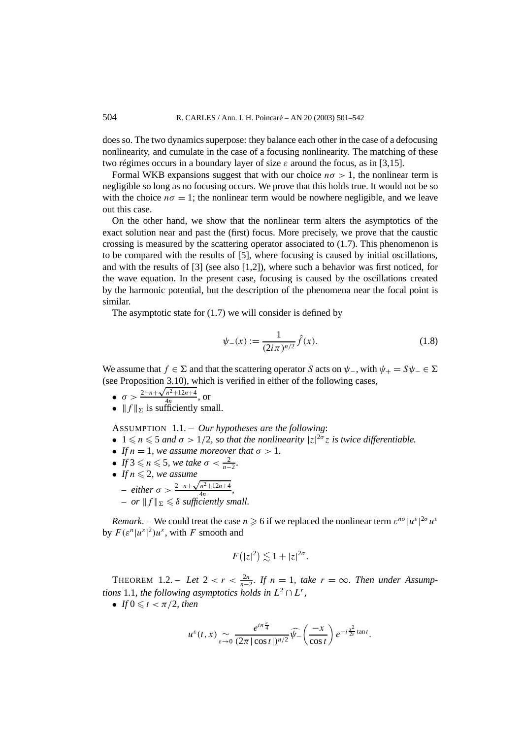does so. The two dynamics superpose: they balance each other in the case of a defocusing nonlinearity, and cumulate in the case of a focusing nonlinearity. The matching of these two régimes occurs in a boundary layer of size $\varepsilon$ around the focus, as in [3,15].

Formal WKB expansions suggest that with our choice $n\sigma > 1$, the nonlinear term is negligible so long as no focusing occurs. We prove that this holds true. It would not be so with the choice $n\sigma = 1$; the nonlinear term would be nowhere negligible, and we leave out this case.

On the other hand, we show that the nonlinear term alters the asymptotics of the exact solution near and past the (first) focus. More precisely, we prove that the caustic crossing is measured by the scattering operator associated to (1.7). This phenomenon is to be compared with the results of [5], where focusing is caused by initial oscillations, and with the results of [3] (see also [1,2]), where such a behavior was first noticed, for the wave equation. In the present case, focusing is caused by the oscillations created by the harmonic potential, but the description of the phenomena near the focal point is similar.

The asymptotic state for (1.7) we will consider is defined by

$$\psi_-(x) := \frac{1}{(2i\pi)^{n/2}} \hat{f}(x). \tag{1.8}$$

We assume that $f \in \Sigma$ and that the scattering operator $S$ acts on $\psi_-$, with $\psi_+ = S\psi_- \in \Sigma$ (see Proposition 3.10), which is verified in either of the following cases,

- $\sigma > \frac{2-n+\sqrt{n^2+12n+4}}{4n}$, or
- $\|f\|_\Sigma$ is sufficiently small.

Assumption 1.1. – *Our hypotheses are the following*:

- $1 \leqslant n \leqslant 5$ *and* $\sigma > 1/2$, *so that the nonlinearity* $|z|^{2\sigma} z$ *is twice differentiable.*
- *If* $n = 1$, *we assume moreover that* $\sigma > 1$.
- *If* $3 \leqslant n \leqslant 5$, *we take* $\sigma < \frac{2}{n-2}$.
- *If* $n \leqslant 2$, *we assume*
  - *either* $\sigma > \frac{2-n+\sqrt{n^2+12n+4}}{4n}$,
  - *or* $\|f\|_\Sigma \leqslant \delta$ *sufficiently small.*

*Remark*. – We could treat the case $n \geqslant 6$ if we replaced the nonlinear term $\varepsilon^{n\sigma}|u^\varepsilon|^{2\sigma}u^\varepsilon$ by $F(\varepsilon^n|u^\varepsilon|^2)u^\varepsilon$, with $F$ smooth and

$$F(|z|^2) \lesssim 1 + |z|^{2\sigma}.$$

Theorem 1.2. – *Let* $2 < r < \frac{2n}{n-2}$. *If* $n = 1$, *take* $r = \infty$. *Then under Assumptions* 1.1, *the following asymptotics holds in* $L^2 \cap L^r$,

- *If* $0 \leqslant t < \pi/2$, *then*

$$u^\varepsilon(t,x) \underset{\varepsilon \to 0}{\sim} \frac{e^{in\frac{\pi}{4}}}{(2\pi|\cos t|)^{n/2}} \widehat{\psi_-}\left(\frac{-x}{\cos t}\right) e^{-i\frac{x^2}{2\varepsilon}\tan t}.$$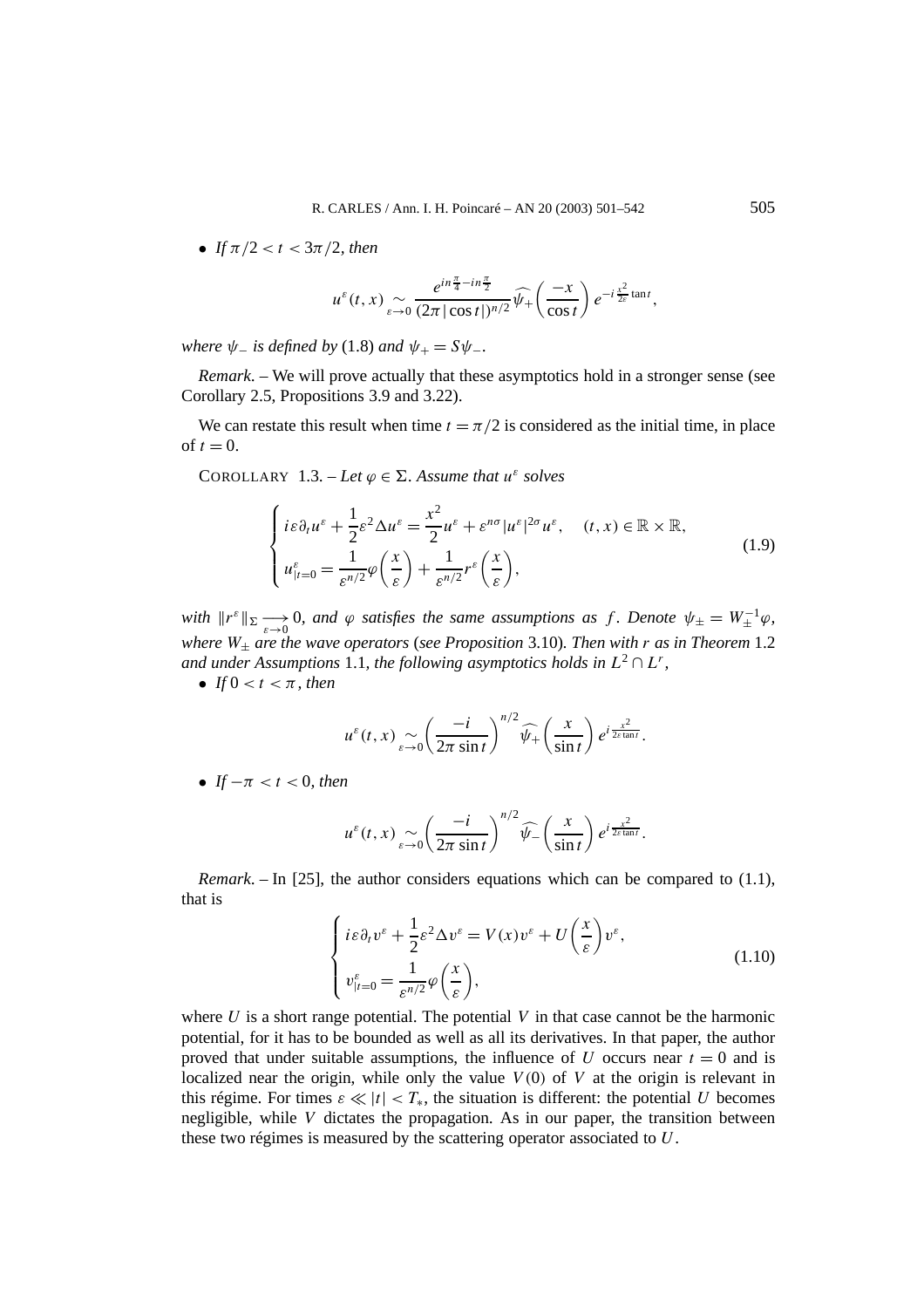- *If* $\pi/2 < t < 3\pi/2$, *then*

$$u^\varepsilon(t,x) \underset{\varepsilon\to 0}{\sim} \frac{e^{in\frac{\pi}{4}-in\frac{\pi}{2}}}{(2\pi|\cos t|)^{n/2}} \widehat{\psi_+}\left(\frac{-x}{\cos t}\right) e^{-i\frac{x^2}{2\varepsilon}\tan t},$$

*where* $\psi_-$ *is defined by* (1.8) *and* $\psi_+ = S\psi_-$.

*Remark*. – We will prove actually that these asymptotics hold in a stronger sense (see Corollary 2.5, Propositions 3.9 and 3.22).

We can restate this result when time $t = \pi/2$ is considered as the initial time, in place of $t = 0$.

COROLLARY 1.3. – *Let* $\varphi \in \Sigma$. *Assume that* $u^\varepsilon$ *solves*

$$\begin{cases} i\varepsilon\partial_t u^\varepsilon + \dfrac{1}{2}\varepsilon^2 \Delta u^\varepsilon = \dfrac{x^2}{2} u^\varepsilon + \varepsilon^{n\sigma}|u^\varepsilon|^{2\sigma}u^\varepsilon, \quad (t,x) \in \mathbb{R}\times\mathbb{R}, \\ u^\varepsilon_{|t=0} = \dfrac{1}{\varepsilon^{n/2}}\varphi\left(\dfrac{x}{\varepsilon}\right) + \dfrac{1}{\varepsilon^{n/2}} r^\varepsilon\left(\dfrac{x}{\varepsilon}\right), \end{cases} \tag{1.9}$$

*with* $\|r^\varepsilon\|_\Sigma \underset{\varepsilon\to 0}{\longrightarrow} 0$, *and* $\varphi$ *satisfies the same assumptions as* $f$. *Denote* $\psi_\pm = W_\pm^{-1}\varphi$, *where* $W_\pm$ *are the wave operators* (*see Proposition* 3.10). *Then with* $r$ *as in Theorem* 1.2 *and under Assumptions* 1.1, *the following asymptotics holds in* $L^2 \cap L^r$,

- *If* $0 < t < \pi$, *then*

$$u^\varepsilon(t,x) \underset{\varepsilon\to 0}{\sim} \left(\frac{-i}{2\pi \sin t}\right)^{n/2} \widehat{\psi_+}\left(\frac{x}{\sin t}\right) e^{i\frac{x^2}{2\varepsilon \tan t}}.$$

- *If* $-\pi < t < 0$, *then*

$$u^\varepsilon(t,x) \underset{\varepsilon\to 0}{\sim} \left(\frac{-i}{2\pi \sin t}\right)^{n/2} \widehat{\psi_-}\left(\frac{x}{\sin t}\right) e^{i\frac{x^2}{2\varepsilon \tan t}}.$$

*Remark*. – In [25], the author considers equations which can be compared to (1.1), that is

$$\begin{cases} i\varepsilon\partial_t v^\varepsilon + \dfrac{1}{2}\varepsilon^2 \Delta v^\varepsilon = V(x)v^\varepsilon + U\left(\dfrac{x}{\varepsilon}\right)v^\varepsilon, \\ v^\varepsilon_{|t=0} = \dfrac{1}{\varepsilon^{n/2}}\varphi\left(\dfrac{x}{\varepsilon}\right), \end{cases} \tag{1.10}$$

where $U$ is a short range potential. The potential $V$ in that case cannot be the harmonic potential, for it has to be bounded as well as all its derivatives. In that paper, the author proved that under suitable assumptions, the influence of $U$ occurs near $t = 0$ and is localized near the origin, while only the value $V(0)$ of $V$ at the origin is relevant in this régime. For times $\varepsilon \ll |t| < T_*$, the situation is different: the potential $U$ becomes negligible, while $V$ dictates the propagation. As in our paper, the transition between these two régimes is measured by the scattering operator associated to $U$.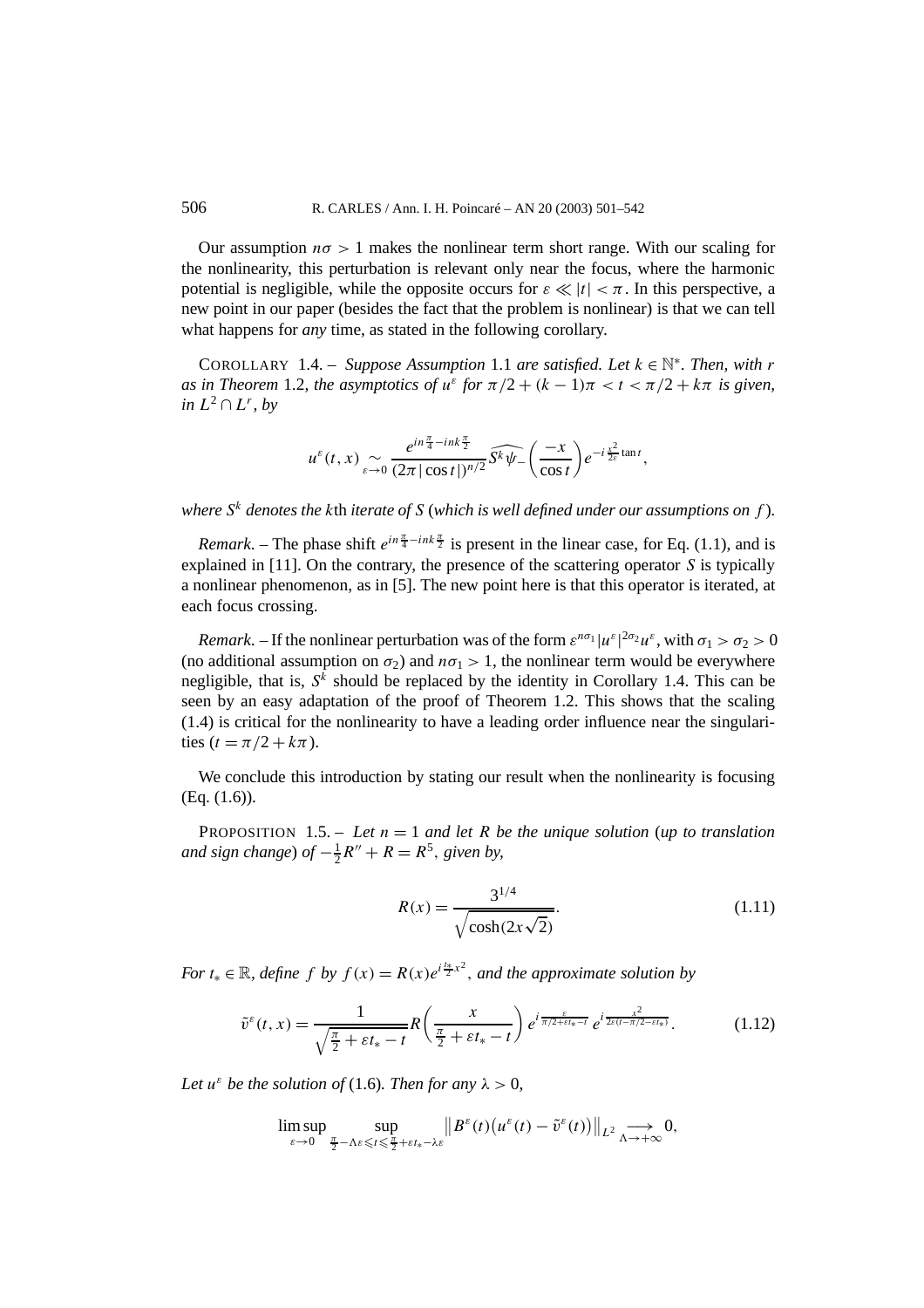Our assumption $n\sigma > 1$ makes the nonlinear term short range. With our scaling for the nonlinearity, this perturbation is relevant only near the focus, where the harmonic potential is negligible, while the opposite occurs for $\varepsilon \ll |t| < \pi$. In this perspective, a new point in our paper (besides the fact that the problem is nonlinear) is that we can tell what happens for *any* time, as stated in the following corollary.

COROLLARY 1.4. – *Suppose Assumption* 1.1 *are satisfied. Let $k \in \mathbb{N}^*$. Then, with $r$ as in Theorem* 1.2*, the asymptotics of $u^\varepsilon$ for $\pi/2 + (k-1)\pi < t < \pi/2 + k\pi$ is given, in $L^2 \cap L^r$, by*

$$u^\varepsilon(t,x) \underset{\varepsilon\to 0}{\sim} \frac{e^{in\frac{\pi}{4} - ink\frac{\pi}{2}}}{(2\pi|\cos t|)^{n/2}} \widehat{S^k\psi_-}\left(\frac{-x}{\cos t}\right) e^{-i\frac{x^2}{2\varepsilon}\tan t},$$

*where $S^k$ denotes the kth iterate of $S$ (which is well defined under our assumptions on $f$).*

*Remark*. – The phase shift $e^{in\frac{\pi}{4} - ink\frac{\pi}{2}}$ is present in the linear case, for Eq. (1.1), and is explained in [11]. On the contrary, the presence of the scattering operator $S$ is typically a nonlinear phenomenon, as in [5]. The new point here is that this operator is iterated, at each focus crossing.

*Remark*. – If the nonlinear perturbation was of the form $\varepsilon^{n\sigma_1}|u^\varepsilon|^{2\sigma_2}u^\varepsilon$, with $\sigma_1 > \sigma_2 > 0$ (no additional assumption on $\sigma_2$) and $n\sigma_1 > 1$, the nonlinear term would be everywhere negligible, that is, $S^k$ should be replaced by the identity in Corollary 1.4. This can be seen by an easy adaptation of the proof of Theorem 1.2. This shows that the scaling (1.4) is critical for the nonlinearity to have a leading order influence near the singularities ($t = \pi/2 + k\pi$).

We conclude this introduction by stating our result when the nonlinearity is focusing (Eq. (1.6)).

PROPOSITION 1.5. – *Let $n = 1$ and let $R$ be the unique solution (up to translation and sign change) of $-\frac{1}{2}R'' + R = R^5$, given by,*

$$R(x) = \frac{3^{1/4}}{\sqrt{\cosh(2x\sqrt{2})}}. \tag{1.11}$$

*For $t_* \in \mathbb{R}$, define $f$ by $f(x) = R(x)e^{i\frac{t_*}{2}x^2}$, and the approximate solution by*

$$\tilde{v}^\varepsilon(t,x) = \frac{1}{\sqrt{\frac{\pi}{2} + \varepsilon t_* - t}} R\left(\frac{x}{\frac{\pi}{2} + \varepsilon t_* - t}\right) e^{i\frac{\varepsilon}{\pi/2 + \varepsilon t_* - t}} e^{i\frac{x^2}{2\varepsilon(t - \pi/2 - \varepsilon t_*)}}. \tag{1.12}$$

*Let $u^\varepsilon$ be the solution of* (1.6)*. Then for any $\lambda > 0$,*

$$\limsup_{\varepsilon\to 0} \sup_{\frac{\pi}{2} - \Lambda\varepsilon \leqslant t \leqslant \frac{\pi}{2} + \varepsilon t_* - \lambda\varepsilon} \left\| B^\varepsilon(t)\big(u^\varepsilon(t) - \tilde{v}^\varepsilon(t)\big)\right\|_{L^2} \underset{\Lambda\to+\infty}{\longrightarrow} 0,$$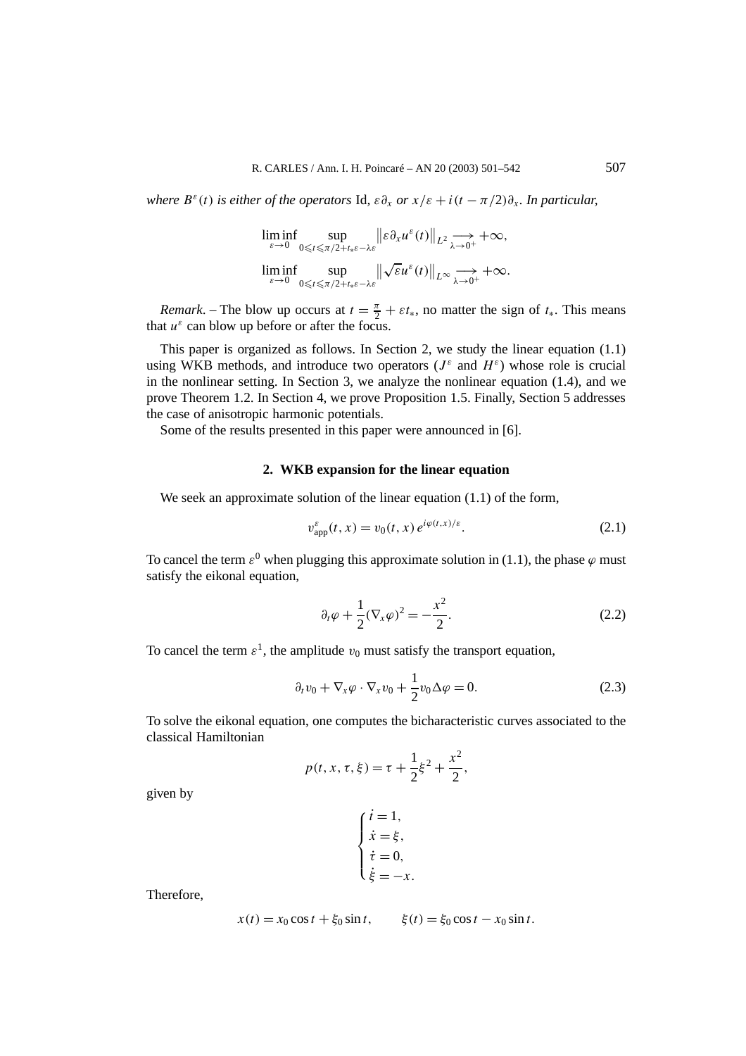*where $B^\varepsilon(t)$ is either of the operators* Id, $\varepsilon\partial_x$ *or* $x/\varepsilon + i(t-\pi/2)\partial_x$. *In particular,*

$$\liminf_{\varepsilon\to 0} \sup_{0\leqslant t\leqslant \pi/2+t_*\varepsilon-\lambda\varepsilon} \left\|\varepsilon\partial_x u^\varepsilon(t)\right\|_{L^2} \underset{\lambda\to 0^+}{\longrightarrow} +\infty,$$

$$\liminf_{\varepsilon\to 0} \sup_{0\leqslant t\leqslant \pi/2+t_*\varepsilon-\lambda\varepsilon} \left\|\sqrt{\varepsilon}u^\varepsilon(t)\right\|_{L^\infty} \underset{\lambda\to 0^+}{\longrightarrow} +\infty.$$

*Remark.* – The blow up occurs at $t = \frac{\pi}{2} + \varepsilon t_*$, no matter the sign of $t_*$. This means that $u^\varepsilon$ can blow up before or after the focus.

This paper is organized as follows. In Section 2, we study the linear equation (1.1) using WKB methods, and introduce two operators ($J^\varepsilon$ and $H^\varepsilon$) whose role is crucial in the nonlinear setting. In Section 3, we analyze the nonlinear equation (1.4), and we prove Theorem 1.2. In Section 4, we prove Proposition 1.5. Finally, Section 5 addresses the case of anisotropic harmonic potentials.

Some of the results presented in this paper were announced in [6].

## 2. WKB expansion for the linear equation

We seek an approximate solution of the linear equation (1.1) of the form,

$$v_{\text{app}}^\varepsilon(t,x) = v_0(t,x)\, e^{i\varphi(t,x)/\varepsilon}. \tag{2.1}$$

To cancel the term $\varepsilon^0$ when plugging this approximate solution in (1.1), the phase $\varphi$ must satisfy the eikonal equation,

$$\partial_t\varphi + \frac{1}{2}(\nabla_x\varphi)^2 = -\frac{x^2}{2}. \tag{2.2}$$

To cancel the term $\varepsilon^1$, the amplitude $v_0$ must satisfy the transport equation,

$$\partial_t v_0 + \nabla_x\varphi\cdot\nabla_x v_0 + \frac{1}{2}v_0\Delta\varphi = 0. \tag{2.3}$$

To solve the eikonal equation, one computes the bicharacteristic curves associated to the classical Hamiltonian

$$p(t,x,\tau,\xi) = \tau + \frac{1}{2}\xi^2 + \frac{x^2}{2},$$

given by

$$\begin{cases} \dot t = 1, \\ \dot x = \xi, \\ \dot\tau = 0, \\ \dot\xi = -x. \end{cases}$$

Therefore,

$$x(t) = x_0\cos t + \xi_0\sin t, \qquad \xi(t) = \xi_0\cos t - x_0\sin t.$$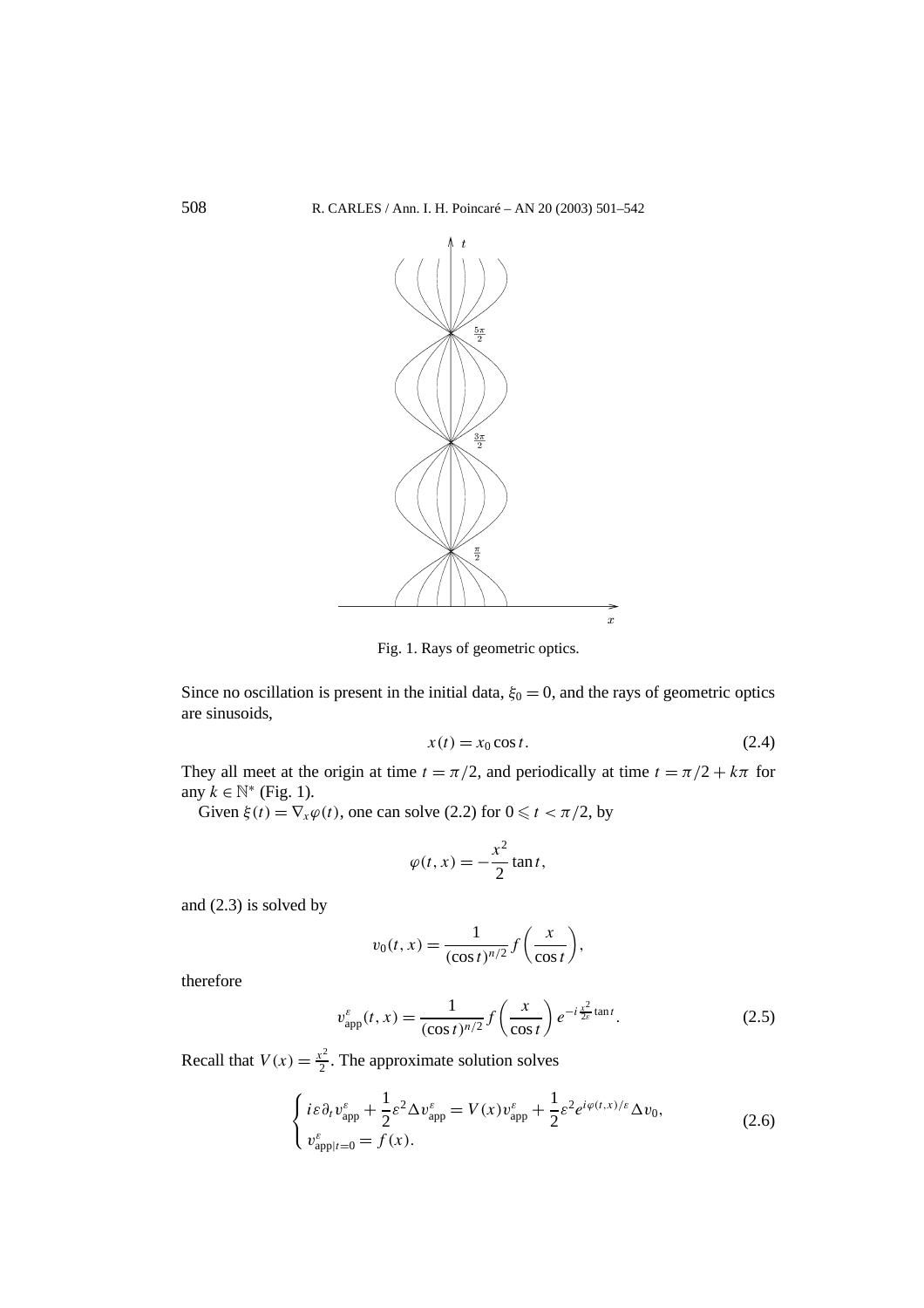Fig. 1. Rays of geometric optics.

Since no oscillation is present in the initial data, $\xi_0 = 0$, and the rays of geometric optics are sinusoids,

$$x(t) = x_0 \cos t. \tag{2.4}$$

They all meet at the origin at time $t = \pi/2$, and periodically at time $t = \pi/2 + k\pi$ for any $k \in \mathbb{N}^*$ (Fig. 1).

Given $\xi(t) = \nabla_x \varphi(t)$, one can solve (2.2) for $0 \leqslant t < \pi/2$, by

$$\varphi(t,x) = -\frac{x^2}{2}\tan t,$$

and (2.3) is solved by

$$v_0(t,x) = \frac{1}{(\cos t)^{n/2}} f\left(\frac{x}{\cos t}\right),$$

therefore

$$v^\varepsilon_{\mathrm{app}}(t,x) = \frac{1}{(\cos t)^{n/2}} f\left(\frac{x}{\cos t}\right) e^{-i\frac{x^2}{2\varepsilon}\tan t}. \tag{2.5}$$

Recall that $V(x) = \frac{x^2}{2}$. The approximate solution solves

$$\begin{cases} i\varepsilon \partial_t v^\varepsilon_{\mathrm{app}} + \frac{1}{2}\varepsilon^2 \Delta v^\varepsilon_{\mathrm{app}} = V(x) v^\varepsilon_{\mathrm{app}} + \frac{1}{2}\varepsilon^2 e^{i\varphi(t,x)/\varepsilon}\Delta v_0, \\ v^\varepsilon_{\mathrm{app}|t=0} = f(x). \end{cases} \tag{2.6}$$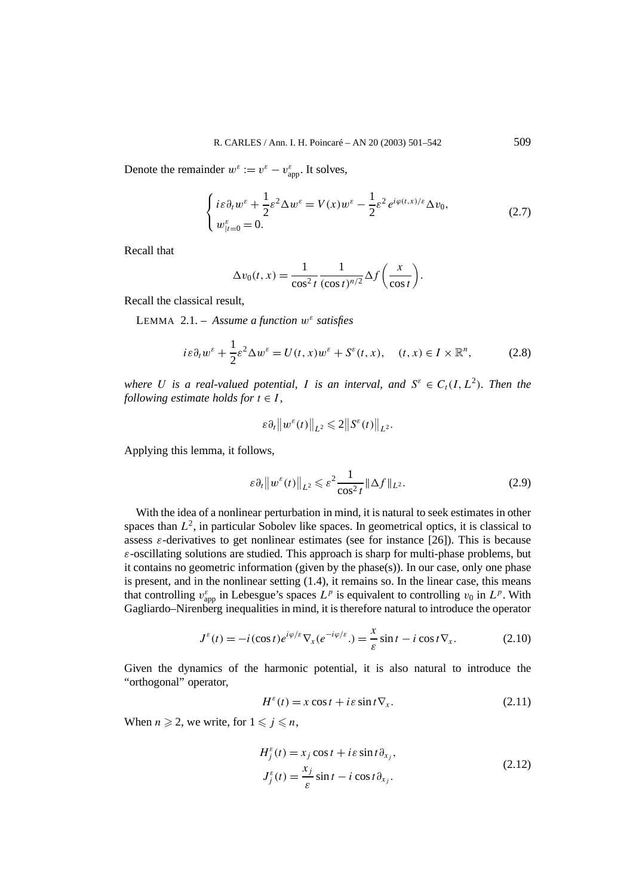Denote the remainder $w^\varepsilon := v^\varepsilon - v^\varepsilon_{\text{app}}$. It solves,

$$\begin{cases} i\varepsilon\partial_t w^\varepsilon + \dfrac{1}{2}\varepsilon^2 \Delta w^\varepsilon = V(x) w^\varepsilon - \dfrac{1}{2}\varepsilon^2 e^{i\varphi(t,x)/\varepsilon}\Delta v_0, \\ w^\varepsilon_{|t=0} = 0. \end{cases} \tag{2.7}$$

Recall that

$$\Delta v_0(t,x) = \frac{1}{\cos^2 t}\frac{1}{(\cos t)^{n/2}}\Delta f\left(\frac{x}{\cos t}\right).$$

Recall the classical result,

LEMMA 2.1. – *Assume a function $w^\varepsilon$ satisfies*

$$i\varepsilon\partial_t w^\varepsilon + \frac{1}{2}\varepsilon^2 \Delta w^\varepsilon = U(t,x) w^\varepsilon + S^\varepsilon(t,x), \quad (t,x) \in I \times \mathbb{R}^n, \tag{2.8}$$

*where $U$ is a real-valued potential, $I$ is an interval, and $S^\varepsilon \in C_t(I, L^2)$. Then the following estimate holds for $t \in I$,*

$$\varepsilon \partial_t \left\| w^\varepsilon(t)\right\|_{L^2} \leqslant 2\left\| S^\varepsilon(t)\right\|_{L^2}.$$

Applying this lemma, it follows,

$$\varepsilon \partial_t \left\| w^\varepsilon(t)\right\|_{L^2} \leqslant \varepsilon^2 \frac{1}{\cos^2 t}\|\Delta f\|_{L^2}. \tag{2.9}$$

With the idea of a nonlinear perturbation in mind, it is natural to seek estimates in other spaces than $L^2$, in particular Sobolev like spaces. In geometrical optics, it is classical to assess $\varepsilon$-derivatives to get nonlinear estimates (see for instance [26]). This is because $\varepsilon$-oscillating solutions are studied. This approach is sharp for multi-phase problems, but it contains no geometric information (given by the phase(s)). In our case, only one phase is present, and in the nonlinear setting (1.4), it remains so. In the linear case, this means that controlling $v^\varepsilon_{\text{app}}$ in Lebesgue's spaces $L^p$ is equivalent to controlling $v_0$ in $L^p$. With Gagliardo–Nirenberg inequalities in mind, it is therefore natural to introduce the operator

$$J^\varepsilon(t) = -i(\cos t)e^{i\varphi/\varepsilon}\nabla_x(e^{-i\varphi/\varepsilon}.) = \frac{x}{\varepsilon}\sin t - i\cos t\nabla_x. \tag{2.10}$$

Given the dynamics of the harmonic potential, it is also natural to introduce the "orthogonal" operator,

$$H^\varepsilon(t) = x\cos t + i\varepsilon\sin t\nabla_x. \tag{2.11}$$

When $n \geqslant 2$, we write, for $1 \leqslant j \leqslant n$,

$$\begin{aligned} H^\varepsilon_j(t) &= x_j \cos t + i\varepsilon \sin t\,\partial_{x_j}, \\ J^\varepsilon_j(t) &= \frac{x_j}{\varepsilon}\sin t - i\cos t\,\partial_{x_j}. \end{aligned} \tag{2.12}$$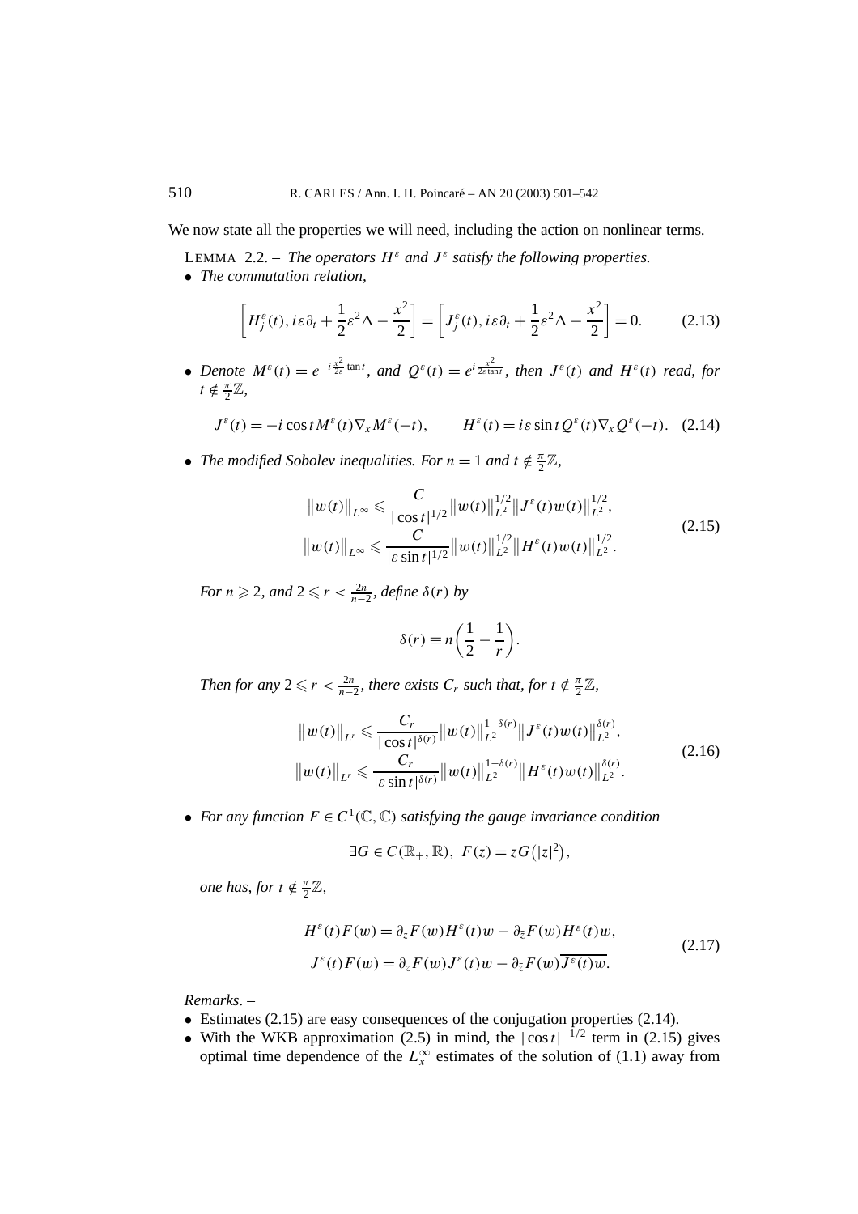We now state all the properties we will need, including the action on nonlinear terms.

LEMMA 2.2. – *The operators $H^\varepsilon$ and $J^\varepsilon$ satisfy the following properties.*

- *The commutation relation,*

$$\left[H_j^\varepsilon(t), i\varepsilon\partial_t + \frac{1}{2}\varepsilon^2\Delta - \frac{x^2}{2}\right] = \left[J_j^\varepsilon(t), i\varepsilon\partial_t + \frac{1}{2}\varepsilon^2\Delta - \frac{x^2}{2}\right] = 0. \tag{2.13}$$

- *Denote $M^\varepsilon(t) = e^{-i\frac{x^2}{2\varepsilon}\tan t}$, and $Q^\varepsilon(t) = e^{i\frac{x^2}{2\varepsilon\tan t}}$, then $J^\varepsilon(t)$ and $H^\varepsilon(t)$ read, for $t \notin \frac{\pi}{2}\mathbb{Z}$,*

$$J^\varepsilon(t) = -i\cos t M^\varepsilon(t)\nabla_x M^\varepsilon(-t), \qquad H^\varepsilon(t) = i\varepsilon\sin t Q^\varepsilon(t)\nabla_x Q^\varepsilon(-t). \tag{2.14}$$

- *The modified Sobolev inequalities. For $n = 1$ and $t \notin \frac{\pi}{2}\mathbb{Z}$,*

$$\begin{aligned} \|w(t)\|_{L^\infty} &\leqslant \frac{C}{|\cos t|^{1/2}}\|w(t)\|_{L^2}^{1/2}\|J^\varepsilon(t)w(t)\|_{L^2}^{1/2}, \\ \|w(t)\|_{L^\infty} &\leqslant \frac{C}{|\varepsilon\sin t|^{1/2}}\|w(t)\|_{L^2}^{1/2}\|H^\varepsilon(t)w(t)\|_{L^2}^{1/2}. \end{aligned} \tag{2.15}$$

*For $n \geqslant 2$, and $2 \leqslant r < \frac{2n}{n-2}$, define $\delta(r)$ by*

$$\delta(r) \equiv n\left(\frac{1}{2} - \frac{1}{r}\right).$$

*Then for any $2 \leqslant r < \frac{2n}{n-2}$, there exists $C_r$ such that, for $t \notin \frac{\pi}{2}\mathbb{Z}$,*

$$\begin{aligned} \|w(t)\|_{L^r} &\leqslant \frac{C_r}{|\cos t|^{\delta(r)}}\|w(t)\|_{L^2}^{1-\delta(r)}\|J^\varepsilon(t)w(t)\|_{L^2}^{\delta(r)}, \\ \|w(t)\|_{L^r} &\leqslant \frac{C_r}{|\varepsilon\sin t|^{\delta(r)}}\|w(t)\|_{L^2}^{1-\delta(r)}\|H^\varepsilon(t)w(t)\|_{L^2}^{\delta(r)}. \end{aligned} \tag{2.16}$$

- *For any function $F \in C^1(\mathbb{C}, \mathbb{C})$ satisfying the gauge invariance condition*

$$\exists G \in C(\mathbb{R}_+, \mathbb{R}),\ F(z) = zG(|z|^2),$$

*one has, for $t \notin \frac{\pi}{2}\mathbb{Z}$,*

$$\begin{aligned} H^\varepsilon(t)F(w) &= \partial_z F(w)H^\varepsilon(t)w - \partial_{\bar z}F(w)\overline{H^\varepsilon(t)w}, \\ J^\varepsilon(t)F(w) &= \partial_z F(w)J^\varepsilon(t)w - \partial_{\bar z}F(w)\overline{J^\varepsilon(t)w}. \end{aligned} \tag{2.17}$$

*Remarks*. –

- Estimates (2.15) are easy consequences of the conjugation properties (2.14).
- With the WKB approximation (2.5) in mind, the $|\cos t|^{-1/2}$ term in (2.15) gives optimal time dependence of the $L_x^\infty$ estimates of the solution of (1.1) away from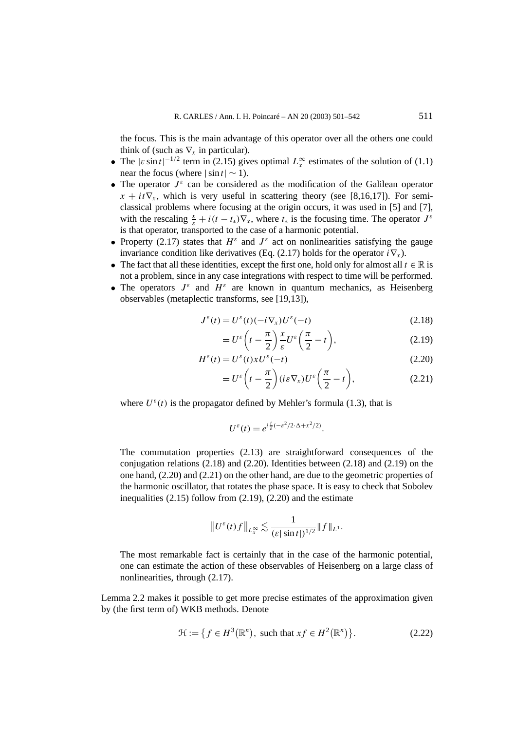the focus. This is the main advantage of this operator over all the others one could think of (such as $\nabla_x$ in particular).

- The $|\varepsilon \sin t|^{-1/2}$ term in (2.15) gives optimal $L^\infty_x$ estimates of the solution of (1.1) near the focus (where $|\sin t| \sim 1$).
- The operator $J^\varepsilon$ can be considered as the modification of the Galilean operator $x + it\nabla_x$, which is very useful in scattering theory (see [8,16,17]). For semi-classical problems where focusing at the origin occurs, it was used in [5] and [7], with the rescaling $\frac{x}{\varepsilon} + i(t - t_*)\nabla_x$, where $t_*$ is the focusing time. The operator $J^\varepsilon$ is that operator, transported to the case of a harmonic potential.
- Property (2.17) states that $H^\varepsilon$ and $J^\varepsilon$ act on nonlinearities satisfying the gauge invariance condition like derivatives (Eq. (2.17) holds for the operator $i\nabla_x$).
- The fact that all these identities, except the first one, hold only for almost all $t \in \mathbb{R}$ is not a problem, since in any case integrations with respect to time will be performed.
- The operators $J^\varepsilon$ and $H^\varepsilon$ are known in quantum mechanics, as Heisenberg observables (metaplectic transforms, see [19,13]),

$$J^\varepsilon(t) = U^\varepsilon(t)(-i\nabla_x)U^\varepsilon(-t) \tag{2.18}$$

$$= U^\varepsilon\left(t - \frac{\pi}{2}\right)\frac{x}{\varepsilon}U^\varepsilon\left(\frac{\pi}{2} - t\right), \tag{2.19}$$

$$H^\varepsilon(t) = U^\varepsilon(t)xU^\varepsilon(-t) \tag{2.20}$$

$$= U^\varepsilon\left(t - \frac{\pi}{2}\right)(i\varepsilon\nabla_x)U^\varepsilon\left(\frac{\pi}{2} - t\right), \tag{2.21}$$

where $U^\varepsilon(t)$ is the propagator defined by Mehler's formula (1.3), that is

$$U^\varepsilon(t) = e^{i\frac{t}{\varepsilon}(-\varepsilon^2/2\cdot\Delta + x^2/2)}.$$

The commutation properties (2.13) are straightforward consequences of the conjugation relations (2.18) and (2.20). Identities between (2.18) and (2.19) on the one hand, (2.20) and (2.21) on the other hand, are due to the geometric properties of the harmonic oscillator, that rotates the phase space. It is easy to check that Sobolev inequalities (2.15) follow from (2.19), (2.20) and the estimate

$$\left\|U^\varepsilon(t)f\right\|_{L^\infty_x} \lesssim \frac{1}{(\varepsilon|\sin t|)^{1/2}}\|f\|_{L^1}.$$

The most remarkable fact is certainly that in the case of the harmonic potential, one can estimate the action of these observables of Heisenberg on a large class of nonlinearities, through (2.17).

Lemma 2.2 makes it possible to get more precise estimates of the approximation given by (the first term of) WKB methods. Denote

$$\mathcal{H} := \left\{ f \in H^3(\mathbb{R}^n), \text{ such that } xf \in H^2(\mathbb{R}^n) \right\}. \tag{2.22}$$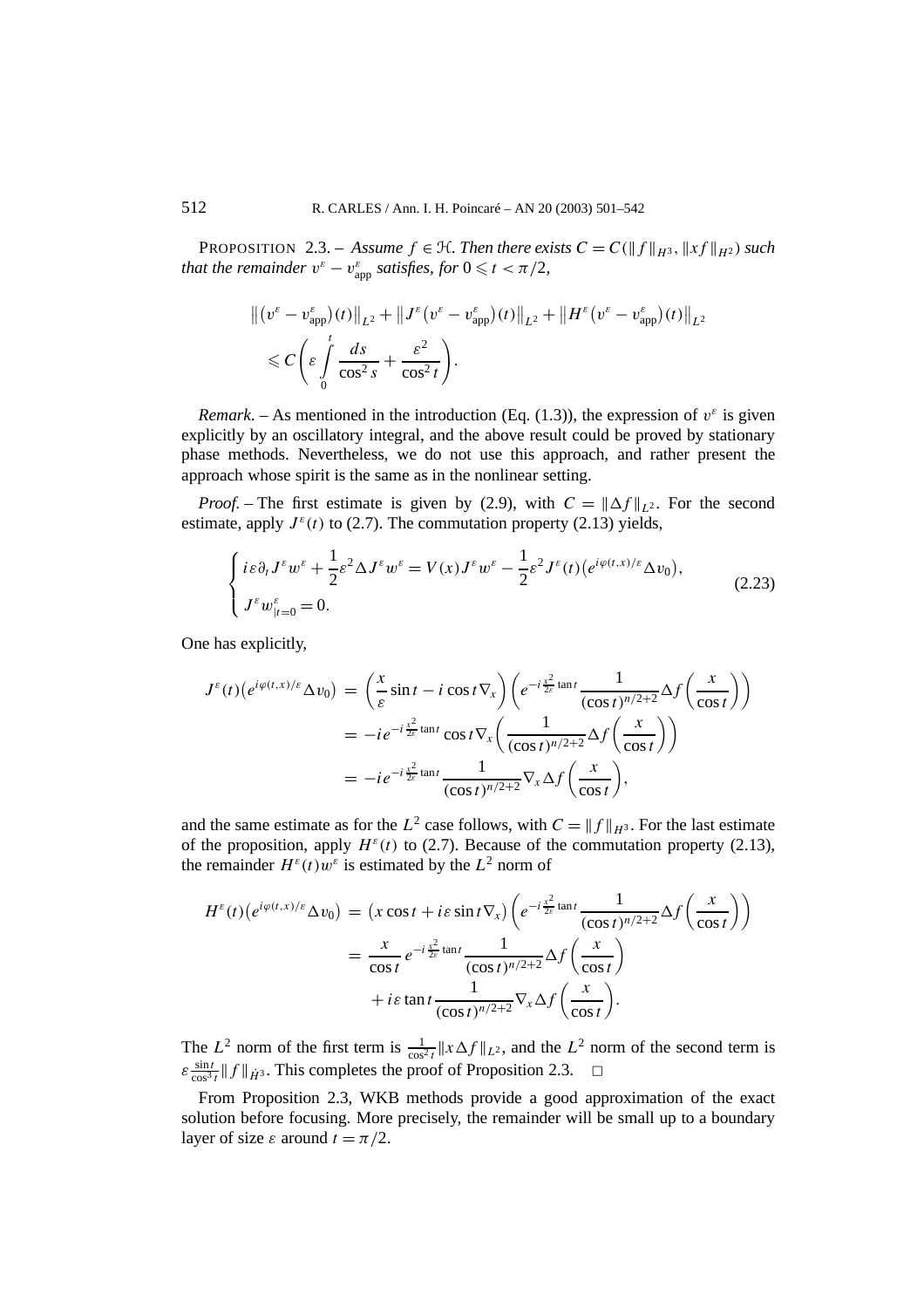PROPOSITION 2.3. – *Assume $f \in \mathcal{H}$. Then there exists $C = C(\|f\|_{H^3}, \|xf\|_{H^2})$ such that the remainder $v^\varepsilon - v^\varepsilon_{\rm app}$ satisfies, for $0 \leqslant t < \pi/2$,*

$$
\begin{aligned}
&\big\|\big(v^\varepsilon - v^\varepsilon_{\rm app}\big)(t)\big\|_{L^2} + \big\|J^\varepsilon\big(v^\varepsilon - v^\varepsilon_{\rm app}\big)(t)\big\|_{L^2} + \big\|H^\varepsilon\big(v^\varepsilon - v^\varepsilon_{\rm app}\big)(t)\big\|_{L^2} \\
&\quad \leqslant C\left(\varepsilon \int_0^t \frac{ds}{\cos^2 s} + \frac{\varepsilon^2}{\cos^2 t}\right).
\end{aligned}
$$

*Remark.* – As mentioned in the introduction (Eq. (1.3)), the expression of $v^\varepsilon$ is given explicitly by an oscillatory integral, and the above result could be proved by stationary phase methods. Nevertheless, we do not use this approach, and rather present the approach whose spirit is the same as in the nonlinear setting.

*Proof.* – The first estimate is given by (2.9), with $C = \|\Delta f\|_{L^2}$. For the second estimate, apply $J^\varepsilon(t)$ to (2.7). The commutation property (2.13) yields,

$$
\begin{cases}
i\varepsilon\partial_t J^\varepsilon w^\varepsilon + \dfrac{1}{2}\varepsilon^2 \Delta J^\varepsilon w^\varepsilon = V(x) J^\varepsilon w^\varepsilon - \dfrac{1}{2}\varepsilon^2 J^\varepsilon(t)\big(e^{i\varphi(t,x)/\varepsilon}\Delta v_0\big), \\
J^\varepsilon w^\varepsilon_{|t=0} = 0.
\end{cases}
\tag{2.23}
$$

One has explicitly,

$$
\begin{aligned}
J^\varepsilon(t)\big(e^{i\varphi(t,x)/\varepsilon}\Delta v_0\big) &= \left(\frac{x}{\varepsilon}\sin t - i\cos t\nabla_x\right)\left(e^{-i\frac{x^2}{2\varepsilon}\tan t}\frac{1}{(\cos t)^{n/2+2}}\Delta f\left(\frac{x}{\cos t}\right)\right) \\
&= -ie^{-i\frac{x^2}{2\varepsilon}\tan t}\cos t\nabla_x\left(\frac{1}{(\cos t)^{n/2+2}}\Delta f\left(\frac{x}{\cos t}\right)\right) \\
&= -ie^{-i\frac{x^2}{2\varepsilon}\tan t}\frac{1}{(\cos t)^{n/2+2}}\nabla_x\Delta f\left(\frac{x}{\cos t}\right),
\end{aligned}
$$

and the same estimate as for the $L^2$ case follows, with $C = \|f\|_{H^3}$. For the last estimate of the proposition, apply $H^\varepsilon(t)$ to (2.7). Because of the commutation property (2.13), the remainder $H^\varepsilon(t)w^\varepsilon$ is estimated by the $L^2$ norm of

$$
\begin{aligned}
H^\varepsilon(t)\big(e^{i\varphi(t,x)/\varepsilon}\Delta v_0\big) &= \big(x\cos t + i\varepsilon\sin t\nabla_x\big)\left(e^{-i\frac{x^2}{2\varepsilon}\tan t}\frac{1}{(\cos t)^{n/2+2}}\Delta f\left(\frac{x}{\cos t}\right)\right) \\
&= \frac{x}{\cos t}\,e^{-i\frac{x^2}{2\varepsilon}\tan t}\frac{1}{(\cos t)^{n/2+2}}\Delta f\left(\frac{x}{\cos t}\right) \\
&\quad + i\varepsilon\tan t\frac{1}{(\cos t)^{n/2+2}}\nabla_x\Delta f\left(\frac{x}{\cos t}\right).
\end{aligned}
$$

The $L^2$ norm of the first term is $\frac{1}{\cos^2 t}\|x\Delta f\|_{L^2}$, and the $L^2$ norm of the second term is $\varepsilon\frac{\sin t}{\cos^3 t}\|f\|_{\dot H^3}$. This completes the proof of Proposition 2.3. $\square$

From Proposition 2.3, WKB methods provide a good approximation of the exact solution before focusing. More precisely, the remainder will be small up to a boundary layer of size $\varepsilon$ around $t = \pi/2$.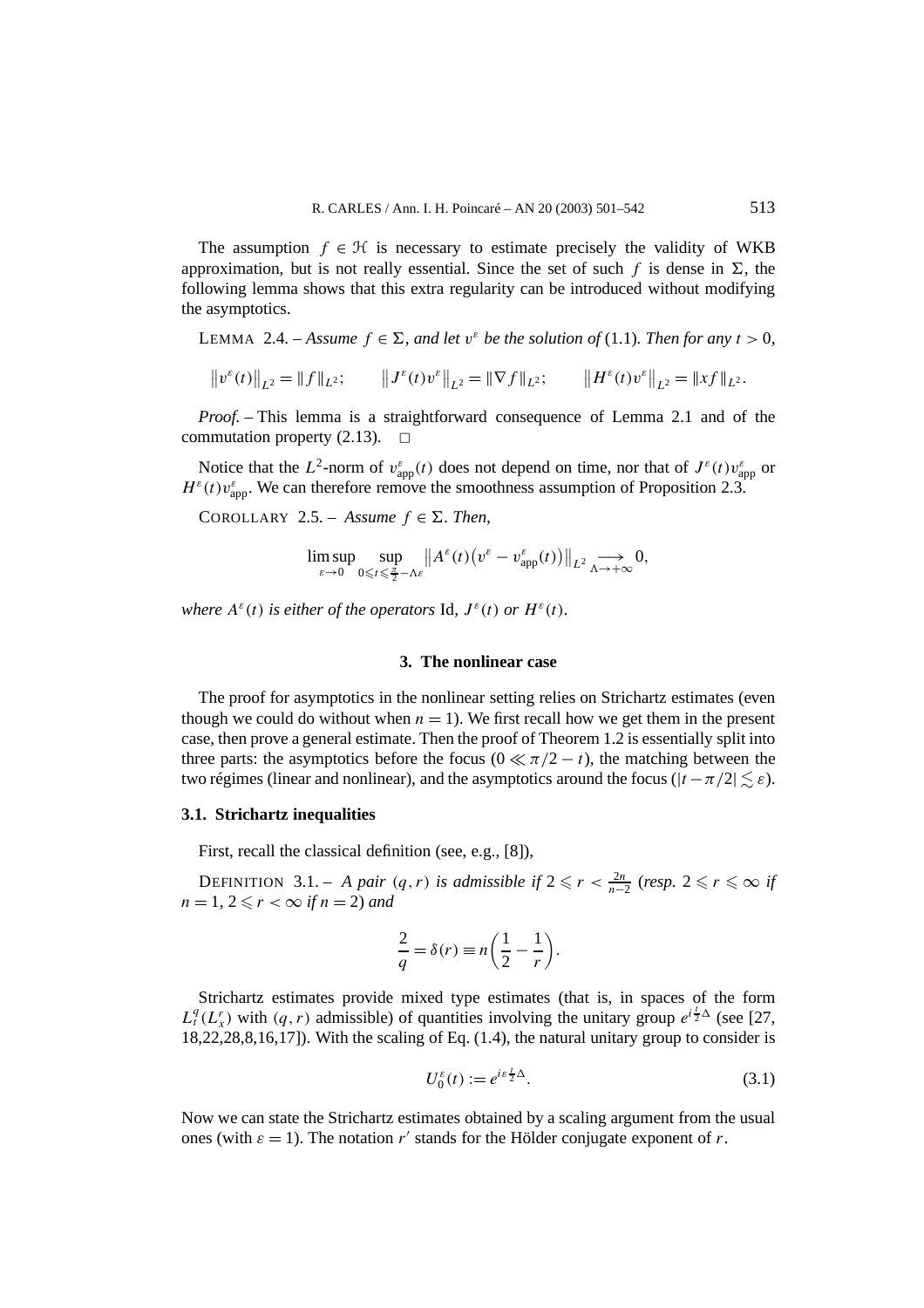The assumption $f \in \mathcal{H}$ is necessary to estimate precisely the validity of WKB approximation, but is not really essential. Since the set of such $f$ is dense in $\Sigma$, the following lemma shows that this extra regularity can be introduced without modifying the asymptotics.

LEMMA 2.4. – *Assume $f \in \Sigma$, and let $v^\varepsilon$ be the solution of* (1.1). *Then for any $t > 0$,*

$$\left\|v^\varepsilon(t)\right\|_{L^2} = \|f\|_{L^2}; \qquad \left\|J^\varepsilon(t)v^\varepsilon\right\|_{L^2} = \|\nabla f\|_{L^2}; \qquad \left\|H^\varepsilon(t)v^\varepsilon\right\|_{L^2} = \|xf\|_{L^2}.$$

*Proof.* – This lemma is a straightforward consequence of Lemma 2.1 and of the commutation property (2.13). $\square$

Notice that the $L^2$-norm of $v^\varepsilon_{\text{app}}(t)$ does not depend on time, nor that of $J^\varepsilon(t)v^\varepsilon_{\text{app}}$ or $H^\varepsilon(t)v^\varepsilon_{\text{app}}$. We can therefore remove the smoothness assumption of Proposition 2.3.

COROLLARY 2.5. – *Assume $f \in \Sigma$. Then,*

$$\limsup_{\varepsilon \to 0} \sup_{0 \leqslant t \leqslant \frac{\pi}{2} - \Lambda\varepsilon} \left\|A^\varepsilon(t)\left(v^\varepsilon - v^\varepsilon_{\text{app}}(t)\right)\right\|_{L^2} \underset{\Lambda \to +\infty}{\longrightarrow} 0,$$

*where $A^\varepsilon(t)$ is either of the operators* Id, $J^\varepsilon(t)$ *or* $H^\varepsilon(t)$.

## 3. The nonlinear case

The proof for asymptotics in the nonlinear setting relies on Strichartz estimates (even though we could do without when $n = 1$). We first recall how we get them in the present case, then prove a general estimate. Then the proof of Theorem 1.2 is essentially split into three parts: the asymptotics before the focus ($0 \ll \pi/2 - t$), the matching between the two régimes (linear and nonlinear), and the asymptotics around the focus ($|t - \pi/2| \lesssim \varepsilon$).

### 3.1. Strichartz inequalities

First, recall the classical definition (see, e.g., [8]),

DEFINITION 3.1. – *A pair $(q, r)$ is admissible if $2 \leqslant r < \frac{2n}{n-2}$ (resp. $2 \leqslant r \leqslant \infty$ if $n = 1$, $2 \leqslant r < \infty$ if $n = 2$) and*

$$\frac{2}{q} = \delta(r) \equiv n\left(\frac{1}{2} - \frac{1}{r}\right).$$

Strichartz estimates provide mixed type estimates (that is, in spaces of the form $L^q_t(L^r_x)$ with $(q, r)$ admissible) of quantities involving the unitary group $e^{i\frac{t}{2}\Delta}$ (see [27, 18,22,28,8,16,17]). With the scaling of Eq. (1.4), the natural unitary group to consider is

$$U^\varepsilon_0(t) := e^{i\varepsilon\frac{t}{2}\Delta}. \tag{3.1}$$

Now we can state the Strichartz estimates obtained by a scaling argument from the usual ones (with $\varepsilon = 1$). The notation $r'$ stands for the Hölder conjugate exponent of $r$.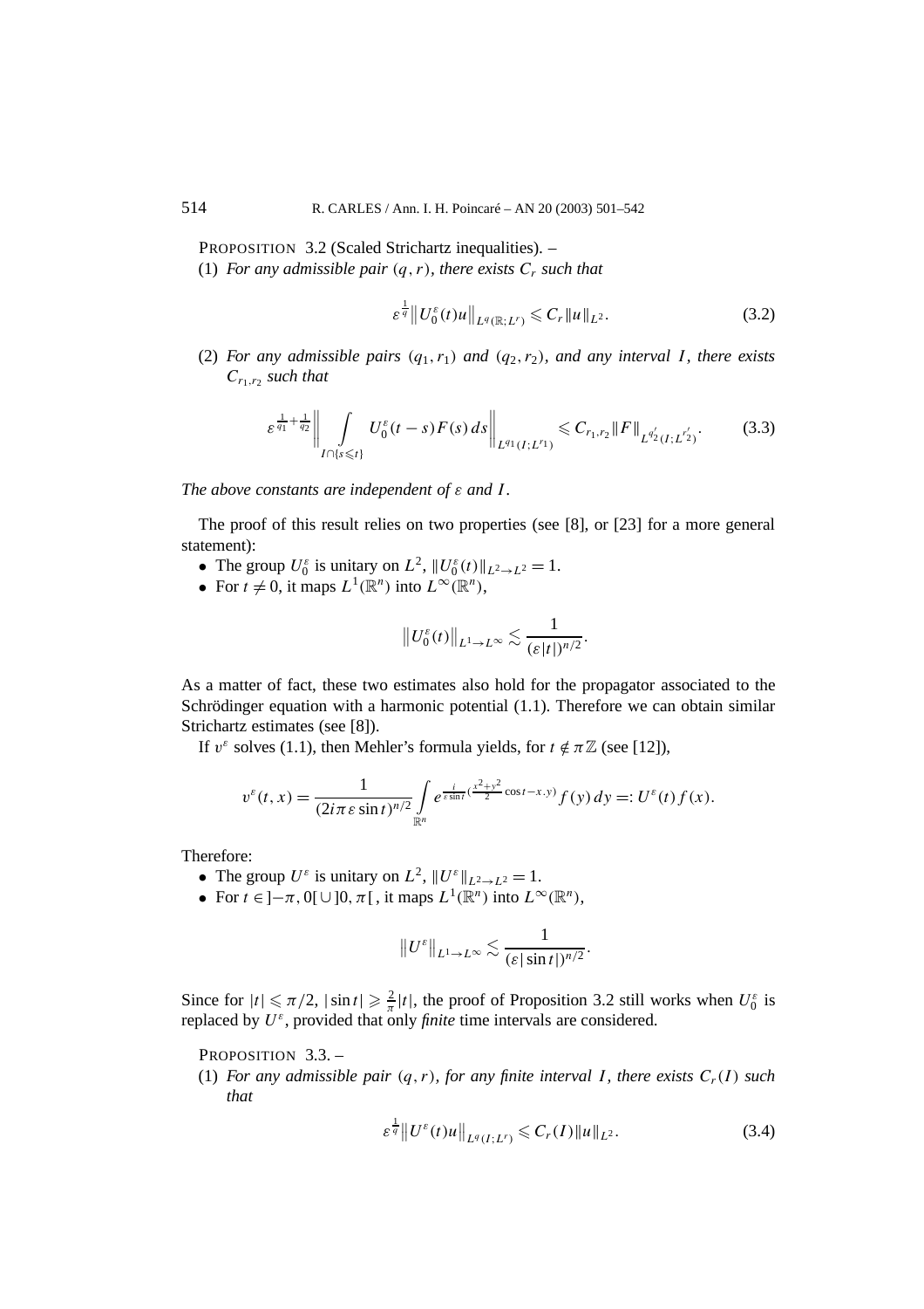PROPOSITION 3.2 (Scaled Strichartz inequalities). –

(1) *For any admissible pair* $(q, r)$*, there exists* $C_r$ *such that*

$$\varepsilon^{\frac{1}{q}} \left\| U_0^\varepsilon(t) u \right\|_{L^q(\mathbb{R}; L^r)} \leqslant C_r \|u\|_{L^2}. \tag{3.2}$$

(2) *For any admissible pairs* $(q_1, r_1)$ *and* $(q_2, r_2)$*, and any interval* $I$*, there exists* $C_{r_1, r_2}$ *such that*

$$\varepsilon^{\frac{1}{q_1} + \frac{1}{q_2}} \left\| \int_{I \cap \{s \leqslant t\}} U_0^\varepsilon(t-s) F(s)\, ds \right\|_{L^{q_1}(I; L^{r_1})} \leqslant C_{r_1, r_2} \|F\|_{L^{q_2'}(I; L^{r_2'})}. \tag{3.3}$$

*The above constants are independent of* $\varepsilon$ *and* $I$.

The proof of this result relies on two properties (see [8], or [23] for a more general statement):

- The group $U_0^\varepsilon$ is unitary on $L^2$, $\|U_0^\varepsilon(t)\|_{L^2 \to L^2} = 1$.
- For $t \neq 0$, it maps $L^1(\mathbb{R}^n)$ into $L^\infty(\mathbb{R}^n)$,

$$\left\| U_0^\varepsilon(t) \right\|_{L^1 \to L^\infty} \lesssim \frac{1}{(\varepsilon |t|)^{n/2}}.$$

As a matter of fact, these two estimates also hold for the propagator associated to the Schrödinger equation with a harmonic potential (1.1). Therefore we can obtain similar Strichartz estimates (see [8]).

If $v^\varepsilon$ solves (1.1), then Mehler's formula yields, for $t \notin \pi\mathbb{Z}$ (see [12]),

$$v^\varepsilon(t, x) = \frac{1}{(2i\pi\varepsilon \sin t)^{n/2}} \int_{\mathbb{R}^n} e^{\frac{i}{\varepsilon \sin t}\left(\frac{x^2 + y^2}{2} \cos t - x.y\right)} f(y)\, dy =: U^\varepsilon(t) f(x).$$

Therefore:

- The group $U^\varepsilon$ is unitary on $L^2$, $\|U^\varepsilon\|_{L^2 \to L^2} = 1$.
- For $t \in ]-\pi, 0[ \cup ]0, \pi[$, it maps $L^1(\mathbb{R}^n)$ into $L^\infty(\mathbb{R}^n)$,

$$\left\| U^\varepsilon \right\|_{L^1 \to L^\infty} \lesssim \frac{1}{(\varepsilon |\sin t|)^{n/2}}.$$

Since for $|t| \leqslant \pi/2$, $|\sin t| \geqslant \frac{2}{\pi}|t|$, the proof of Proposition 3.2 still works when $U_0^\varepsilon$ is replaced by $U^\varepsilon$, provided that only *finite* time intervals are considered.

PROPOSITION 3.3. –

(1) *For any admissible pair* $(q, r)$*, for any finite interval* $I$*, there exists* $C_r(I)$ *such that*

$$\varepsilon^{\frac{1}{q}} \left\| U^\varepsilon(t) u \right\|_{L^q(I; L^r)} \leqslant C_r(I) \|u\|_{L^2}. \tag{3.4}$$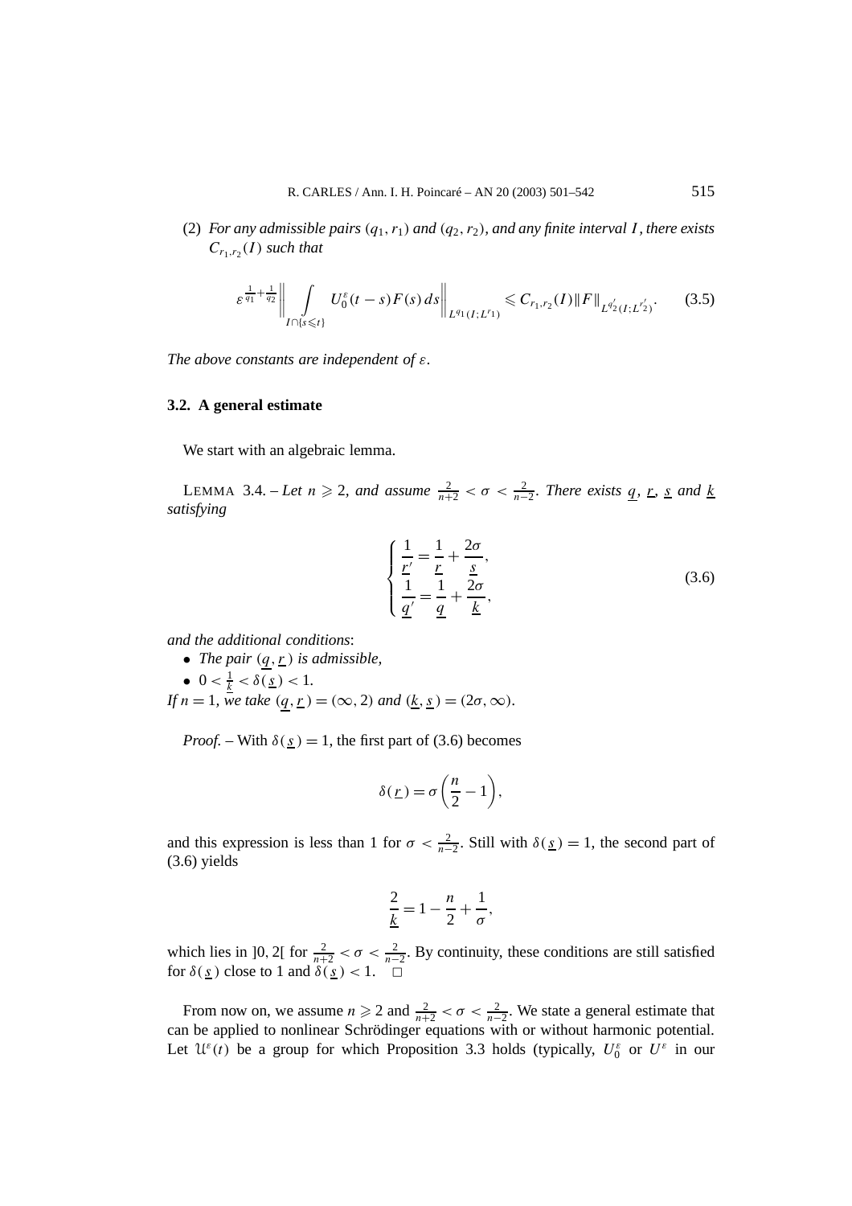(2) *For any admissible pairs $(q_1, r_1)$ and $(q_2, r_2)$, and any finite interval $I$, there exists $C_{r_1,r_2}(I)$ such that*

$$\varepsilon^{\frac{1}{q_1}+\frac{1}{q_2}} \left\| \int_{I\cap\{s\leqslant t\}} U_0^\varepsilon(t-s)F(s)\,ds \right\|_{L^{q_1}(I;L^{r_1})} \leqslant C_{r_1,r_2}(I)\|F\|_{L^{q_2'}(I;L^{r_2'})}. \tag{3.5}$$

*The above constants are independent of $\varepsilon$.*

### 3.2. A general estimate

We start with an algebraic lemma.

LEMMA 3.4. – *Let $n \geqslant 2$, and assume $\frac{2}{n+2} < \sigma < \frac{2}{n-2}$. There exists $\underline{q}$, $\underline{r}$, $\underline{s}$ and $\underline{k}$ satisfying*

$$\begin{cases} \dfrac{1}{\underline{r}'} = \dfrac{1}{\underline{r}} + \dfrac{2\sigma}{\underline{s}}, \\[2mm] \dfrac{1}{\underline{q}'} = \dfrac{1}{\underline{q}} + \dfrac{2\sigma}{\underline{k}}, \end{cases} \tag{3.6}$$

*and the additional conditions*:

- *The pair $(\underline{q}, \underline{r})$ is admissible,*
- $0 < \frac{1}{\underline{k}} < \delta(\underline{s}) < 1$.

*If $n = 1$, we take $(\underline{q}, \underline{r}) = (\infty, 2)$ and $(\underline{k}, \underline{s}) = (2\sigma, \infty)$.*

*Proof.* – With $\delta(\underline{s}) = 1$, the first part of (3.6) becomes

$$\delta(\underline{r}) = \sigma\left(\frac{n}{2} - 1\right),$$

and this expression is less than 1 for $\sigma < \frac{2}{n-2}$. Still with $\delta(\underline{s}) = 1$, the second part of (3.6) yields

$$\frac{2}{\underline{k}} = 1 - \frac{n}{2} + \frac{1}{\sigma},$$

which lies in $]0, 2[$ for $\frac{2}{n+2} < \sigma < \frac{2}{n-2}$. By continuity, these conditions are still satisfied for $\delta(\underline{s})$ close to 1 and $\delta(\underline{s}) < 1$. □

From now on, we assume $n \geqslant 2$ and $\frac{2}{n+2} < \sigma < \frac{2}{n-2}$. We state a general estimate that can be applied to nonlinear Schrödinger equations with or without harmonic potential. Let $\mathcal{U}^\varepsilon(t)$ be a group for which Proposition 3.3 holds (typically, $U_0^\varepsilon$ or $U^\varepsilon$ in our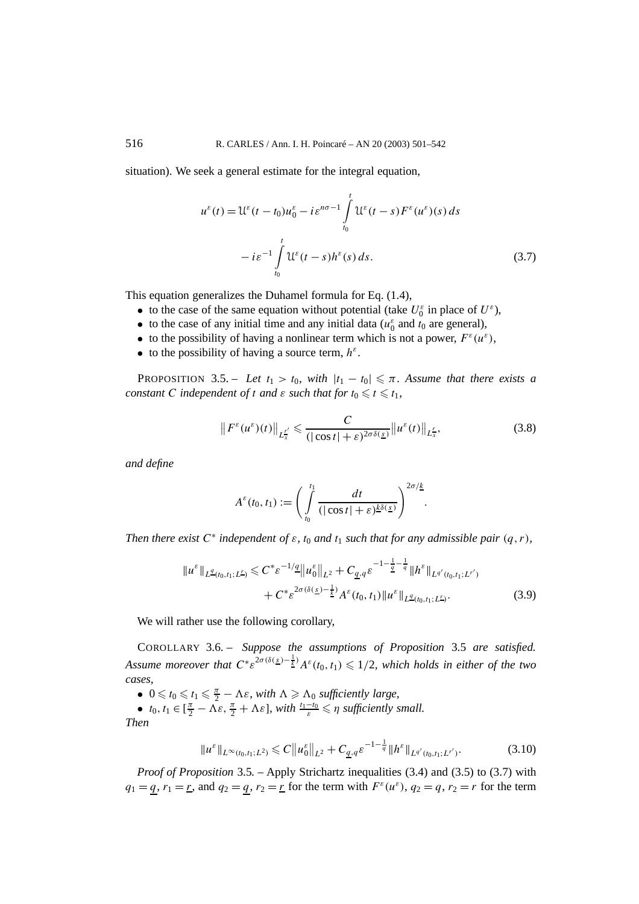situation). We seek a general estimate for the integral equation,

$$
\begin{aligned}
u^\varepsilon(t) = \mathcal{U}^\varepsilon(t-t_0)u_0^\varepsilon - i\varepsilon^{n\sigma-1}\int_{t_0}^{t} \mathcal{U}^\varepsilon(t-s)F^\varepsilon(u^\varepsilon)(s)\,ds \\
- i\varepsilon^{-1}\int_{t_0}^{t} \mathcal{U}^\varepsilon(t-s)h^\varepsilon(s)\,ds. \qquad (3.7)
\end{aligned}
$$

This equation generalizes the Duhamel formula for Eq. (1.4),

- to the case of the same equation without potential (take $U_0^\varepsilon$ in place of $U^\varepsilon$),
- to the case of any initial time and any initial data ($u_0^\varepsilon$ and $t_0$ are general),
- to the possibility of having a nonlinear term which is not a power, $F^\varepsilon(u^\varepsilon)$,
- to the possibility of having a source term, $h^\varepsilon$.

PROPOSITION 3.5. – *Let $t_1 > t_0$, with $|t_1 - t_0| \leqslant \pi$. Assume that there exists a constant $C$ independent of $t$ and $\varepsilon$ such that for $t_0 \leqslant t \leqslant t_1$,*

$$
\left\| F^\varepsilon(u^\varepsilon)(t) \right\|_{L_x^{\underline{r}'}} \leqslant \frac{C}{(|\cos t| + \varepsilon)^{2\sigma\delta(\underline{s})}} \left\| u^\varepsilon(t) \right\|_{L_x^{\underline{r}}}, \qquad (3.8)
$$

*and define*

$$
A^\varepsilon(t_0, t_1) := \left( \int_{t_0}^{t_1} \frac{dt}{(|\cos t| + \varepsilon)^{\underline{k}\delta(\underline{s})}} \right)^{2\sigma/\underline{k}}.
$$

*Then there exist $C^*$ independent of $\varepsilon$, $t_0$ and $t_1$ such that for any admissible pair $(q, r)$,*

$$
\begin{aligned}
\|u^\varepsilon\|_{L^{\underline{q}}(t_0,t_1;L^{\underline{r}})} \leqslant C^* \varepsilon^{-1/\underline{q}} \left\| u_0^\varepsilon \right\|_{L^2} + C_{\underline{q},q}\, \varepsilon^{-1-\frac{1}{\underline{q}}-\frac{1}{q}} \|h^\varepsilon\|_{L^{q'}(t_0,t_1;L^{r'})} \\
+ C^* \varepsilon^{2\sigma(\delta(\underline{s})-\frac{1}{\underline{k}})} A^\varepsilon(t_0, t_1) \|u^\varepsilon\|_{L^{\underline{q}}(t_0,t_1;L^{\underline{r}})}. \qquad (3.9)
\end{aligned}
$$

We will rather use the following corollary,

COROLLARY 3.6. – *Suppose the assumptions of Proposition 3.5 are satisfied. Assume moreover that $C^* \varepsilon^{2\sigma(\delta(\underline{s})-\frac{1}{\underline{k}})} A^\varepsilon(t_0, t_1) \leqslant 1/2$, which holds in either of the two cases,*

- *$0 \leqslant t_0 \leqslant t_1 \leqslant \frac{\pi}{2} - \Lambda\varepsilon$, with $\Lambda \geqslant \Lambda_0$ sufficiently large,*
- *$t_0, t_1 \in [\frac{\pi}{2} - \Lambda\varepsilon, \frac{\pi}{2} + \Lambda\varepsilon]$, with $\frac{t_1 - t_0}{\varepsilon} \leqslant \eta$ sufficiently small.*

*Then*

$$
\|u^\varepsilon\|_{L^\infty(t_0,t_1;L^2)} \leqslant C \left\| u_0^\varepsilon \right\|_{L^2} + C_{\underline{q},q}\, \varepsilon^{-1-\frac{1}{q}} \|h^\varepsilon\|_{L^{q'}(t_0,t_1;L^{r'})}. \qquad (3.10)
$$

*Proof of Proposition* 3.5. – Apply Strichartz inequalities (3.4) and (3.5) to (3.7) with $q_1 = \underline{q}$, $r_1 = \underline{r}$, and $q_2 = \underline{q}$, $r_2 = \underline{r}$ for the term with $F^\varepsilon(u^\varepsilon)$, $q_2 = q$, $r_2 = r$ for the term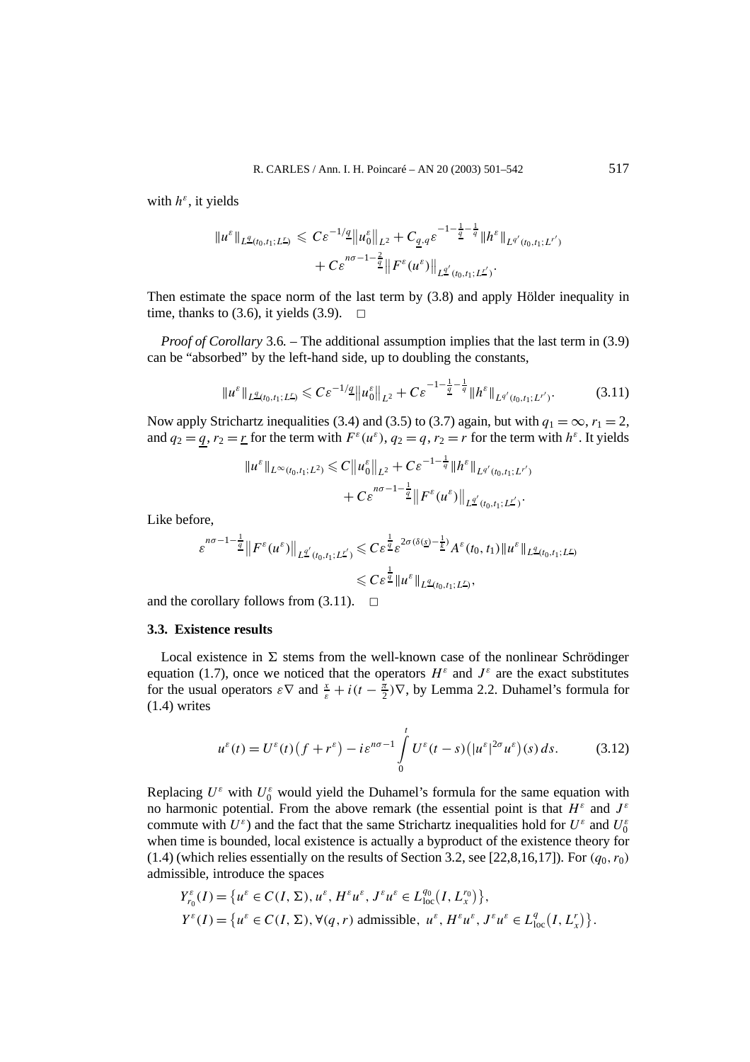with $h^\varepsilon$, it yields

$$\|u^\varepsilon\|_{L^{\underline{q}}(t_0,t_1;L^{\underline{r}})} \leqslant C\varepsilon^{-1/\underline{q}}\|u_0^\varepsilon\|_{L^2} + C_{\underline{q},q}\varepsilon^{-1-\frac{1}{\underline{q}}-\frac{1}{q}}\|h^\varepsilon\|_{L^{q'}(t_0,t_1;L^{r'})} + C\varepsilon^{n\sigma-1-\frac{2}{\underline{q}}}\|F^\varepsilon(u^\varepsilon)\|_{L^{\underline{q}'}(t_0,t_1;L^{\underline{r}'})}.$$

Then estimate the space norm of the last term by (3.8) and apply Hölder inequality in time, thanks to (3.6), it yields (3.9). $\square$

*Proof of Corollary* 3.6. – The additional assumption implies that the last term in (3.9) can be "absorbed" by the left-hand side, up to doubling the constants,

$$\|u^\varepsilon\|_{L^{\underline{q}}(t_0,t_1;L^{\underline{r}})} \leqslant C\varepsilon^{-1/\underline{q}}\|u_0^\varepsilon\|_{L^2} + C\varepsilon^{-1-\frac{1}{\underline{q}}-\frac{1}{q}}\|h^\varepsilon\|_{L^{q'}(t_0,t_1;L^{r'})}. \tag{3.11}$$

Now apply Strichartz inequalities (3.4) and (3.5) to (3.7) again, but with $q_1 = \infty$, $r_1 = 2$, and $q_2 = \underline{q}$, $r_2 = \underline{r}$ for the term with $F^\varepsilon(u^\varepsilon)$, $q_2 = q$, $r_2 = r$ for the term with $h^\varepsilon$. It yields

$$\|u^\varepsilon\|_{L^\infty(t_0,t_1;L^2)} \leqslant C\|u_0^\varepsilon\|_{L^2} + C\varepsilon^{-1-\frac{1}{q}}\|h^\varepsilon\|_{L^{q'}(t_0,t_1;L^{r'})} + C\varepsilon^{n\sigma-1-\frac{1}{\underline{q}}}\|F^\varepsilon(u^\varepsilon)\|_{L^{\underline{q}'}(t_0,t_1;L^{\underline{r}'})}.$$

Like before,

$$\varepsilon^{n\sigma-1-\frac{1}{\underline{q}}}\|F^\varepsilon(u^\varepsilon)\|_{L^{\underline{q}'}(t_0,t_1;L^{\underline{r}'})} \leqslant C\varepsilon^{\frac{1}{\underline{q}}}\varepsilon^{2\sigma(\delta(\underline{s})-\frac{1}{k})}A^\varepsilon(t_0,t_1)\|u^\varepsilon\|_{L^{\underline{q}}(t_0,t_1;L^{\underline{r}})} \leqslant C\varepsilon^{\frac{1}{\underline{q}}}\|u^\varepsilon\|_{L^{\underline{q}}(t_0,t_1;L^{\underline{r}})},$$

and the corollary follows from (3.11). $\square$

### 3.3. Existence results

Local existence in $\Sigma$ stems from the well-known case of the nonlinear Schrödinger equation (1.7), once we noticed that the operators $H^\varepsilon$ and $J^\varepsilon$ are the exact substitutes for the usual operators $\varepsilon\nabla$ and $\frac{x}{\varepsilon} + i(t - \frac{\pi}{2})\nabla$, by Lemma 2.2. Duhamel's formula for (1.4) writes

$$u^\varepsilon(t) = U^\varepsilon(t)\big(f + r^\varepsilon\big) - i\varepsilon^{n\sigma-1}\int_0^t U^\varepsilon(t-s)\big(|u^\varepsilon|^{2\sigma}u^\varepsilon\big)(s)\,ds. \tag{3.12}$$

Replacing $U^\varepsilon$ with $U_0^\varepsilon$ would yield the Duhamel's formula for the same equation with no harmonic potential. From the above remark (the essential point is that $H^\varepsilon$ and $J^\varepsilon$ commute with $U^\varepsilon$) and the fact that the same Strichartz inequalities hold for $U^\varepsilon$ and $U_0^\varepsilon$ when time is bounded, local existence is actually a byproduct of the existence theory for (1.4) (which relies essentially on the results of Section 3.2, see [22,8,16,17]). For $(q_0, r_0)$ admissible, introduce the spaces

$$Y_{r_0}^\varepsilon(I) = \big\{u^\varepsilon \in C(I,\Sigma),\, u^\varepsilon, H^\varepsilon u^\varepsilon, J^\varepsilon u^\varepsilon \in L_{\mathrm{loc}}^{q_0}\big(I, L_x^{r_0}\big)\big\},$$
$$Y^\varepsilon(I) = \big\{u^\varepsilon \in C(I,\Sigma),\, \forall (q,r) \text{ admissible},\; u^\varepsilon, H^\varepsilon u^\varepsilon, J^\varepsilon u^\varepsilon \in L_{\mathrm{loc}}^{q}\big(I, L_x^{r}\big)\big\}.$$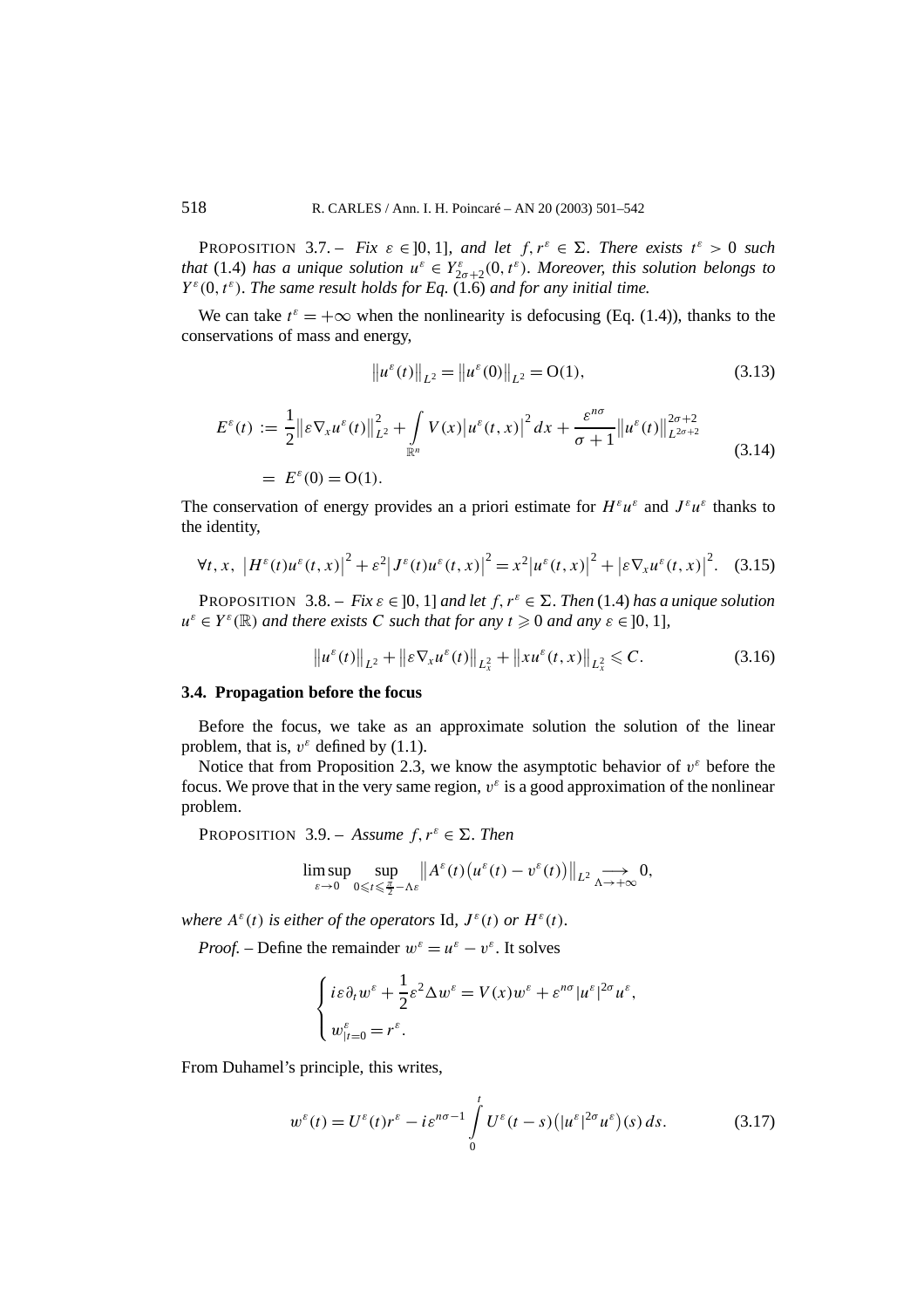PROPOSITION 3.7. – *Fix $\varepsilon \in ]0,1]$, and let $f, r^\varepsilon \in \Sigma$. There exists $t^\varepsilon > 0$ such that* (1.4) *has a unique solution $u^\varepsilon \in Y^\varepsilon_{2\sigma+2}(0,t^\varepsilon)$. Moreover, this solution belongs to $Y^\varepsilon(0,t^\varepsilon)$. The same result holds for Eq.* (1.6) *and for any initial time.*

We can take $t^\varepsilon = +\infty$ when the nonlinearity is defocusing (Eq. (1.4)), thanks to the conservations of mass and energy,

$$\left\| u^\varepsilon(t) \right\|_{L^2} = \left\| u^\varepsilon(0) \right\|_{L^2} = \mathrm{O}(1), \tag{3.13}$$

$$\begin{aligned} E^\varepsilon(t) &:= \frac{1}{2} \left\| \varepsilon \nabla_x u^\varepsilon(t) \right\|^2_{L^2} + \int_{\mathbb{R}^n} V(x) \left| u^\varepsilon(t,x) \right|^2 dx + \frac{\varepsilon^{n\sigma}}{\sigma+1} \left\| u^\varepsilon(t) \right\|^{2\sigma+2}_{L^{2\sigma+2}} \\ &= E^\varepsilon(0) = \mathrm{O}(1). \end{aligned} \tag{3.14}$$

The conservation of energy provides an a priori estimate for $H^\varepsilon u^\varepsilon$ and $J^\varepsilon u^\varepsilon$ thanks to the identity,

$$\forall t, x, \ \left| H^\varepsilon(t) u^\varepsilon(t,x) \right|^2 + \varepsilon^2 \left| J^\varepsilon(t) u^\varepsilon(t,x) \right|^2 = x^2 \left| u^\varepsilon(t,x) \right|^2 + \left| \varepsilon \nabla_x u^\varepsilon(t,x) \right|^2. \tag{3.15}$$

PROPOSITION 3.8. – *Fix $\varepsilon \in ]0,1]$ and let $f, r^\varepsilon \in \Sigma$. Then* (1.4) *has a unique solution $u^\varepsilon \in Y^\varepsilon(\mathbb{R})$ and there exists $C$ such that for any $t \geqslant 0$ and any $\varepsilon \in ]0,1]$,*

$$\left\| u^\varepsilon(t) \right\|_{L^2} + \left\| \varepsilon \nabla_x u^\varepsilon(t) \right\|_{L^2_x} + \left\| x u^\varepsilon(t,x) \right\|_{L^2_x} \leqslant C. \tag{3.16}$$

### 3.4. Propagation before the focus

Before the focus, we take as an approximate solution the solution of the linear problem, that is, $v^\varepsilon$ defined by (1.1).

Notice that from Proposition 2.3, we know the asymptotic behavior of $v^\varepsilon$ before the focus. We prove that in the very same region, $v^\varepsilon$ is a good approximation of the nonlinear problem.

PROPOSITION 3.9. – *Assume $f, r^\varepsilon \in \Sigma$. Then*

$$\limsup_{\varepsilon \to 0} \sup_{0 \leqslant t \leqslant \frac{\pi}{2} - \Lambda\varepsilon} \left\| A^\varepsilon(t) \left( u^\varepsilon(t) - v^\varepsilon(t) \right) \right\|_{L^2} \underset{\Lambda \to +\infty}{\longrightarrow} 0,$$

*where $A^\varepsilon(t)$ is either of the operators* Id, *$J^\varepsilon(t)$ or $H^\varepsilon(t)$.*

*Proof.* – Define the remainder $w^\varepsilon = u^\varepsilon - v^\varepsilon$. It solves

$$\begin{cases} i\varepsilon \partial_t w^\varepsilon + \dfrac{1}{2} \varepsilon^2 \Delta w^\varepsilon = V(x) w^\varepsilon + \varepsilon^{n\sigma} |u^\varepsilon|^{2\sigma} u^\varepsilon, \\ w^\varepsilon_{|t=0} = r^\varepsilon. \end{cases}$$

From Duhamel's principle, this writes,

$$w^\varepsilon(t) = U^\varepsilon(t) r^\varepsilon - i\varepsilon^{n\sigma-1} \int_0^t U^\varepsilon(t-s) \left( |u^\varepsilon|^{2\sigma} u^\varepsilon \right)(s)\, ds. \tag{3.17}$$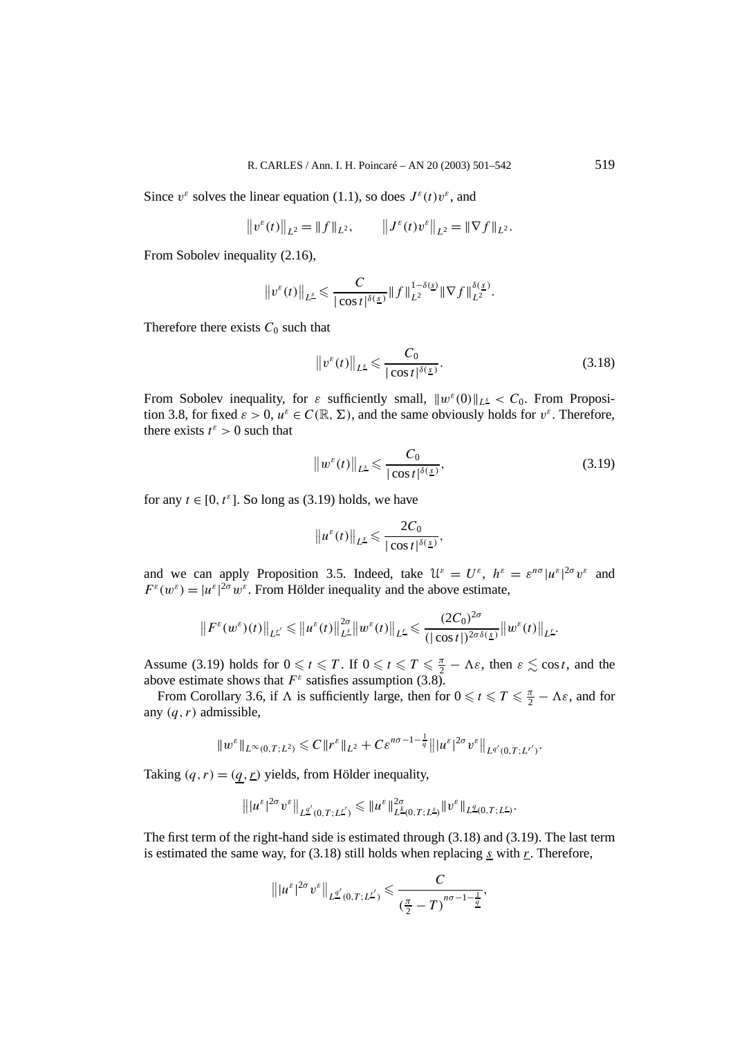Since $v^\varepsilon$ solves the linear equation (1.1), so does $J^\varepsilon(t)v^\varepsilon$, and

$$\left\|v^\varepsilon(t)\right\|_{L^2} = \|f\|_{L^2}, \qquad \left\|J^\varepsilon(t)v^\varepsilon\right\|_{L^2} = \|\nabla f\|_{L^2}.$$

From Sobolev inequality (2.16),

$$\left\|v^\varepsilon(t)\right\|_{L^{\underline{s}}} \leqslant \frac{C}{|\cos t|^{\delta(\underline{s})}} \|f\|_{L^2}^{1-\delta(\underline{s})} \|\nabla f\|_{L^2}^{\delta(\underline{s})}.$$

Therefore there exists $C_0$ such that

$$\left\|v^\varepsilon(t)\right\|_{L^{\underline{s}}} \leqslant \frac{C_0}{|\cos t|^{\delta(\underline{s})}}. \tag{3.18}$$

From Sobolev inequality, for $\varepsilon$ sufficiently small, $\|w^\varepsilon(0)\|_{L^{\underline{s}}} < C_0$. From Proposition 3.8, for fixed $\varepsilon > 0$, $u^\varepsilon \in C(\mathbb{R}, \Sigma)$, and the same obviously holds for $v^\varepsilon$. Therefore, there exists $t^\varepsilon > 0$ such that

$$\left\|w^\varepsilon(t)\right\|_{L^{\underline{s}}} \leqslant \frac{C_0}{|\cos t|^{\delta(\underline{s})}}, \tag{3.19}$$

for any $t \in [0, t^\varepsilon]$. So long as (3.19) holds, we have

$$\left\|u^\varepsilon(t)\right\|_{L^{\underline{s}}} \leqslant \frac{2C_0}{|\cos t|^{\delta(\underline{s})}},$$

and we can apply Proposition 3.5. Indeed, take $\mathcal{U}^\varepsilon = U^\varepsilon$, $h^\varepsilon = \varepsilon^{n\sigma}|u^\varepsilon|^{2\sigma}v^\varepsilon$ and $F^\varepsilon(w^\varepsilon) = |u^\varepsilon|^{2\sigma}w^\varepsilon$. From Hölder inequality and the above estimate,

$$\left\|F^\varepsilon(w^\varepsilon)(t)\right\|_{L^{\underline{r}'}} \leqslant \left\|u^\varepsilon(t)\right\|_{L^{\underline{s}}}^{2\sigma} \left\|w^\varepsilon(t)\right\|_{L^{\underline{r}}} \leqslant \frac{(2C_0)^{2\sigma}}{(|\cos t|)^{2\sigma\delta(\underline{s})}} \left\|w^\varepsilon(t)\right\|_{L^{\underline{r}}}.$$

Assume (3.19) holds for $0 \leqslant t \leqslant T$. If $0 \leqslant t \leqslant T \leqslant \frac{\pi}{2} - \Lambda\varepsilon$, then $\varepsilon \lesssim \cos t$, and the above estimate shows that $F^\varepsilon$ satisfies assumption (3.8).

From Corollary 3.6, if $\Lambda$ is sufficiently large, then for $0 \leqslant t \leqslant T \leqslant \frac{\pi}{2} - \Lambda\varepsilon$, and for any $(q, r)$ admissible,

$$\|w^\varepsilon\|_{L^\infty(0,T;L^2)} \leqslant C\|r^\varepsilon\|_{L^2} + C\varepsilon^{n\sigma-1-\frac{1}{q}} \left\||u^\varepsilon|^{2\sigma}v^\varepsilon\right\|_{L^{q'}(0,T;L^{r'})}.$$

Taking $(q, r) = (\underline{q}, \underline{r})$ yields, from Hölder inequality,

$$\left\||u^\varepsilon|^{2\sigma}v^\varepsilon\right\|_{L^{\underline{q}'}(0,T;L^{\underline{r}'})} \leqslant \|u^\varepsilon\|_{L^{\underline{k}}(0,T;L^{\underline{s}})}^{2\sigma} \|v^\varepsilon\|_{L^{\underline{q}}(0,T;L^{\underline{r}})}.$$

The first term of the right-hand side is estimated through (3.18) and (3.19). The last term is estimated the same way, for (3.18) still holds when replacing $\underline{s}$ with $\underline{r}$. Therefore,

$$\left\||u^\varepsilon|^{2\sigma}v^\varepsilon\right\|_{L^{\underline{q}'}(0,T;L^{\underline{r}'})} \leqslant \frac{C}{(\frac{\pi}{2} - T)^{n\sigma-1-\frac{1}{\underline{q}}}},$$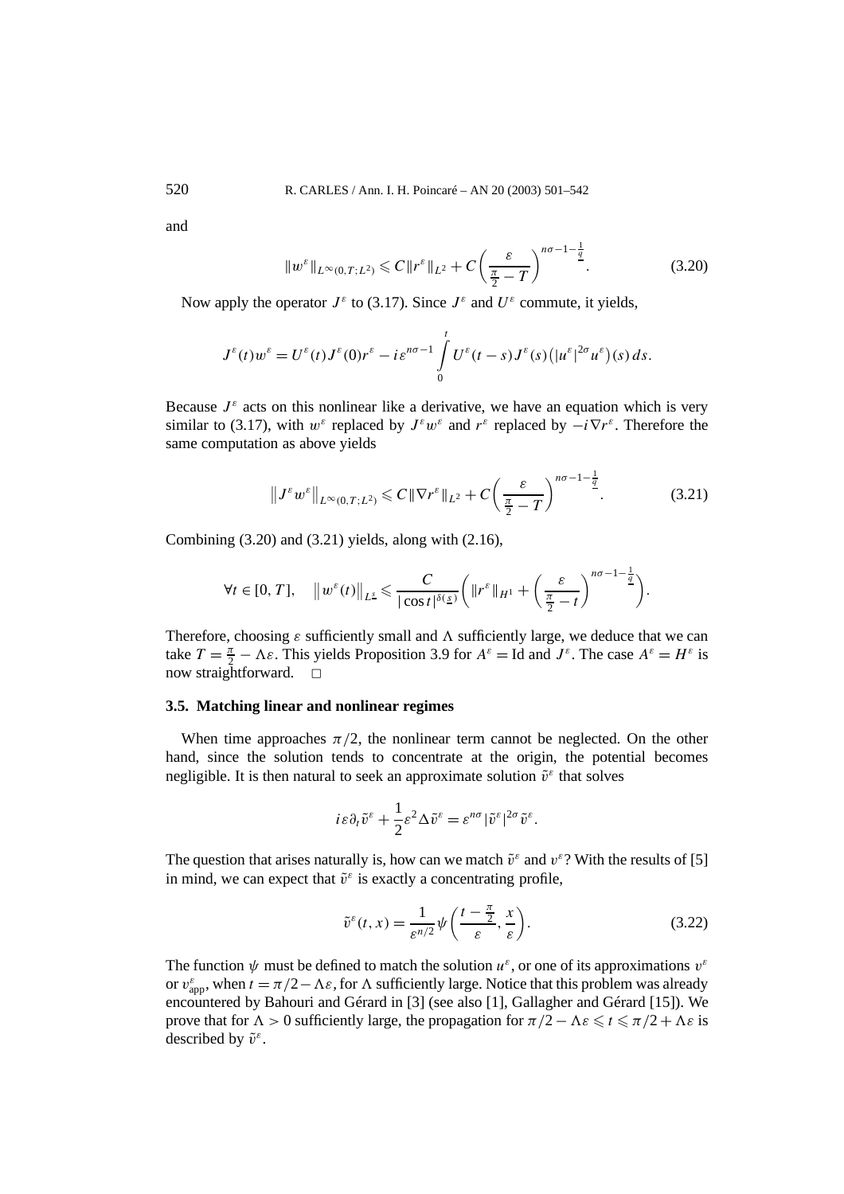and

$$\|w^\varepsilon\|_{L^\infty(0,T;L^2)} \leqslant C\|r^\varepsilon\|_{L^2} + C\left(\frac{\varepsilon}{\frac{\pi}{2}-T}\right)^{n\sigma-1-\frac{1}{\underline{q}}}. \tag{3.20}$$

Now apply the operator $J^\varepsilon$ to (3.17). Since $J^\varepsilon$ and $U^\varepsilon$ commute, it yields,

$$J^\varepsilon(t)w^\varepsilon = U^\varepsilon(t)J^\varepsilon(0)r^\varepsilon - i\varepsilon^{n\sigma-1}\int_0^t U^\varepsilon(t-s)J^\varepsilon(s)\left(|u^\varepsilon|^{2\sigma}u^\varepsilon\right)(s)\,ds.$$

Because $J^\varepsilon$ acts on this nonlinear like a derivative, we have an equation which is very similar to (3.17), with $w^\varepsilon$ replaced by $J^\varepsilon w^\varepsilon$ and $r^\varepsilon$ replaced by $-i\nabla r^\varepsilon$. Therefore the same computation as above yields

$$\left\|J^\varepsilon w^\varepsilon\right\|_{L^\infty(0,T;L^2)} \leqslant C\|\nabla r^\varepsilon\|_{L^2} + C\left(\frac{\varepsilon}{\frac{\pi}{2}-T}\right)^{n\sigma-1-\frac{1}{\underline{q}}}. \tag{3.21}$$

Combining (3.20) and (3.21) yields, along with (2.16),

$$\forall t\in[0,T],\quad \left\|w^\varepsilon(t)\right\|_{L^{\underline{s}}} \leqslant \frac{C}{|\cos t|^{\delta(\underline{s})}}\left(\|r^\varepsilon\|_{H^1} + \left(\frac{\varepsilon}{\frac{\pi}{2}-t}\right)^{n\sigma-1-\frac{1}{\underline{q}}}\right).$$

Therefore, choosing $\varepsilon$ sufficiently small and $\Lambda$ sufficiently large, we deduce that we can take $T = \frac{\pi}{2} - \Lambda\varepsilon$. This yields Proposition 3.9 for $A^\varepsilon = \mathrm{Id}$ and $J^\varepsilon$. The case $A^\varepsilon = H^\varepsilon$ is now straightforward. $\square$

### 3.5. Matching linear and nonlinear regimes

When time approaches $\pi/2$, the nonlinear term cannot be neglected. On the other hand, since the solution tends to concentrate at the origin, the potential becomes negligible. It is then natural to seek an approximate solution $\tilde{v}^\varepsilon$ that solves

$$i\varepsilon\partial_t\tilde{v}^\varepsilon + \frac{1}{2}\varepsilon^2\Delta\tilde{v}^\varepsilon = \varepsilon^{n\sigma}|\tilde{v}^\varepsilon|^{2\sigma}\tilde{v}^\varepsilon.$$

The question that arises naturally is, how can we match $\tilde{v}^\varepsilon$ and $v^\varepsilon$? With the results of [5] in mind, we can expect that $\tilde{v}^\varepsilon$ is exactly a concentrating profile,

$$\tilde{v}^\varepsilon(t,x) = \frac{1}{\varepsilon^{n/2}}\psi\left(\frac{t-\frac{\pi}{2}}{\varepsilon}, \frac{x}{\varepsilon}\right). \tag{3.22}$$

The function $\psi$ must be defined to match the solution $u^\varepsilon$, or one of its approximations $v^\varepsilon$ or $v^\varepsilon_{\mathrm{app}}$, when $t = \pi/2 - \Lambda\varepsilon$, for $\Lambda$ sufficiently large. Notice that this problem was already encountered by Bahouri and Gérard in [3] (see also [1], Gallagher and Gérard [15]). We prove that for $\Lambda > 0$ sufficiently large, the propagation for $\pi/2 - \Lambda\varepsilon \leqslant t \leqslant \pi/2 + \Lambda\varepsilon$ is described by $\tilde{v}^\varepsilon$.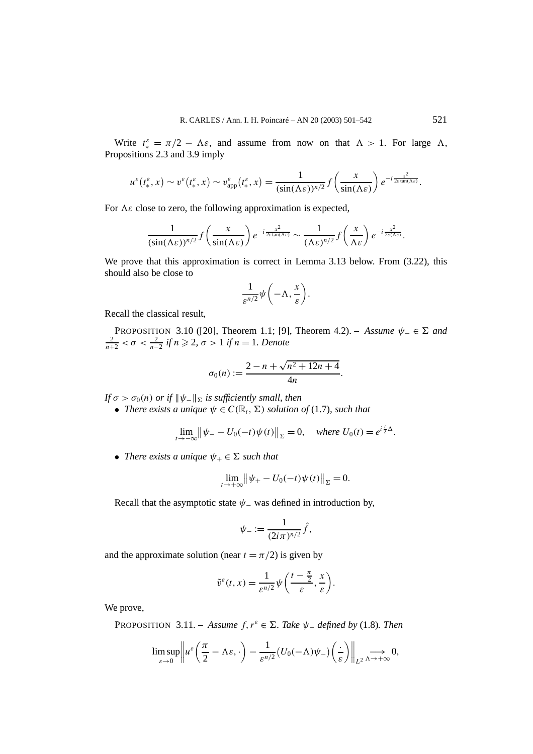Write $t_*^\varepsilon = \pi/2 - \Lambda\varepsilon$, and assume from now on that $\Lambda > 1$. For large $\Lambda$, Propositions 2.3 and 3.9 imply

$$u^\varepsilon(t_*^\varepsilon, x) \sim v^\varepsilon(t_*^\varepsilon, x) \sim v_{\mathrm{app}}^\varepsilon(t_*^\varepsilon, x) = \frac{1}{(\sin(\Lambda\varepsilon))^{n/2}} f\left(\frac{x}{\sin(\Lambda\varepsilon)}\right) e^{-i\frac{x^2}{2\varepsilon\tan(\Lambda\varepsilon)}}.$$

For $\Lambda\varepsilon$ close to zero, the following approximation is expected,

$$\frac{1}{(\sin(\Lambda\varepsilon))^{n/2}} f\left(\frac{x}{\sin(\Lambda\varepsilon)}\right) e^{-i\frac{x^2}{2\varepsilon\tan(\Lambda\varepsilon)}} \sim \frac{1}{(\Lambda\varepsilon)^{n/2}} f\left(\frac{x}{\Lambda\varepsilon}\right) e^{-i\frac{x^2}{2\varepsilon(\Lambda\varepsilon)}}.$$

We prove that this approximation is correct in Lemma 3.13 below. From (3.22), this should also be close to

$$\frac{1}{\varepsilon^{n/2}} \psi\left(-\Lambda, \frac{x}{\varepsilon}\right).$$

Recall the classical result,

PROPOSITION 3.10 ([20], Theorem 1.1; [9], Theorem 4.2). – *Assume $\psi_- \in \Sigma$ and $\frac{2}{n+2} < \sigma < \frac{2}{n-2}$ if $n \geqslant 2$, $\sigma > 1$ if $n = 1$. Denote*

$$\sigma_0(n) := \frac{2 - n + \sqrt{n^2 + 12n + 4}}{4n}.$$

*If $\sigma > \sigma_0(n)$ or if $\|\psi_-\|_\Sigma$ is sufficiently small, then*

- *There exists a unique $\psi \in C(\mathbb{R}_t, \Sigma)$ solution of (1.7), such that*

$$\lim_{t \to -\infty} \left\| \psi_- - U_0(-t)\psi(t) \right\|_\Sigma = 0, \quad \textit{where } U_0(t) = e^{i\frac{t}{2}\Delta}.$$

- *There exists a unique $\psi_+ \in \Sigma$ such that*

$$\lim_{t \to +\infty} \left\| \psi_+ - U_0(-t)\psi(t) \right\|_\Sigma = 0.$$

Recall that the asymptotic state $\psi_-$ was defined in introduction by,

$$\psi_- := \frac{1}{(2i\pi)^{n/2}} \hat{f},$$

and the approximate solution (near $t = \pi/2$) is given by

$$\tilde{v}^\varepsilon(t, x) = \frac{1}{\varepsilon^{n/2}} \psi\left(\frac{t - \frac{\pi}{2}}{\varepsilon}, \frac{x}{\varepsilon}\right).$$

We prove,

PROPOSITION 3.11. – *Assume $f, r^\varepsilon \in \Sigma$. Take $\psi_-$ defined by (1.8). Then*

$$\limsup_{\varepsilon \to 0} \left\| u^\varepsilon\left(\frac{\pi}{2} - \Lambda\varepsilon, \cdot\right) - \frac{1}{\varepsilon^{n/2}} \left(U_0(-\Lambda)\psi_-\right)\left(\frac{\cdot}{\varepsilon}\right) \right\|_{L^2} \underset{\Lambda \to +\infty}{\longrightarrow} 0,$$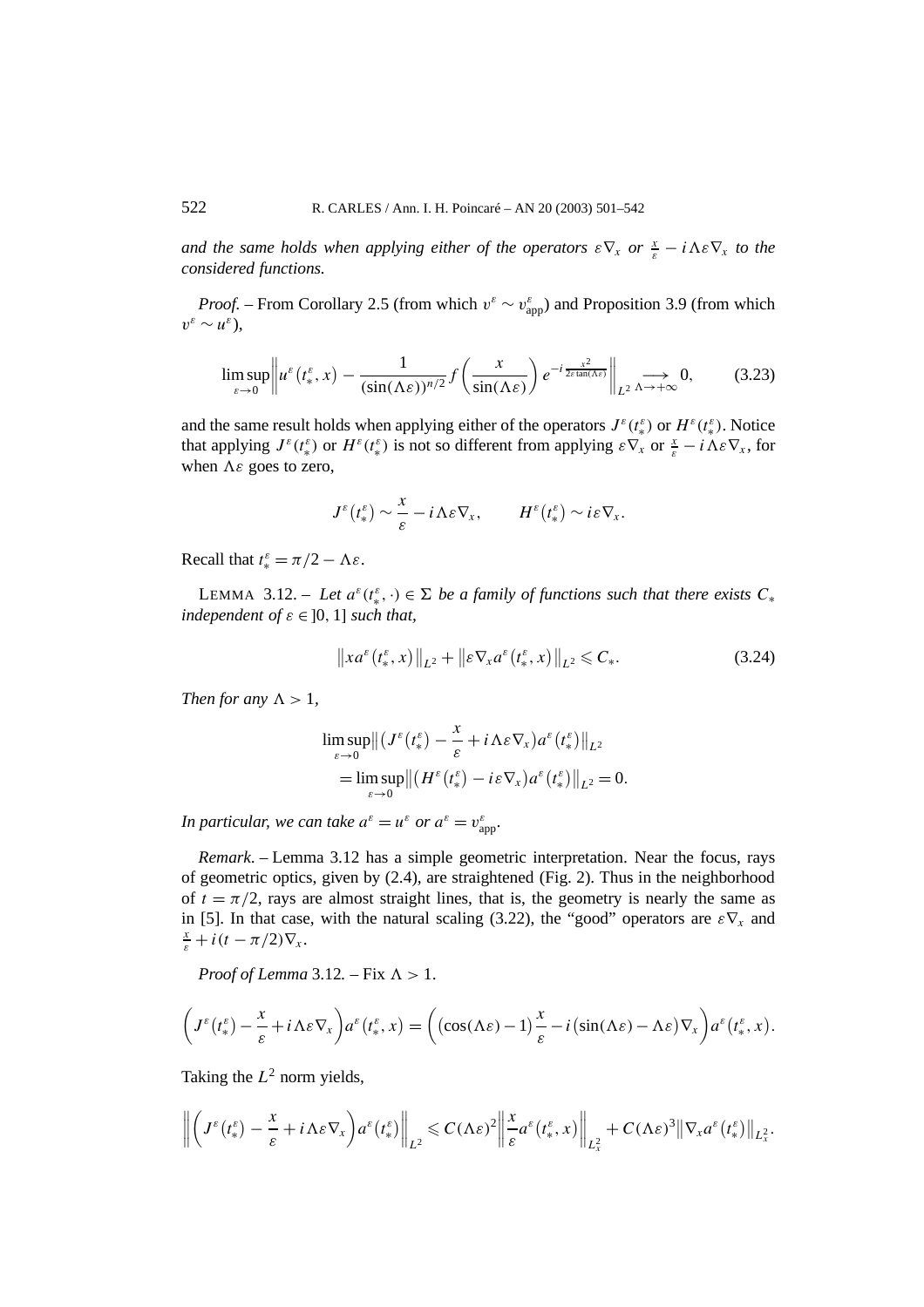*and the same holds when applying either of the operators $\varepsilon\nabla_x$ or $\frac{x}{\varepsilon} - i\Lambda\varepsilon\nabla_x$ to the considered functions.*

*Proof.* – From Corollary 2.5 (from which $v^\varepsilon \sim v^\varepsilon_{\text{app}}$) and Proposition 3.9 (from which $v^\varepsilon \sim u^\varepsilon$),

$$\limsup_{\varepsilon\to 0}\left\| u^\varepsilon(t^\varepsilon_*, x) - \frac{1}{(\sin(\Lambda\varepsilon))^{n/2}} f\left(\frac{x}{\sin(\Lambda\varepsilon)}\right) e^{-i\frac{x^2}{2\varepsilon\tan(\Lambda\varepsilon)}}\right\|_{L^2} \underset{\Lambda\to+\infty}{\longrightarrow} 0, \tag{3.23}$$

and the same result holds when applying either of the operators $J^\varepsilon(t^\varepsilon_*)$ or $H^\varepsilon(t^\varepsilon_*)$. Notice that applying $J^\varepsilon(t^\varepsilon_*)$ or $H^\varepsilon(t^\varepsilon_*)$ is not so different from applying $\varepsilon\nabla_x$ or $\frac{x}{\varepsilon} - i\Lambda\varepsilon\nabla_x$, for when $\Lambda\varepsilon$ goes to zero,

$$J^\varepsilon(t^\varepsilon_*) \sim \frac{x}{\varepsilon} - i\Lambda\varepsilon\nabla_x, \qquad H^\varepsilon(t^\varepsilon_*) \sim i\varepsilon\nabla_x.$$

Recall that $t^\varepsilon_* = \pi/2 - \Lambda\varepsilon$.

LEMMA 3.12. – *Let $a^\varepsilon(t^\varepsilon_*, \cdot) \in \Sigma$ be a family of functions such that there exists $C_*$ independent of $\varepsilon \in ]0, 1]$ such that,*

$$\left\| x a^\varepsilon(t^\varepsilon_*, x)\right\|_{L^2} + \left\|\varepsilon\nabla_x a^\varepsilon(t^\varepsilon_*, x)\right\|_{L^2} \leqslant C_*. \tag{3.24}$$

*Then for any $\Lambda > 1$,*

$$\begin{aligned}
&\limsup_{\varepsilon\to 0}\left\|\left(J^\varepsilon(t^\varepsilon_*) - \frac{x}{\varepsilon} + i\Lambda\varepsilon\nabla_x\right)a^\varepsilon(t^\varepsilon_*)\right\|_{L^2} \\
&\quad = \limsup_{\varepsilon\to 0}\left\|\left(H^\varepsilon(t^\varepsilon_*) - i\varepsilon\nabla_x\right)a^\varepsilon(t^\varepsilon_*)\right\|_{L^2} = 0.
\end{aligned}$$

*In particular, we can take $a^\varepsilon = u^\varepsilon$ or $a^\varepsilon = v^\varepsilon_{\text{app}}$.*

*Remark.* – Lemma 3.12 has a simple geometric interpretation. Near the focus, rays of geometric optics, given by (2.4), are straightened (Fig. 2). Thus in the neighborhood of $t = \pi/2$, rays are almost straight lines, that is, the geometry is nearly the same as in [5]. In that case, with the natural scaling (3.22), the "good" operators are $\varepsilon\nabla_x$ and $\frac{x}{\varepsilon} + i(t - \pi/2)\nabla_x$.

*Proof of Lemma* 3.12. – Fix $\Lambda > 1$.

$$\left(J^\varepsilon(t^\varepsilon_*) - \frac{x}{\varepsilon} + i\Lambda\varepsilon\nabla_x\right)a^\varepsilon(t^\varepsilon_*, x) = \left(\left(\cos(\Lambda\varepsilon) - 1\right)\frac{x}{\varepsilon} - i\left(\sin(\Lambda\varepsilon) - \Lambda\varepsilon\right)\nabla_x\right)a^\varepsilon(t^\varepsilon_*, x).$$

Taking the $L^2$ norm yields,

$$\left\|\left(J^\varepsilon(t^\varepsilon_*) - \frac{x}{\varepsilon} + i\Lambda\varepsilon\nabla_x\right)a^\varepsilon(t^\varepsilon_*)\right\|_{L^2} \leqslant C(\Lambda\varepsilon)^2\left\|\frac{x}{\varepsilon}a^\varepsilon(t^\varepsilon_*, x)\right\|_{L^2_x} + C(\Lambda\varepsilon)^3\left\|\nabla_x a^\varepsilon(t^\varepsilon_*)\right\|_{L^2_x}.$$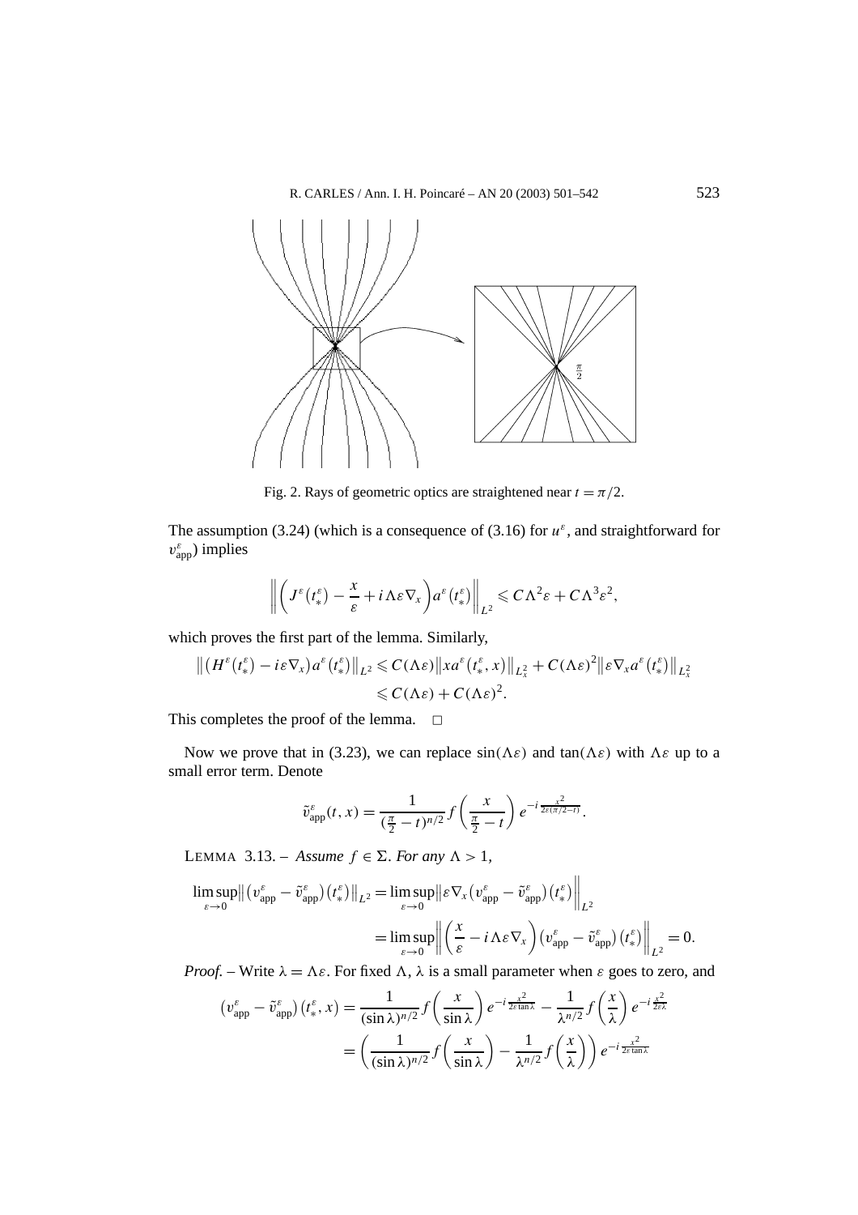Fig. 2. Rays of geometric optics are straightened near $t = \pi/2$.

The assumption (3.24) (which is a consequence of (3.16) for $u^\varepsilon$, and straightforward for $v^\varepsilon_{\text{app}}$) implies

$$\left\| \left( J^\varepsilon(t^\varepsilon_*) - \frac{x}{\varepsilon} + i\Lambda\varepsilon\nabla_x \right) a^\varepsilon(t^\varepsilon_*) \right\|_{L^2} \leqslant C\Lambda^2\varepsilon + C\Lambda^3\varepsilon^2,$$

which proves the first part of the lemma. Similarly,

$$\begin{aligned}
\left\| \left( H^\varepsilon(t^\varepsilon_*) - i\varepsilon\nabla_x \right) a^\varepsilon(t^\varepsilon_*) \right\|_{L^2} &\leqslant C(\Lambda\varepsilon) \left\| x a^\varepsilon(t^\varepsilon_*, x) \right\|_{L^2_x} + C(\Lambda\varepsilon)^2 \left\| \varepsilon\nabla_x a^\varepsilon(t^\varepsilon_*) \right\|_{L^2_x} \\
&\leqslant C(\Lambda\varepsilon) + C(\Lambda\varepsilon)^2.
\end{aligned}$$

This completes the proof of the lemma. $\square$

Now we prove that in (3.23), we can replace $\sin(\Lambda\varepsilon)$ and $\tan(\Lambda\varepsilon)$ with $\Lambda\varepsilon$ up to a small error term. Denote

$$\tilde{v}^\varepsilon_{\text{app}}(t,x) = \frac{1}{(\frac{\pi}{2} - t)^{n/2}} f\left( \frac{x}{\frac{\pi}{2} - t} \right) e^{-i\frac{x^2}{2\varepsilon(\pi/2 - t)}}.$$

LEMMA 3.13. – *Assume $f \in \Sigma$. For any $\Lambda > 1$,*

$$\begin{aligned}
\limsup_{\varepsilon \to 0} \left\| \left( v^\varepsilon_{\text{app}} - \tilde{v}^\varepsilon_{\text{app}} \right)(t^\varepsilon_*) \right\|_{L^2} &= \limsup_{\varepsilon \to 0} \left\| \varepsilon\nabla_x \left( v^\varepsilon_{\text{app}} - \tilde{v}^\varepsilon_{\text{app}} \right)(t^\varepsilon_*) \right\|_{L^2} \\
&= \limsup_{\varepsilon \to 0} \left\| \left( \frac{x}{\varepsilon} - i\Lambda\varepsilon\nabla_x \right) \left( v^\varepsilon_{\text{app}} - \tilde{v}^\varepsilon_{\text{app}} \right)(t^\varepsilon_*) \right\|_{L^2} = 0.
\end{aligned}$$

*Proof.* – Write $\lambda = \Lambda\varepsilon$. For fixed $\Lambda$, $\lambda$ is a small parameter when $\varepsilon$ goes to zero, and

$$\begin{aligned}
\left( v^\varepsilon_{\text{app}} - \tilde{v}^\varepsilon_{\text{app}} \right)(t^\varepsilon_*, x) &= \frac{1}{(\sin\lambda)^{n/2}} f\left( \frac{x}{\sin\lambda} \right) e^{-i\frac{x^2}{2\varepsilon\tan\lambda}} - \frac{1}{\lambda^{n/2}} f\left( \frac{x}{\lambda} \right) e^{-i\frac{x^2}{2\varepsilon\lambda}} \\
&= \left( \frac{1}{(\sin\lambda)^{n/2}} f\left( \frac{x}{\sin\lambda} \right) - \frac{1}{\lambda^{n/2}} f\left( \frac{x}{\lambda} \right) \right) e^{-i\frac{x^2}{2\varepsilon\tan\lambda}}
\end{aligned}$$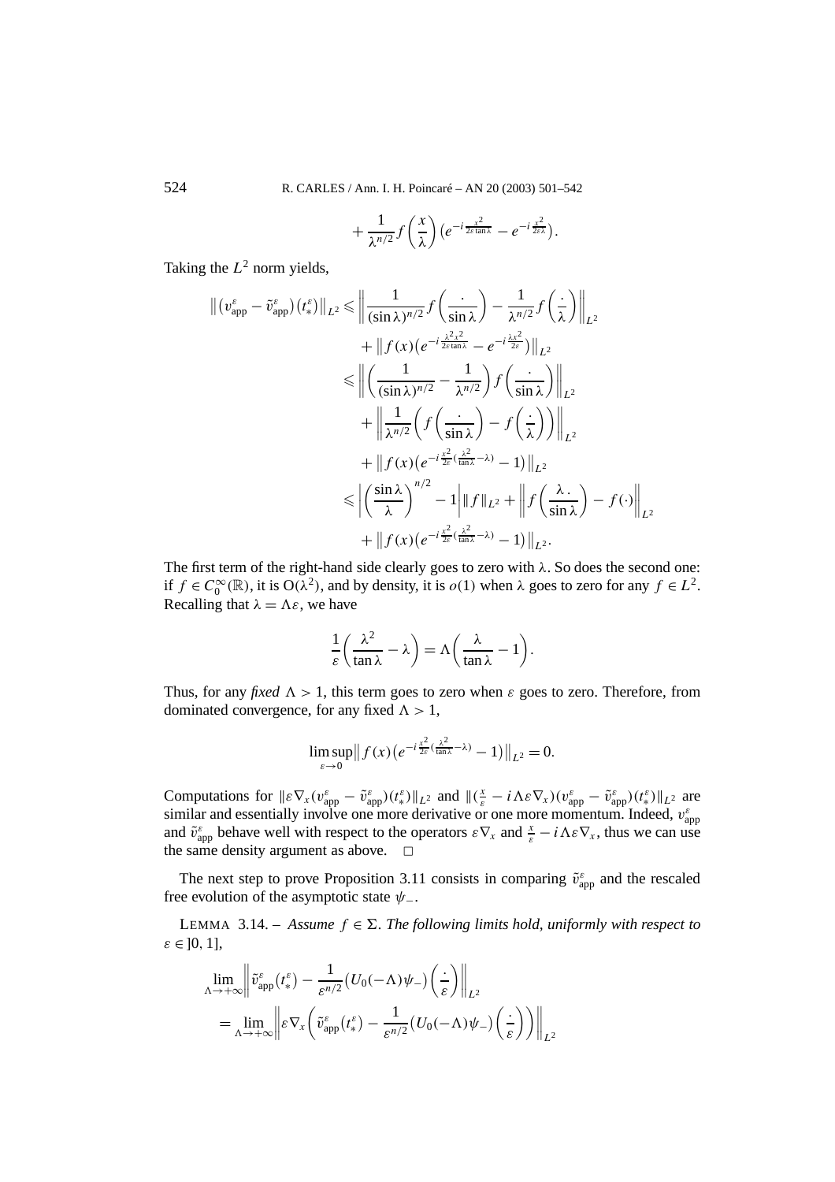$$+\frac{1}{\lambda^{n/2}} f\left(\frac{x}{\lambda}\right)\left(e^{-i\frac{x^2}{2\varepsilon\tan\lambda}} - e^{-i\frac{x^2}{2\varepsilon\lambda}}\right).$$

Taking the $L^2$ norm yields,

$$\begin{aligned}
\left\|\left(v_{\mathrm{app}}^\varepsilon - \tilde{v}_{\mathrm{app}}^\varepsilon\right)\left(t_*^\varepsilon\right)\right\|_{L^2} &\leqslant \left\|\frac{1}{(\sin\lambda)^{n/2}} f\left(\frac{\cdot}{\sin\lambda}\right) - \frac{1}{\lambda^{n/2}} f\left(\frac{\cdot}{\lambda}\right)\right\|_{L^2} \\
&\quad + \left\| f(x)\left(e^{-i\frac{\lambda^2 x^2}{2\varepsilon\tan\lambda}} - e^{-i\frac{\lambda x^2}{2\varepsilon}}\right)\right\|_{L^2} \\
&\leqslant \left\|\left(\frac{1}{(\sin\lambda)^{n/2}} - \frac{1}{\lambda^{n/2}}\right) f\left(\frac{\cdot}{\sin\lambda}\right)\right\|_{L^2} \\
&\quad + \left\|\frac{1}{\lambda^{n/2}}\left(f\left(\frac{\cdot}{\sin\lambda}\right) - f\left(\frac{\cdot}{\lambda}\right)\right)\right\|_{L^2} \\
&\quad + \left\| f(x)\left(e^{-i\frac{x^2}{2\varepsilon}\left(\frac{\lambda^2}{\tan\lambda} - \lambda\right)} - 1\right)\right\|_{L^2} \\
&\leqslant \left|\left(\frac{\sin\lambda}{\lambda}\right)^{n/2} - 1\right| \|f\|_{L^2} + \left\| f\left(\frac{\lambda\,\cdot}{\sin\lambda}\right) - f(\cdot)\right\|_{L^2} \\
&\quad + \left\| f(x)\left(e^{-i\frac{x^2}{2\varepsilon}\left(\frac{\lambda^2}{\tan\lambda} - \lambda\right)} - 1\right)\right\|_{L^2}.
\end{aligned}$$

The first term of the right-hand side clearly goes to zero with $\lambda$. So does the second one: if $f \in C_0^\infty(\mathbb{R})$, it is $\mathrm{O}(\lambda^2)$, and by density, it is $o(1)$ when $\lambda$ goes to zero for any $f \in L^2$. Recalling that $\lambda = \Lambda\varepsilon$, we have

$$\frac{1}{\varepsilon}\left(\frac{\lambda^2}{\tan\lambda} - \lambda\right) = \Lambda\left(\frac{\lambda}{\tan\lambda} - 1\right).$$

Thus, for any *fixed* $\Lambda > 1$, this term goes to zero when $\varepsilon$ goes to zero. Therefore, from dominated convergence, for any fixed $\Lambda > 1$,

$$\limsup_{\varepsilon \to 0} \left\| f(x)\left(e^{-i\frac{x^2}{2\varepsilon}\left(\frac{\lambda^2}{\tan\lambda} - \lambda\right)} - 1\right)\right\|_{L^2} = 0.$$

Computations for $\|\varepsilon\nabla_x(v_{\mathrm{app}}^\varepsilon - \tilde{v}_{\mathrm{app}}^\varepsilon)(t_*^\varepsilon)\|_{L^2}$ and $\|(\frac{x}{\varepsilon} - i\Lambda\varepsilon\nabla_x)(v_{\mathrm{app}}^\varepsilon - \tilde{v}_{\mathrm{app}}^\varepsilon)(t_*^\varepsilon)\|_{L^2}$ are similar and essentially involve one more derivative or one more momentum. Indeed, $v_{\mathrm{app}}^\varepsilon$ and $\tilde{v}_{\mathrm{app}}^\varepsilon$ behave well with respect to the operators $\varepsilon\nabla_x$ and $\frac{x}{\varepsilon} - i\Lambda\varepsilon\nabla_x$, thus we can use the same density argument as above. $\square$

The next step to prove Proposition 3.11 consists in comparing $\tilde{v}_{\mathrm{app}}^\varepsilon$ and the rescaled free evolution of the asymptotic state $\psi_-$.

LEMMA 3.14. – *Assume $f \in \Sigma$. The following limits hold, uniformly with respect to $\varepsilon \in ]0, 1]$,*

$$\begin{aligned}
&\lim_{\Lambda \to +\infty} \left\| \tilde{v}_{\mathrm{app}}^\varepsilon\left(t_*^\varepsilon\right) - \frac{1}{\varepsilon^{n/2}}\left(U_0(-\Lambda)\psi_-\right)\left(\frac{\cdot}{\varepsilon}\right)\right\|_{L^2} \\
&\quad = \lim_{\Lambda \to +\infty} \left\| \varepsilon\nabla_x\left(\tilde{v}_{\mathrm{app}}^\varepsilon\left(t_*^\varepsilon\right) - \frac{1}{\varepsilon^{n/2}}\left(U_0(-\Lambda)\psi_-\right)\left(\frac{\cdot}{\varepsilon}\right)\right)\right\|_{L^2}
\end{aligned}$$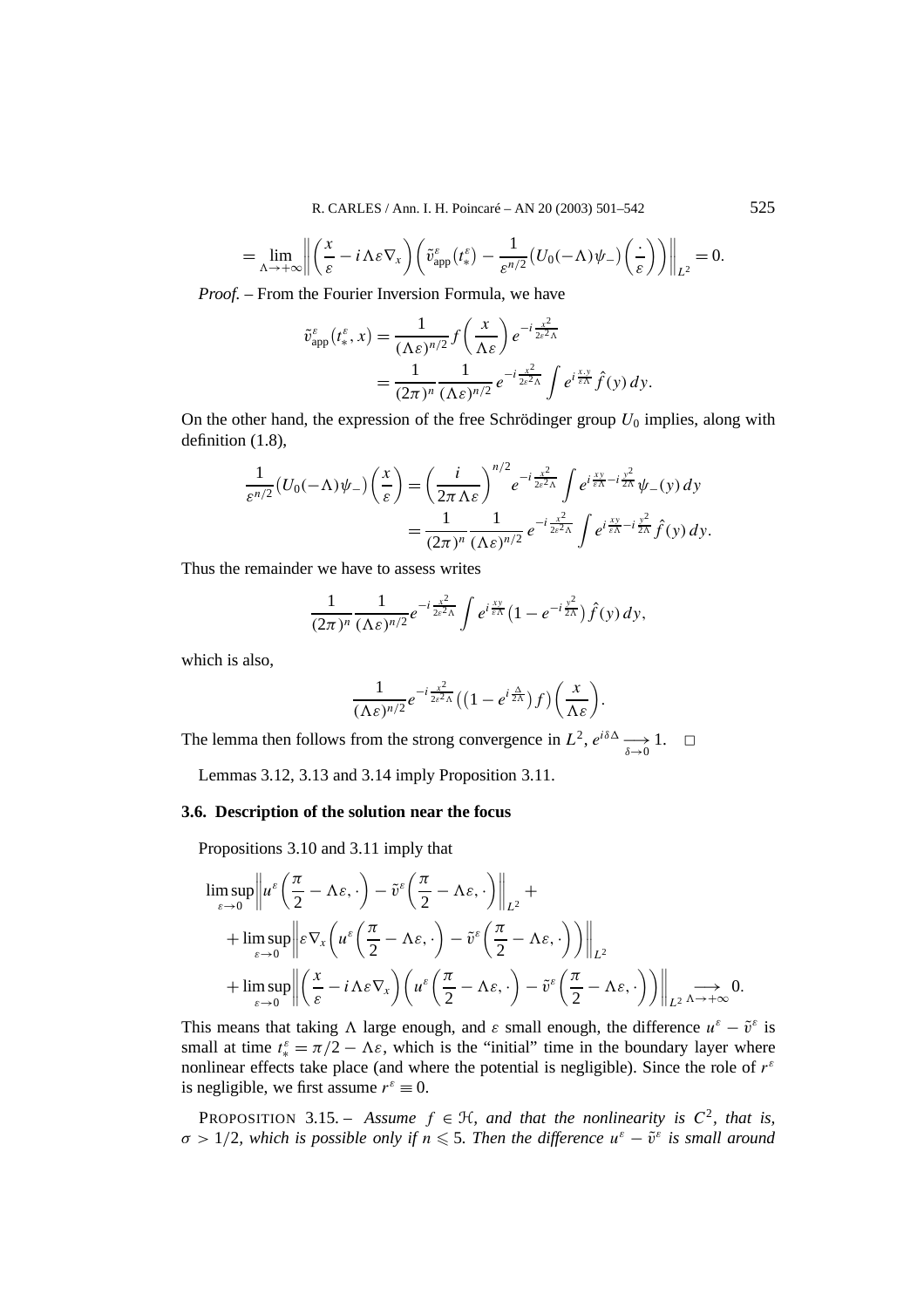$$= \lim_{\Lambda\to+\infty}\left\| \left(\frac{x}{\varepsilon} - i\Lambda\varepsilon\nabla_x\right)\left(\tilde{v}^\varepsilon_{\text{app}}(t^\varepsilon_*) - \frac{1}{\varepsilon^{n/2}}\big(U_0(-\Lambda)\psi_-\big)\left(\frac{\cdot}{\varepsilon}\right)\right)\right\|_{L^2} = 0.$$

*Proof.* – From the Fourier Inversion Formula, we have

$$\begin{aligned}
\tilde{v}^\varepsilon_{\text{app}}(t^\varepsilon_*, x) &= \frac{1}{(\Lambda\varepsilon)^{n/2}} f\left(\frac{x}{\Lambda\varepsilon}\right) e^{-i\frac{x^2}{2\varepsilon^2\Lambda}} \\
&= \frac{1}{(2\pi)^n}\frac{1}{(\Lambda\varepsilon)^{n/2}} e^{-i\frac{x^2}{2\varepsilon^2\Lambda}} \int e^{i\frac{x.y}{\varepsilon\Lambda}}\hat{f}(y)\,dy.
\end{aligned}$$

On the other hand, the expression of the free Schrödinger group $U_0$ implies, along with definition (1.8),

$$\begin{aligned}
\frac{1}{\varepsilon^{n/2}}\big(U_0(-\Lambda)\psi_-\big)\left(\frac{x}{\varepsilon}\right) &= \left(\frac{i}{2\pi\Lambda\varepsilon}\right)^{n/2} e^{-i\frac{x^2}{2\varepsilon^2\Lambda}} \int e^{i\frac{xy}{\varepsilon\Lambda} - i\frac{y^2}{2\Lambda}}\psi_-(y)\,dy \\
&= \frac{1}{(2\pi)^n}\frac{1}{(\Lambda\varepsilon)^{n/2}} e^{-i\frac{x^2}{2\varepsilon^2\Lambda}} \int e^{i\frac{xy}{\varepsilon\Lambda} - i\frac{y^2}{2\Lambda}}\hat{f}(y)\,dy.
\end{aligned}$$

Thus the remainder we have to assess writes

$$\frac{1}{(2\pi)^n}\frac{1}{(\Lambda\varepsilon)^{n/2}} e^{-i\frac{x^2}{2\varepsilon^2\Lambda}} \int e^{i\frac{xy}{\varepsilon\Lambda}}\big(1 - e^{-i\frac{y^2}{2\Lambda}}\big)\hat{f}(y)\,dy,$$

which is also,

$$\frac{1}{(\Lambda\varepsilon)^{n/2}} e^{-i\frac{x^2}{2\varepsilon^2\Lambda}} \big(\big(1 - e^{i\frac{\Delta}{2\Lambda}}\big)f\big)\left(\frac{x}{\Lambda\varepsilon}\right).$$

The lemma then follows from the strong convergence in $L^2$, $e^{i\delta\Delta} \underset{\delta\to 0}{\longrightarrow} 1$. $\square$

Lemmas 3.12, 3.13 and 3.14 imply Proposition 3.11.

### 3.6. Description of the solution near the focus

Propositions 3.10 and 3.11 imply that

$$\begin{aligned}
&\limsup_{\varepsilon\to 0}\left\| u^\varepsilon\left(\frac{\pi}{2} - \Lambda\varepsilon, \cdot\right) - \tilde{v}^\varepsilon\left(\frac{\pi}{2} - \Lambda\varepsilon, \cdot\right)\right\|_{L^2} + \\
&\quad + \limsup_{\varepsilon\to 0}\left\| \varepsilon\nabla_x\left(u^\varepsilon\left(\frac{\pi}{2} - \Lambda\varepsilon, \cdot\right) - \tilde{v}^\varepsilon\left(\frac{\pi}{2} - \Lambda\varepsilon, \cdot\right)\right)\right\|_{L^2} \\
&\quad + \limsup_{\varepsilon\to 0}\left\| \left(\frac{x}{\varepsilon} - i\Lambda\varepsilon\nabla_x\right)\left(u^\varepsilon\left(\frac{\pi}{2} - \Lambda\varepsilon, \cdot\right) - \tilde{v}^\varepsilon\left(\frac{\pi}{2} - \Lambda\varepsilon, \cdot\right)\right)\right\|_{L^2} \underset{\Lambda\to+\infty}{\longrightarrow} 0.
\end{aligned}$$

This means that taking $\Lambda$ large enough, and $\varepsilon$ small enough, the difference $u^\varepsilon - \tilde{v}^\varepsilon$ is small at time $t^\varepsilon_* = \pi/2 - \Lambda\varepsilon$, which is the "initial" time in the boundary layer where nonlinear effects take place (and where the potential is negligible). Since the role of $r^\varepsilon$ is negligible, we first assume $r^\varepsilon \equiv 0$.

PROPOSITION 3.15. – *Assume $f \in \mathcal{H}$, and that the nonlinearity is $C^2$, that is, $\sigma > 1/2$, which is possible only if $n \leqslant 5$. Then the difference $u^\varepsilon - \tilde{v}^\varepsilon$ is small around*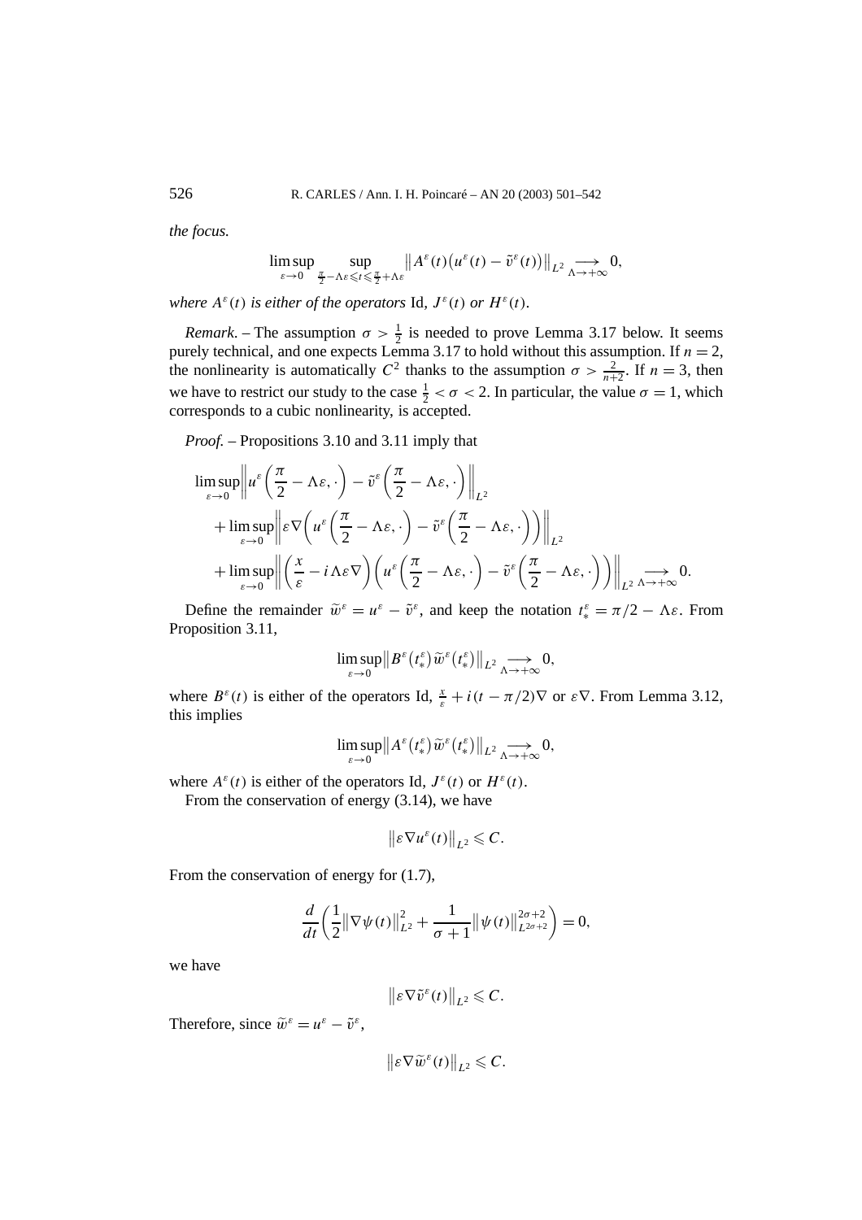*the focus.*

$$\limsup_{\varepsilon\to 0} \sup_{\frac{\pi}{2}-\Lambda\varepsilon\leqslant t\leqslant \frac{\pi}{2}+\Lambda\varepsilon} \left\| A^\varepsilon(t)\big(u^\varepsilon(t)-\tilde{v}^\varepsilon(t)\big)\right\|_{L^2} \underset{\Lambda\to+\infty}{\longrightarrow} 0,$$

*where $A^\varepsilon(t)$ is either of the operators* Id, $J^\varepsilon(t)$ *or* $H^\varepsilon(t)$.

*Remark*. – The assumption $\sigma > \frac{1}{2}$ is needed to prove Lemma 3.17 below. It seems purely technical, and one expects Lemma 3.17 to hold without this assumption. If $n = 2$, the nonlinearity is automatically $C^2$ thanks to the assumption $\sigma > \frac{2}{n+2}$. If $n = 3$, then we have to restrict our study to the case $\frac{1}{2} < \sigma < 2$. In particular, the value $\sigma = 1$, which corresponds to a cubic nonlinearity, is accepted.

*Proof.* – Propositions 3.10 and 3.11 imply that

$$\begin{aligned}
&\limsup_{\varepsilon\to 0}\left\| u^\varepsilon\left(\frac{\pi}{2}-\Lambda\varepsilon,\cdot\right) - \tilde{v}^\varepsilon\left(\frac{\pi}{2}-\Lambda\varepsilon,\cdot\right)\right\|_{L^2} \\
&\quad+\limsup_{\varepsilon\to 0}\left\| \varepsilon\nabla\left(u^\varepsilon\left(\frac{\pi}{2}-\Lambda\varepsilon,\cdot\right) - \tilde{v}^\varepsilon\left(\frac{\pi}{2}-\Lambda\varepsilon,\cdot\right)\right)\right\|_{L^2} \\
&\quad+\limsup_{\varepsilon\to 0}\left\| \left(\frac{x}{\varepsilon}-i\Lambda\varepsilon\nabla\right)\left(u^\varepsilon\left(\frac{\pi}{2}-\Lambda\varepsilon,\cdot\right) - \tilde{v}^\varepsilon\left(\frac{\pi}{2}-\Lambda\varepsilon,\cdot\right)\right)\right\|_{L^2} \underset{\Lambda\to+\infty}{\longrightarrow} 0.
\end{aligned}$$

Define the remainder $\widetilde{w}^\varepsilon = u^\varepsilon - \tilde{v}^\varepsilon$, and keep the notation $t_*^\varepsilon = \pi/2 - \Lambda\varepsilon$. From Proposition 3.11,

$$\limsup_{\varepsilon\to 0}\left\| B^\varepsilon\big(t_*^\varepsilon\big)\widetilde{w}^\varepsilon\big(t_*^\varepsilon\big)\right\|_{L^2} \underset{\Lambda\to+\infty}{\longrightarrow} 0,$$

where $B^\varepsilon(t)$ is either of the operators Id, $\frac{x}{\varepsilon}+i(t-\pi/2)\nabla$ or $\varepsilon\nabla$. From Lemma 3.12, this implies

$$\limsup_{\varepsilon\to 0}\left\| A^\varepsilon\big(t_*^\varepsilon\big)\widetilde{w}^\varepsilon\big(t_*^\varepsilon\big)\right\|_{L^2} \underset{\Lambda\to+\infty}{\longrightarrow} 0,$$

where $A^\varepsilon(t)$ is either of the operators Id, $J^\varepsilon(t)$ or $H^\varepsilon(t)$.

From the conservation of energy (3.14), we have

$$\left\|\varepsilon\nabla u^\varepsilon(t)\right\|_{L^2} \leqslant C.$$

From the conservation of energy for (1.7),

$$\frac{d}{dt}\left(\frac{1}{2}\left\|\nabla\psi(t)\right\|_{L^2}^2 + \frac{1}{\sigma+1}\left\|\psi(t)\right\|_{L^{2\sigma+2}}^{2\sigma+2}\right) = 0,$$

we have

$$\left\|\varepsilon\nabla \tilde{v}^\varepsilon(t)\right\|_{L^2} \leqslant C.$$

Therefore, since $\widetilde{w}^\varepsilon = u^\varepsilon - \tilde{v}^\varepsilon$,

$$\left\|\varepsilon\nabla \widetilde{w}^\varepsilon(t)\right\|_{L^2} \leqslant C.$$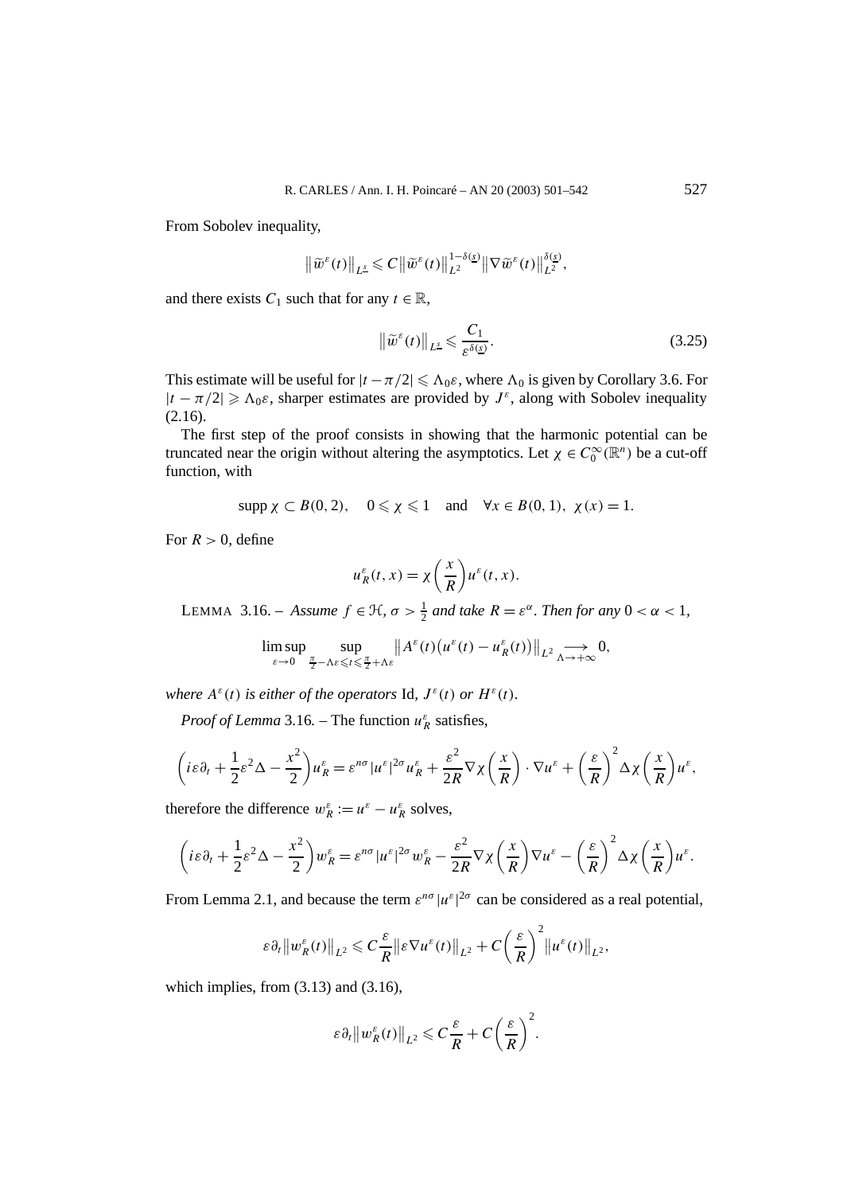From Sobolev inequality,

$$\left\|\widetilde{w}^\varepsilon(t)\right\|_{L^{\underline{s}}} \leqslant C\left\|\widetilde{w}^\varepsilon(t)\right\|_{L^2}^{1-\delta(\underline{s})}\left\|\nabla \widetilde{w}^\varepsilon(t)\right\|_{L^2}^{\delta(\underline{s})},$$

and there exists $C_1$ such that for any $t \in \mathbb{R}$,

$$\left\|\widetilde{w}^\varepsilon(t)\right\|_{L^{\underline{s}}} \leqslant \frac{C_1}{\varepsilon^{\delta(\underline{s})}}. \tag{3.25}$$

This estimate will be useful for $|t-\pi/2| \leqslant \Lambda_0\varepsilon$, where $\Lambda_0$ is given by Corollary 3.6. For $|t-\pi/2| \geqslant \Lambda_0\varepsilon$, sharper estimates are provided by $J^\varepsilon$, along with Sobolev inequality (2.16).

The first step of the proof consists in showing that the harmonic potential can be truncated near the origin without altering the asymptotics. Let $\chi \in C_0^\infty(\mathbb{R}^n)$ be a cut-off function, with

$$\operatorname{supp}\chi \subset B(0,2), \quad 0 \leqslant \chi \leqslant 1 \quad \text{and} \quad \forall x \in B(0,1),\ \chi(x)=1.$$

For $R>0$, define

$$u_R^\varepsilon(t,x) = \chi\left(\frac{x}{R}\right)u^\varepsilon(t,x).$$

LEMMA 3.16. – *Assume $f \in \mathcal{H}$, $\sigma > \frac{1}{2}$ and take $R=\varepsilon^\alpha$. Then for any $0<\alpha<1$,*

$$\limsup_{\varepsilon\to 0}\ \sup_{\frac{\pi}{2}-\Lambda\varepsilon \leqslant t \leqslant \frac{\pi}{2}+\Lambda\varepsilon}\left\|A^\varepsilon(t)\big(u^\varepsilon(t)-u_R^\varepsilon(t)\big)\right\|_{L^2} \underset{\Lambda\to+\infty}{\longrightarrow} 0,$$

*where $A^\varepsilon(t)$ is either of the operators* Id, $J^\varepsilon(t)$ *or* $H^\varepsilon(t)$.

*Proof of Lemma* 3.16. – The function $u_R^\varepsilon$ satisfies,

$$\left(i\varepsilon\partial_t + \frac{1}{2}\varepsilon^2\Delta - \frac{x^2}{2}\right)u_R^\varepsilon = \varepsilon^{n\sigma}|u^\varepsilon|^{2\sigma}u_R^\varepsilon + \frac{\varepsilon^2}{2R}\nabla\chi\left(\frac{x}{R}\right)\cdot\nabla u^\varepsilon + \left(\frac{\varepsilon}{R}\right)^2\Delta\chi\left(\frac{x}{R}\right)u^\varepsilon,$$

therefore the difference $w_R^\varepsilon := u^\varepsilon - u_R^\varepsilon$ solves,

$$\left(i\varepsilon\partial_t + \frac{1}{2}\varepsilon^2\Delta - \frac{x^2}{2}\right)w_R^\varepsilon = \varepsilon^{n\sigma}|u^\varepsilon|^{2\sigma}w_R^\varepsilon - \frac{\varepsilon^2}{2R}\nabla\chi\left(\frac{x}{R}\right)\nabla u^\varepsilon - \left(\frac{\varepsilon}{R}\right)^2\Delta\chi\left(\frac{x}{R}\right)u^\varepsilon.$$

From Lemma 2.1, and because the term $\varepsilon^{n\sigma}|u^\varepsilon|^{2\sigma}$ can be considered as a real potential,

$$\varepsilon\partial_t\left\|w_R^\varepsilon(t)\right\|_{L^2} \leqslant C\frac{\varepsilon}{R}\left\|\varepsilon\nabla u^\varepsilon(t)\right\|_{L^2} + C\left(\frac{\varepsilon}{R}\right)^2\left\|u^\varepsilon(t)\right\|_{L^2},$$

which implies, from (3.13) and (3.16),

$$\varepsilon\partial_t\left\|w_R^\varepsilon(t)\right\|_{L^2} \leqslant C\frac{\varepsilon}{R} + C\left(\frac{\varepsilon}{R}\right)^2.$$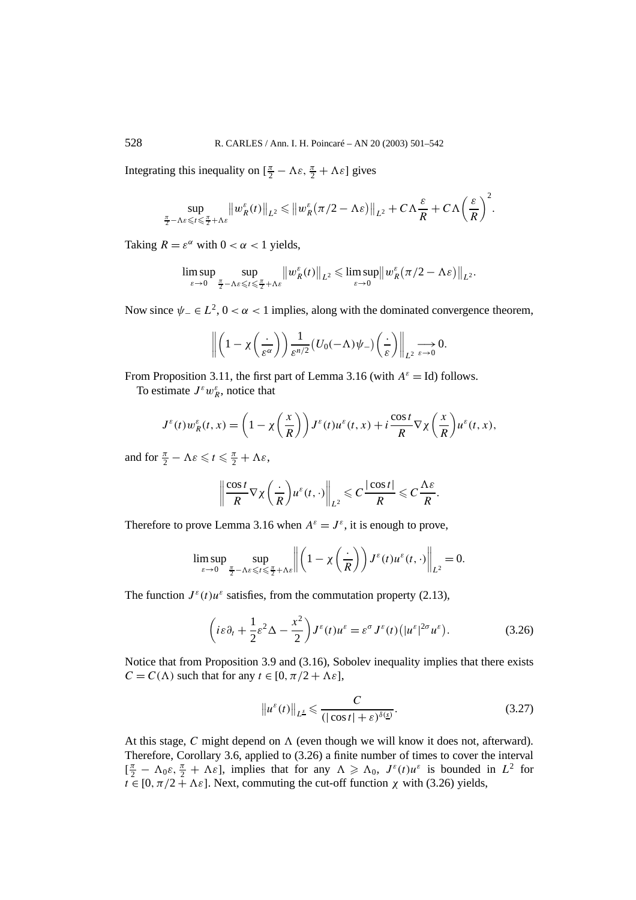Integrating this inequality on $[\frac{\pi}{2} - \Lambda\varepsilon, \frac{\pi}{2} + \Lambda\varepsilon]$ gives

$$\sup_{\frac{\pi}{2}-\Lambda\varepsilon \leqslant t \leqslant \frac{\pi}{2}+\Lambda\varepsilon} \left\| w_R^\varepsilon(t) \right\|_{L^2} \leqslant \left\| w_R^\varepsilon(\pi/2 - \Lambda\varepsilon) \right\|_{L^2} + C\Lambda \frac{\varepsilon}{R} + C\Lambda \left(\frac{\varepsilon}{R}\right)^2.$$

Taking $R = \varepsilon^\alpha$ with $0 < \alpha < 1$ yields,

$$\limsup_{\varepsilon \to 0} \sup_{\frac{\pi}{2}-\Lambda\varepsilon \leqslant t \leqslant \frac{\pi}{2}+\Lambda\varepsilon} \left\| w_R^\varepsilon(t) \right\|_{L^2} \leqslant \limsup_{\varepsilon \to 0} \left\| w_R^\varepsilon(\pi/2 - \Lambda\varepsilon) \right\|_{L^2}.$$

Now since $\psi_- \in L^2$, $0 < \alpha < 1$ implies, along with the dominated convergence theorem,

$$\left\| \left(1 - \chi\left(\frac{\cdot}{\varepsilon^\alpha}\right)\right) \frac{1}{\varepsilon^{n/2}} \big(U_0(-\Lambda)\psi_-\big)\left(\frac{\cdot}{\varepsilon}\right) \right\|_{L^2} \underset{\varepsilon \to 0}{\longrightarrow} 0.$$

From Proposition 3.11, the first part of Lemma 3.16 (with $A^\varepsilon = \mathrm{Id}$) follows.

To estimate $J^\varepsilon w_R^\varepsilon$, notice that

$$J^\varepsilon(t) w_R^\varepsilon(t,x) = \left(1 - \chi\left(\frac{x}{R}\right)\right) J^\varepsilon(t) u^\varepsilon(t,x) + i \frac{\cos t}{R} \nabla\chi\left(\frac{x}{R}\right) u^\varepsilon(t,x),$$

and for $\frac{\pi}{2} - \Lambda\varepsilon \leqslant t \leqslant \frac{\pi}{2} + \Lambda\varepsilon$,

$$\left\| \frac{\cos t}{R} \nabla\chi\left(\frac{\cdot}{R}\right) u^\varepsilon(t,\cdot) \right\|_{L^2} \leqslant C \frac{|\cos t|}{R} \leqslant C \frac{\Lambda\varepsilon}{R}.$$

Therefore to prove Lemma 3.16 when $A^\varepsilon = J^\varepsilon$, it is enough to prove,

$$\limsup_{\varepsilon \to 0} \sup_{\frac{\pi}{2}-\Lambda\varepsilon \leqslant t \leqslant \frac{\pi}{2}+\Lambda\varepsilon} \left\| \left(1 - \chi\left(\frac{\cdot}{R}\right)\right) J^\varepsilon(t) u^\varepsilon(t,\cdot) \right\|_{L^2} = 0.$$

The function $J^\varepsilon(t) u^\varepsilon$ satisfies, from the commutation property (2.13),

$$\left(i\varepsilon\partial_t + \frac{1}{2}\varepsilon^2 \Delta - \frac{x^2}{2}\right) J^\varepsilon(t) u^\varepsilon = \varepsilon^\sigma J^\varepsilon(t) \big(|u^\varepsilon|^{2\sigma} u^\varepsilon\big). \tag{3.26}$$

Notice that from Proposition 3.9 and (3.16), Sobolev inequality implies that there exists $C = C(\Lambda)$ such that for any $t \in [0, \pi/2 + \Lambda\varepsilon]$,

$$\left\| u^\varepsilon(t) \right\|_{L^{\underline{s}}} \leqslant \frac{C}{(|\cos t| + \varepsilon)^{\delta(\underline{s})}}. \tag{3.27}$$

At this stage, $C$ might depend on $\Lambda$ (even though we will know it does not, afterward). Therefore, Corollary 3.6, applied to (3.26) a finite number of times to cover the interval $[\frac{\pi}{2} - \Lambda_0\varepsilon, \frac{\pi}{2} + \Lambda\varepsilon]$, implies that for any $\Lambda \geqslant \Lambda_0$, $J^\varepsilon(t)u^\varepsilon$ is bounded in $L^2$ for $t \in [0, \pi/2 + \Lambda\varepsilon]$. Next, commuting the cut-off function $\chi$ with (3.26) yields,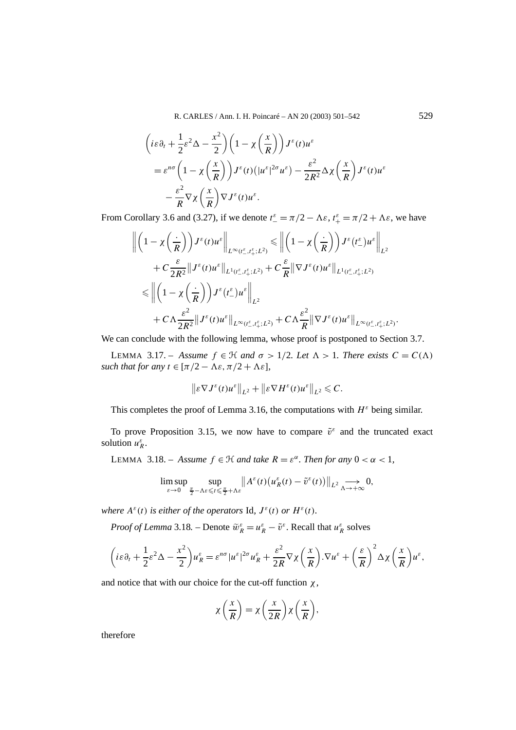$$
\begin{aligned}
&\left(i\varepsilon\partial_t + \frac{1}{2}\varepsilon^2\Delta - \frac{x^2}{2}\right)\left(1-\chi\left(\frac{x}{R}\right)\right)J^\varepsilon(t)u^\varepsilon \\
&= \varepsilon^{n\sigma}\left(1-\chi\left(\frac{x}{R}\right)\right)J^\varepsilon(t)\left(|u^\varepsilon|^{2\sigma}u^\varepsilon\right) - \frac{\varepsilon^2}{2R^2}\Delta\chi\left(\frac{x}{R}\right)J^\varepsilon(t)u^\varepsilon \\
&\quad - \frac{\varepsilon^2}{R}\nabla\chi\left(\frac{x}{R}\right)\nabla J^\varepsilon(t)u^\varepsilon.
\end{aligned}
$$

From Corollary 3.6 and (3.27), if we denote $t_-^\varepsilon = \pi/2 - \Lambda\varepsilon$, $t_+^\varepsilon = \pi/2 + \Lambda\varepsilon$, we have

$$
\begin{aligned}
\left\|\left(1-\chi\left(\frac{\cdot}{R}\right)\right)J^\varepsilon(t)u^\varepsilon\right\|_{L^\infty(t_-^\varepsilon,t_+^\varepsilon;L^2)} &\leqslant \left\|\left(1-\chi\left(\frac{\cdot}{R}\right)\right)J^\varepsilon\left(t_-^\varepsilon\right)u^\varepsilon\right\|_{L^2} \\
&\quad + C\frac{\varepsilon}{2R^2}\left\|J^\varepsilon(t)u^\varepsilon\right\|_{L^1(t_-^\varepsilon,t_+^\varepsilon;L^2)} + C\frac{\varepsilon}{R}\left\|\nabla J^\varepsilon(t)u^\varepsilon\right\|_{L^1(t_-^\varepsilon,t_+^\varepsilon;L^2)} \\
&\leqslant \left\|\left(1-\chi\left(\frac{\cdot}{R}\right)\right)J^\varepsilon\left(t_-^\varepsilon\right)u^\varepsilon\right\|_{L^2} \\
&\quad + C\Lambda\frac{\varepsilon^2}{2R^2}\left\|J^\varepsilon(t)u^\varepsilon\right\|_{L^\infty(t_-^\varepsilon,t_+^\varepsilon;L^2)} + C\Lambda\frac{\varepsilon^2}{R}\left\|\nabla J^\varepsilon(t)u^\varepsilon\right\|_{L^\infty(t_-^\varepsilon,t_+^\varepsilon;L^2)}.
\end{aligned}
$$

We can conclude with the following lemma, whose proof is postponed to Section 3.7.

LEMMA 3.17. – *Assume $f \in \mathcal{H}$ and $\sigma > 1/2$. Let $\Lambda > 1$. There exists $C = C(\Lambda)$ such that for any $t \in [\pi/2 - \Lambda\varepsilon, \pi/2 + \Lambda\varepsilon]$,*

$$
\left\|\varepsilon\nabla J^\varepsilon(t)u^\varepsilon\right\|_{L^2} + \left\|\varepsilon\nabla H^\varepsilon(t)u^\varepsilon\right\|_{L^2} \leqslant C.
$$

This completes the proof of Lemma 3.16, the computations with $H^\varepsilon$ being similar.

To prove Proposition 3.15, we now have to compare $\tilde{v}^\varepsilon$ and the truncated exact solution $u_R^\varepsilon$.

LEMMA 3.18. – *Assume $f \in \mathcal{H}$ and take $R = \varepsilon^\alpha$. Then for any $0 < \alpha < 1$,*

$$
\limsup_{\varepsilon\to 0} \sup_{\frac{\pi}{2}-\Lambda\varepsilon\leqslant t\leqslant\frac{\pi}{2}+\Lambda\varepsilon} \left\|A^\varepsilon(t)\left(u_R^\varepsilon(t) - \tilde{v}^\varepsilon(t)\right)\right\|_{L^2} \underset{\Lambda\to+\infty}{\longrightarrow} 0,
$$

*where $A^\varepsilon(t)$ is either of the operators* Id, $J^\varepsilon(t)$ *or* $H^\varepsilon(t)$.

*Proof of Lemma* 3.18. – Denote $\tilde{w}_R^\varepsilon = u_R^\varepsilon - \tilde{v}^\varepsilon$. Recall that $u_R^\varepsilon$ solves

$$
\left(i\varepsilon\partial_t + \frac{1}{2}\varepsilon^2\Delta - \frac{x^2}{2}\right)u_R^\varepsilon = \varepsilon^{n\sigma}|u^\varepsilon|^{2\sigma}u_R^\varepsilon + \frac{\varepsilon^2}{2R}\nabla\chi\left(\frac{x}{R}\right).\nabla u^\varepsilon + \left(\frac{\varepsilon}{R}\right)^2\Delta\chi\left(\frac{x}{R}\right)u^\varepsilon,
$$

and notice that with our choice for the cut-off function $\chi$,

$$
\chi\left(\frac{x}{R}\right) = \chi\left(\frac{x}{2R}\right)\chi\left(\frac{x}{R}\right),
$$

therefore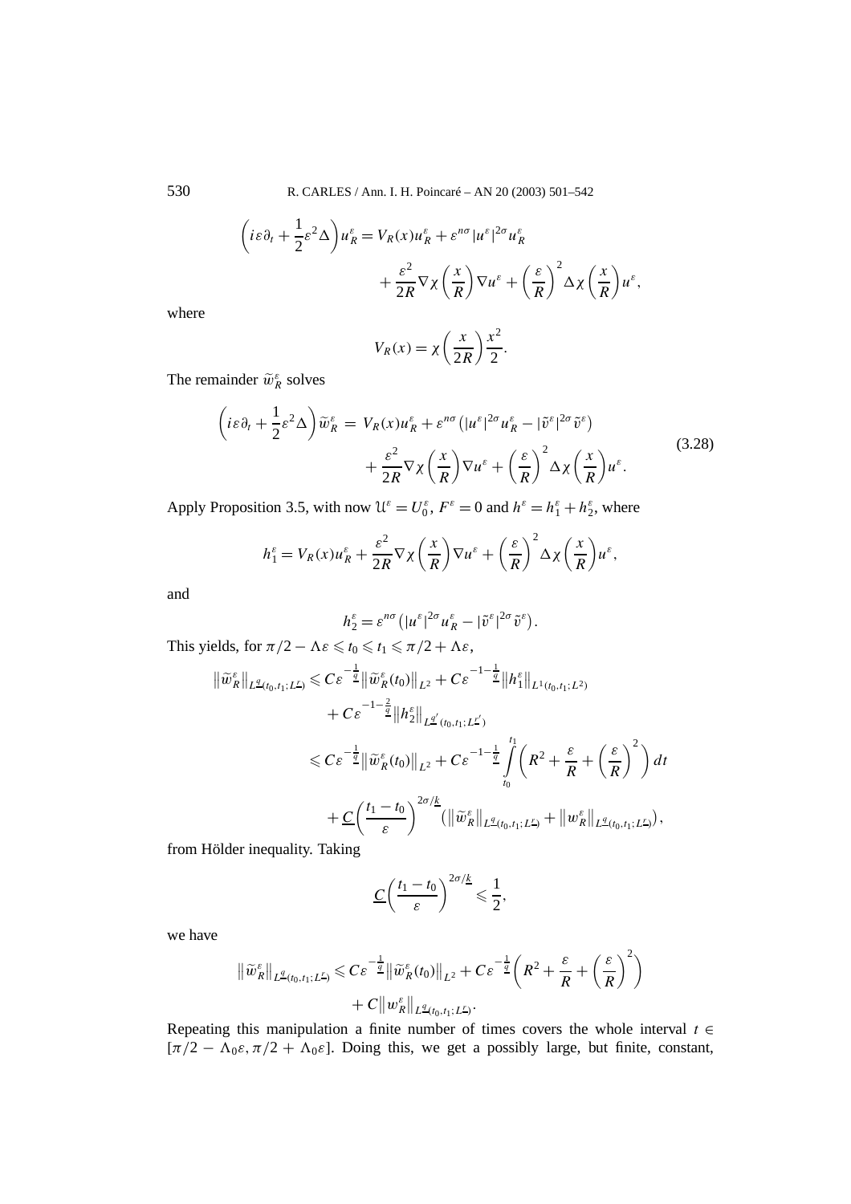$$\left(i\varepsilon\partial_t + \frac{1}{2}\varepsilon^2\Delta\right)u_R^\varepsilon = V_R(x)u_R^\varepsilon + \varepsilon^{n\sigma}|u^\varepsilon|^{2\sigma}u_R^\varepsilon + \frac{\varepsilon^2}{2R}\nabla\chi\left(\frac{x}{R}\right)\nabla u^\varepsilon + \left(\frac{\varepsilon}{R}\right)^2\Delta\chi\left(\frac{x}{R}\right)u^\varepsilon,$$

where

$$V_R(x) = \chi\left(\frac{x}{2R}\right)\frac{x^2}{2}.$$

The remainder $\widetilde{w}_R^\varepsilon$ solves

$$\begin{aligned}\left(i\varepsilon\partial_t + \frac{1}{2}\varepsilon^2\Delta\right)\widetilde{w}_R^\varepsilon = {} & V_R(x)u_R^\varepsilon + \varepsilon^{n\sigma}\left(|u^\varepsilon|^{2\sigma}u_R^\varepsilon - |\tilde{v}^\varepsilon|^{2\sigma}\tilde{v}^\varepsilon\right) \\ & + \frac{\varepsilon^2}{2R}\nabla\chi\left(\frac{x}{R}\right)\nabla u^\varepsilon + \left(\frac{\varepsilon}{R}\right)^2\Delta\chi\left(\frac{x}{R}\right)u^\varepsilon.\end{aligned} \tag{3.28}$$

Apply Proposition 3.5, with now $\mathcal{U}^\varepsilon = U_0^\varepsilon$, $F^\varepsilon = 0$ and $h^\varepsilon = h_1^\varepsilon + h_2^\varepsilon$, where

$$h_1^\varepsilon = V_R(x)u_R^\varepsilon + \frac{\varepsilon^2}{2R}\nabla\chi\left(\frac{x}{R}\right)\nabla u^\varepsilon + \left(\frac{\varepsilon}{R}\right)^2\Delta\chi\left(\frac{x}{R}\right)u^\varepsilon,$$

and

$$h_2^\varepsilon = \varepsilon^{n\sigma}\left(|u^\varepsilon|^{2\sigma}u_R^\varepsilon - |\tilde{v}^\varepsilon|^{2\sigma}\tilde{v}^\varepsilon\right).$$

This yields, for $\pi/2 - \Lambda\varepsilon \leqslant t_0 \leqslant t_1 \leqslant \pi/2 + \Lambda\varepsilon$,

$$\begin{aligned}\left\|\widetilde{w}_R^\varepsilon\right\|_{L^{\underline{q}}(t_0,t_1;L^{\underline{r}})} \leqslant {} & C\varepsilon^{-\frac{1}{\underline{q}}}\left\|\widetilde{w}_R^\varepsilon(t_0)\right\|_{L^2} + C\varepsilon^{-1-\frac{1}{\underline{q}}}\left\|h_1^\varepsilon\right\|_{L^1(t_0,t_1;L^2)} \\ & + C\varepsilon^{-1-\frac{2}{\underline{q}}}\left\|h_2^\varepsilon\right\|_{L^{\underline{q}'}(t_0,t_1;L^{\underline{r}'})} \\ \leqslant {} & C\varepsilon^{-\frac{1}{\underline{q}}}\left\|\widetilde{w}_R^\varepsilon(t_0)\right\|_{L^2} + C\varepsilon^{-1-\frac{1}{\underline{q}}}\int_{t_0}^{t_1}\left(R^2 + \frac{\varepsilon}{R} + \left(\frac{\varepsilon}{R}\right)^2\right)dt \\ & + \underline{C}\left(\frac{t_1 - t_0}{\varepsilon}\right)^{2\sigma/\underline{k}}\left(\left\|\widetilde{w}_R^\varepsilon\right\|_{L^{\underline{q}}(t_0,t_1;L^{\underline{r}})} + \left\|w_R^\varepsilon\right\|_{L^{\underline{q}}(t_0,t_1;L^{\underline{r}})}\right),\end{aligned}$$

from Hölder inequality. Taking

$$\underline{C}\left(\frac{t_1 - t_0}{\varepsilon}\right)^{2\sigma/\underline{k}} \leqslant \frac{1}{2},$$

we have

$$\begin{aligned}\left\|\widetilde{w}_R^\varepsilon\right\|_{L^{\underline{q}}(t_0,t_1;L^{\underline{r}})} \leqslant {} & C\varepsilon^{-\frac{1}{\underline{q}}}\left\|\widetilde{w}_R^\varepsilon(t_0)\right\|_{L^2} + C\varepsilon^{-\frac{1}{\underline{q}}}\left(R^2 + \frac{\varepsilon}{R} + \left(\frac{\varepsilon}{R}\right)^2\right) \\ & + C\left\|w_R^\varepsilon\right\|_{L^{\underline{q}}(t_0,t_1;L^{\underline{r}})}.\end{aligned}$$

Repeating this manipulation a finite number of times covers the whole interval $t \in [\pi/2 - \Lambda_0\varepsilon, \pi/2 + \Lambda_0\varepsilon]$. Doing this, we get a possibly large, but finite, constant,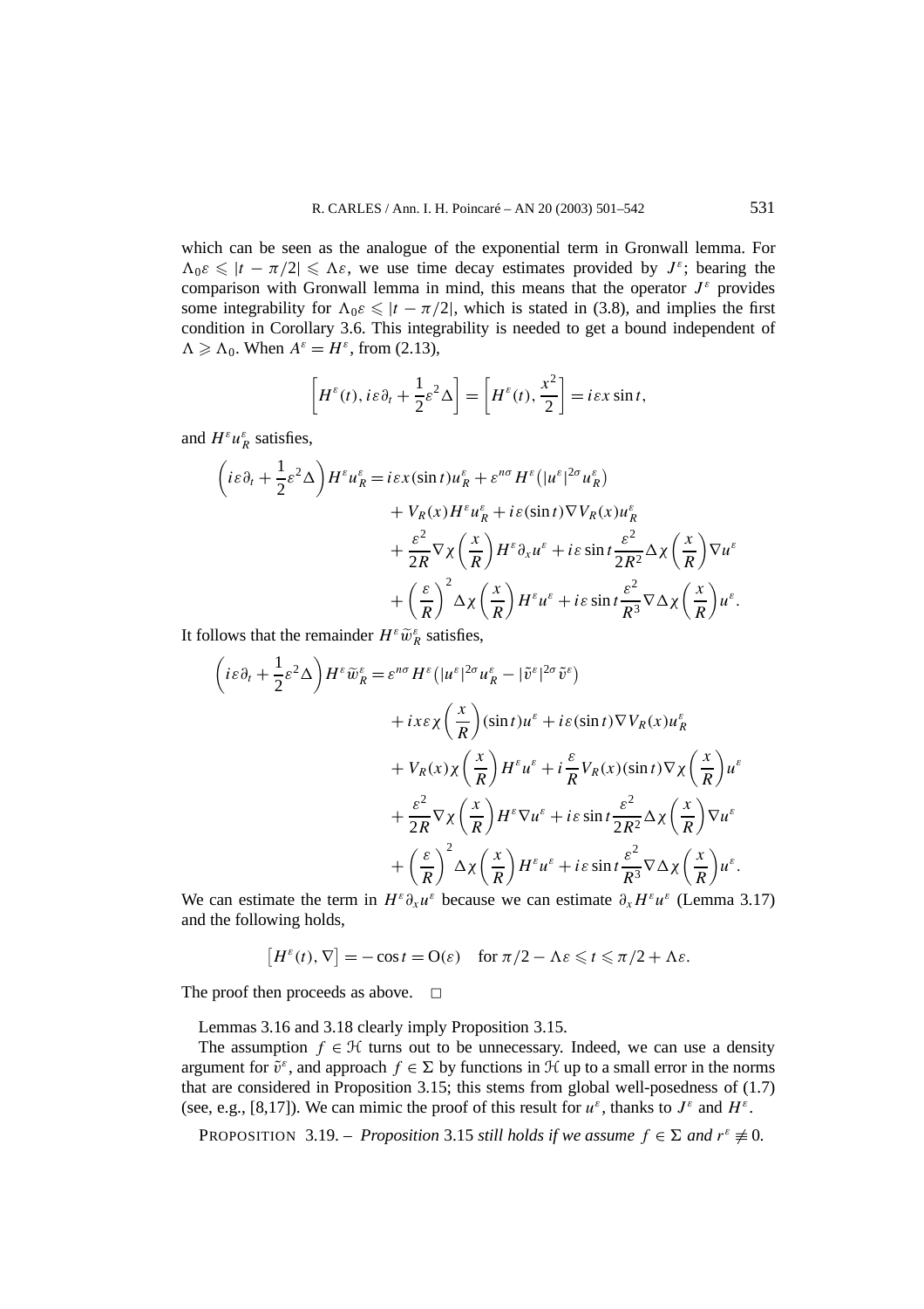which can be seen as the analogue of the exponential term in Gronwall lemma. For $\Lambda_0\varepsilon \leqslant |t-\pi/2| \leqslant \Lambda\varepsilon$, we use time decay estimates provided by $J^\varepsilon$; bearing the comparison with Gronwall lemma in mind, this means that the operator $J^\varepsilon$ provides some integrability for $\Lambda_0\varepsilon \leqslant |t-\pi/2|$, which is stated in (3.8), and implies the first condition in Corollary 3.6. This integrability is needed to get a bound independent of $\Lambda \geqslant \Lambda_0$. When $A^\varepsilon = H^\varepsilon$, from (2.13),

$$\left[H^\varepsilon(t), i\varepsilon\partial_t + \frac{1}{2}\varepsilon^2\Delta\right] = \left[H^\varepsilon(t), \frac{x^2}{2}\right] = i\varepsilon x\sin t,$$

and $H^\varepsilon u_R^\varepsilon$ satisfies,

$$\begin{aligned}
\left(i\varepsilon\partial_t + \frac{1}{2}\varepsilon^2\Delta\right)H^\varepsilon u_R^\varepsilon &= i\varepsilon x(\sin t)u_R^\varepsilon + \varepsilon^{n\sigma}H^\varepsilon\left(|u^\varepsilon|^{2\sigma}u_R^\varepsilon\right)\\
&\quad + V_R(x)H^\varepsilon u_R^\varepsilon + i\varepsilon(\sin t)\nabla V_R(x)u_R^\varepsilon\\
&\quad + \frac{\varepsilon^2}{2R}\nabla\chi\left(\frac{x}{R}\right)H^\varepsilon\partial_x u^\varepsilon + i\varepsilon\sin t\frac{\varepsilon^2}{2R^2}\Delta\chi\left(\frac{x}{R}\right)\nabla u^\varepsilon\\
&\quad + \left(\frac{\varepsilon}{R}\right)^2\Delta\chi\left(\frac{x}{R}\right)H^\varepsilon u^\varepsilon + i\varepsilon\sin t\frac{\varepsilon^2}{R^3}\nabla\Delta\chi\left(\frac{x}{R}\right)u^\varepsilon.
\end{aligned}$$

It follows that the remainder $H^\varepsilon\widetilde{w}_R^\varepsilon$ satisfies,

$$\begin{aligned}
\left(i\varepsilon\partial_t + \frac{1}{2}\varepsilon^2\Delta\right)H^\varepsilon\widetilde{w}_R^\varepsilon &= \varepsilon^{n\sigma}H^\varepsilon\left(|u^\varepsilon|^{2\sigma}u_R^\varepsilon - |\tilde{v}^\varepsilon|^{2\sigma}\tilde{v}^\varepsilon\right)\\
&\quad + ix\varepsilon\chi\left(\frac{x}{R}\right)(\sin t)u^\varepsilon + i\varepsilon(\sin t)\nabla V_R(x)u_R^\varepsilon\\
&\quad + V_R(x)\chi\left(\frac{x}{R}\right)H^\varepsilon u^\varepsilon + i\frac{\varepsilon}{R}V_R(x)(\sin t)\nabla\chi\left(\frac{x}{R}\right)u^\varepsilon\\
&\quad + \frac{\varepsilon^2}{2R}\nabla\chi\left(\frac{x}{R}\right)H^\varepsilon\nabla u^\varepsilon + i\varepsilon\sin t\frac{\varepsilon^2}{2R^2}\Delta\chi\left(\frac{x}{R}\right)\nabla u^\varepsilon\\
&\quad + \left(\frac{\varepsilon}{R}\right)^2\Delta\chi\left(\frac{x}{R}\right)H^\varepsilon u^\varepsilon + i\varepsilon\sin t\frac{\varepsilon^2}{R^3}\nabla\Delta\chi\left(\frac{x}{R}\right)u^\varepsilon.
\end{aligned}$$

We can estimate the term in $H^\varepsilon\partial_x u^\varepsilon$ because we can estimate $\partial_x H^\varepsilon u^\varepsilon$ (Lemma 3.17) and the following holds,

$$\left[H^\varepsilon(t), \nabla\right] = -\cos t = \mathrm{O}(\varepsilon) \quad \text{for } \pi/2 - \Lambda\varepsilon \leqslant t \leqslant \pi/2 + \Lambda\varepsilon.$$

The proof then proceeds as above. $\square$

Lemmas 3.16 and 3.18 clearly imply Proposition 3.15.

The assumption $f \in \mathcal{H}$ turns out to be unnecessary. Indeed, we can use a density argument for $\tilde{v}^\varepsilon$, and approach $f \in \Sigma$ by functions in $\mathcal{H}$ up to a small error in the norms that are considered in Proposition 3.15; this stems from global well-posedness of (1.7) (see, e.g., [8,17]). We can mimic the proof of this result for $u^\varepsilon$, thanks to $J^\varepsilon$ and $H^\varepsilon$.

PROPOSITION 3.19. – *Proposition* 3.15 *still holds if we assume* $f \in \Sigma$ *and* $r^\varepsilon \not\equiv 0$.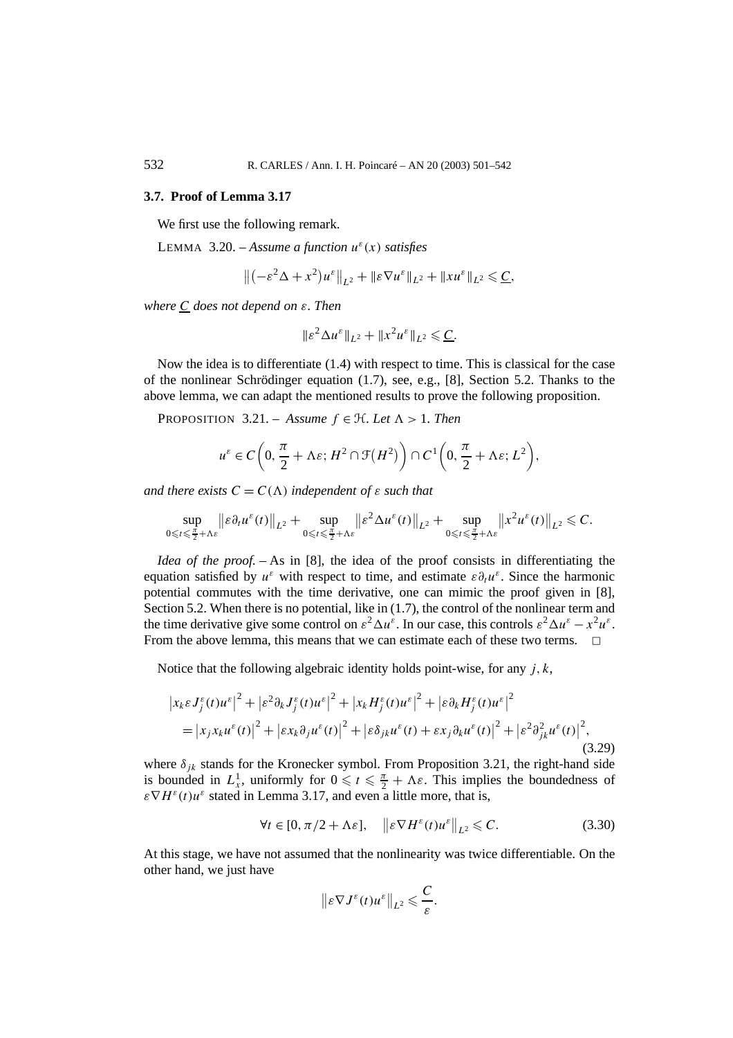### 3.7. Proof of Lemma 3.17

We first use the following remark.

LEMMA 3.20. – *Assume a function $u^\varepsilon(x)$ satisfies*

$$\left\|\left(-\varepsilon^2\Delta + x^2\right)u^\varepsilon\right\|_{L^2} + \|\varepsilon\nabla u^\varepsilon\|_{L^2} + \|xu^\varepsilon\|_{L^2} \leqslant \underline{C},$$

*where $\underline{C}$ does not depend on $\varepsilon$. Then*

$$\|\varepsilon^2\Delta u^\varepsilon\|_{L^2} + \|x^2 u^\varepsilon\|_{L^2} \leqslant \underline{C}.$$

Now the idea is to differentiate (1.4) with respect to time. This is classical for the case of the nonlinear Schrödinger equation (1.7), see, e.g., [8], Section 5.2. Thanks to the above lemma, we can adapt the mentioned results to prove the following proposition.

PROPOSITION 3.21. – *Assume $f \in \mathcal{H}$. Let $\Lambda > 1$. Then*

$$u^\varepsilon \in C\left(0, \frac{\pi}{2} + \Lambda\varepsilon; H^2 \cap \mathcal{F}(H^2)\right) \cap C^1\left(0, \frac{\pi}{2} + \Lambda\varepsilon; L^2\right),$$

*and there exists $C = C(\Lambda)$ independent of $\varepsilon$ such that*

$$\sup_{0\leqslant t\leqslant \frac{\pi}{2}+\Lambda\varepsilon}\left\|\varepsilon\partial_t u^\varepsilon(t)\right\|_{L^2} + \sup_{0\leqslant t\leqslant \frac{\pi}{2}+\Lambda\varepsilon}\left\|\varepsilon^2\Delta u^\varepsilon(t)\right\|_{L^2} + \sup_{0\leqslant t\leqslant \frac{\pi}{2}+\Lambda\varepsilon}\left\|x^2 u^\varepsilon(t)\right\|_{L^2} \leqslant C.$$

*Idea of the proof.* – As in [8], the idea of the proof consists in differentiating the equation satisfied by $u^\varepsilon$ with respect to time, and estimate $\varepsilon\partial_t u^\varepsilon$. Since the harmonic potential commutes with the time derivative, one can mimic the proof given in [8], Section 5.2. When there is no potential, like in (1.7), the control of the nonlinear term and the time derivative give some control on $\varepsilon^2\Delta u^\varepsilon$. In our case, this controls $\varepsilon^2\Delta u^\varepsilon - x^2 u^\varepsilon$. From the above lemma, this means that we can estimate each of these two terms. $\square$

Notice that the following algebraic identity holds point-wise, for any $j, k$,

$$\begin{aligned}
&\left|x_k\varepsilon J_j^\varepsilon(t)u^\varepsilon\right|^2 + \left|\varepsilon^2\partial_k J_j^\varepsilon(t)u^\varepsilon\right|^2 + \left|x_k H_j^\varepsilon(t)u^\varepsilon\right|^2 + \left|\varepsilon\partial_k H_j^\varepsilon(t)u^\varepsilon\right|^2 \\
&\quad = \left|x_j x_k u^\varepsilon(t)\right|^2 + \left|\varepsilon x_k\partial_j u^\varepsilon(t)\right|^2 + \left|\varepsilon\delta_{jk}u^\varepsilon(t) + \varepsilon x_j\partial_k u^\varepsilon(t)\right|^2 + \left|\varepsilon^2\partial_{jk}^2 u^\varepsilon(t)\right|^2,
\end{aligned} \tag{3.29}$$

where $\delta_{jk}$ stands for the Kronecker symbol. From Proposition 3.21, the right-hand side is bounded in $L_x^1$, uniformly for $0 \leqslant t \leqslant \frac{\pi}{2} + \Lambda\varepsilon$. This implies the boundedness of $\varepsilon\nabla H^\varepsilon(t)u^\varepsilon$ stated in Lemma 3.17, and even a little more, that is,

$$\forall t \in [0, \pi/2 + \Lambda\varepsilon], \quad \left\|\varepsilon\nabla H^\varepsilon(t)u^\varepsilon\right\|_{L^2} \leqslant C. \tag{3.30}$$

At this stage, we have not assumed that the nonlinearity was twice differentiable. On the other hand, we just have

$$\left\|\varepsilon\nabla J^\varepsilon(t)u^\varepsilon\right\|_{L^2} \leqslant \frac{C}{\varepsilon}.$$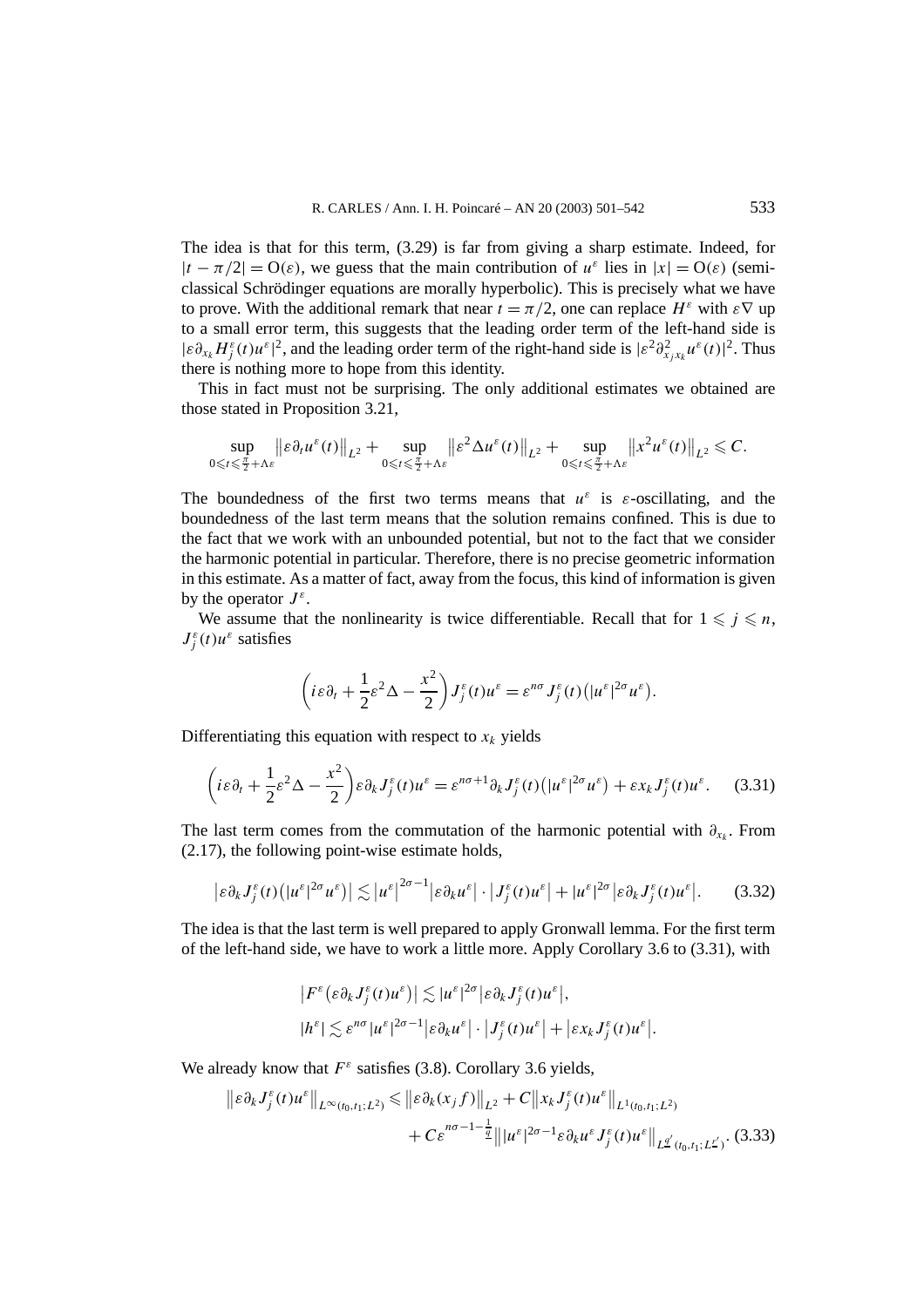The idea is that for this term, (3.29) is far from giving a sharp estimate. Indeed, for $|t - \pi/2| = \mathrm{O}(\varepsilon)$, we guess that the main contribution of $u^\varepsilon$ lies in $|x| = \mathrm{O}(\varepsilon)$ (semi-classical Schrödinger equations are morally hyperbolic). This is precisely what we have to prove. With the additional remark that near $t = \pi/2$, one can replace $H^\varepsilon$ with $\varepsilon\nabla$ up to a small error term, this suggests that the leading order term of the left-hand side is $|\varepsilon\partial_{x_k} H_j^\varepsilon(t)u^\varepsilon|^2$, and the leading order term of the right-hand side is $|\varepsilon^2\partial^2_{x_j x_k} u^\varepsilon(t)|^2$. Thus there is nothing more to hope from this identity.

This in fact must not be surprising. The only additional estimates we obtained are those stated in Proposition 3.21,

$$\sup_{0\leqslant t\leqslant \frac{\pi}{2}+\Lambda\varepsilon} \left\|\varepsilon\partial_t u^\varepsilon(t)\right\|_{L^2} + \sup_{0\leqslant t\leqslant \frac{\pi}{2}+\Lambda\varepsilon} \left\|\varepsilon^2 \Delta u^\varepsilon(t)\right\|_{L^2} + \sup_{0\leqslant t\leqslant \frac{\pi}{2}+\Lambda\varepsilon} \left\|x^2 u^\varepsilon(t)\right\|_{L^2} \leqslant C.$$

The boundedness of the first two terms means that $u^\varepsilon$ is $\varepsilon$-oscillating, and the boundedness of the last term means that the solution remains confined. This is due to the fact that we work with an unbounded potential, but not to the fact that we consider the harmonic potential in particular. Therefore, there is no precise geometric information in this estimate. As a matter of fact, away from the focus, this kind of information is given by the operator $J^\varepsilon$.

We assume that the nonlinearity is twice differentiable. Recall that for $1 \leqslant j \leqslant n$, $J_j^\varepsilon(t)u^\varepsilon$ satisfies

$$\left(i\varepsilon\partial_t + \frac{1}{2}\varepsilon^2\Delta - \frac{x^2}{2}\right) J_j^\varepsilon(t)u^\varepsilon = \varepsilon^{n\sigma} J_j^\varepsilon(t)\left(|u^\varepsilon|^{2\sigma}u^\varepsilon\right).$$

Differentiating this equation with respect to $x_k$ yields

$$\left(i\varepsilon\partial_t + \frac{1}{2}\varepsilon^2\Delta - \frac{x^2}{2}\right)\varepsilon\partial_k J_j^\varepsilon(t)u^\varepsilon = \varepsilon^{n\sigma+1}\partial_k J_j^\varepsilon(t)\left(|u^\varepsilon|^{2\sigma}u^\varepsilon\right) + \varepsilon x_k J_j^\varepsilon(t)u^\varepsilon. \tag{3.31}$$

The last term comes from the commutation of the harmonic potential with $\partial_{x_k}$. From (2.17), the following point-wise estimate holds,

$$\left|\varepsilon\partial_k J_j^\varepsilon(t)\left(|u^\varepsilon|^{2\sigma}u^\varepsilon\right)\right| \lesssim \left|u^\varepsilon\right|^{2\sigma-1}\left|\varepsilon\partial_k u^\varepsilon\right| \cdot \left|J_j^\varepsilon(t)u^\varepsilon\right| + |u^\varepsilon|^{2\sigma}\left|\varepsilon\partial_k J_j^\varepsilon(t)u^\varepsilon\right|. \tag{3.32}$$

The idea is that the last term is well prepared to apply Gronwall lemma. For the first term of the left-hand side, we have to work a little more. Apply Corollary 3.6 to (3.31), with

$$\begin{aligned}
&\left|F^\varepsilon\left(\varepsilon\partial_k J_j^\varepsilon(t)u^\varepsilon\right)\right| \lesssim |u^\varepsilon|^{2\sigma}\left|\varepsilon\partial_k J_j^\varepsilon(t)u^\varepsilon\right|,\\
&|h^\varepsilon| \lesssim \varepsilon^{n\sigma}|u^\varepsilon|^{2\sigma-1}\left|\varepsilon\partial_k u^\varepsilon\right| \cdot \left|J_j^\varepsilon(t)u^\varepsilon\right| + \left|\varepsilon x_k J_j^\varepsilon(t)u^\varepsilon\right|.
\end{aligned}$$

We already know that $F^\varepsilon$ satisfies (3.8). Corollary 3.6 yields,

$$\begin{aligned}
\left\|\varepsilon\partial_k J_j^\varepsilon(t)u^\varepsilon\right\|_{L^\infty(t_0,t_1;L^2)} \leqslant{}& \left\|\varepsilon\partial_k(x_j f)\right\|_{L^2} + C\left\|x_k J_j^\varepsilon(t)u^\varepsilon\right\|_{L^1(t_0,t_1;L^2)}\\
&+ C\varepsilon^{n\sigma-1-\frac{1}{\underline{q}}}\left\||u^\varepsilon|^{2\sigma-1}\varepsilon\partial_k u^\varepsilon J_j^\varepsilon(t)u^\varepsilon\right\|_{L^{\underline{q}'}(t_0,t_1;L^{\underline{r}'})}.
\end{aligned} \tag{3.33}$$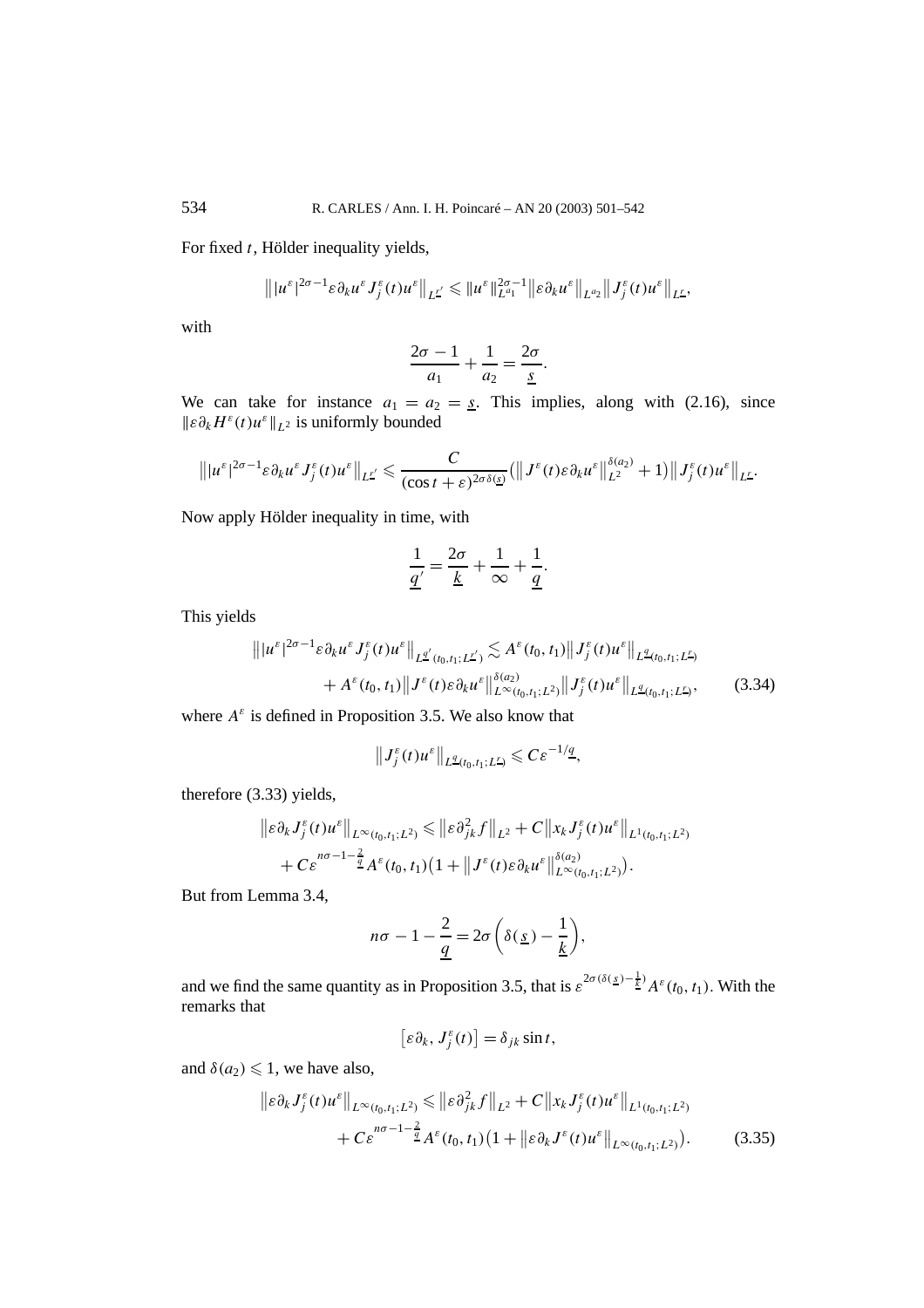For fixed $t$, Hölder inequality yields,

$$\left\| |u^\varepsilon|^{2\sigma-1} \varepsilon \partial_k u^\varepsilon J_j^\varepsilon(t) u^\varepsilon \right\|_{L^{\underline{r}'}} \leqslant \|u^\varepsilon\|_{L^{a_1}}^{2\sigma-1} \left\| \varepsilon \partial_k u^\varepsilon \right\|_{L^{a_2}} \left\| J_j^\varepsilon(t) u^\varepsilon \right\|_{L^{\underline{r}}},$$

with

$$\frac{2\sigma-1}{a_1} + \frac{1}{a_2} = \frac{2\sigma}{\underline{s}}.$$

We can take for instance $a_1 = a_2 = \underline{s}$. This implies, along with (2.16), since $\|\varepsilon \partial_k H^\varepsilon(t) u^\varepsilon\|_{L^2}$ is uniformly bounded

$$\left\| |u^\varepsilon|^{2\sigma-1} \varepsilon \partial_k u^\varepsilon J_j^\varepsilon(t) u^\varepsilon \right\|_{L^{\underline{r}'}} \leqslant \frac{C}{(\cos t + \varepsilon)^{2\sigma \delta(\underline{s})}} \left( \left\| J^\varepsilon(t) \varepsilon \partial_k u^\varepsilon \right\|_{L^2}^{\delta(a_2)} + 1 \right) \left\| J_j^\varepsilon(t) u^\varepsilon \right\|_{L^{\underline{r}}}.$$

Now apply Hölder inequality in time, with

$$\frac{1}{\underline{q}'} = \frac{2\sigma}{\underline{k}} + \frac{1}{\infty} + \frac{1}{\underline{q}}.$$

This yields

$$\begin{aligned}
\left\| |u^\varepsilon|^{2\sigma-1} \varepsilon \partial_k u^\varepsilon J_j^\varepsilon(t) u^\varepsilon \right\|_{L^{\underline{q}'}(t_0,t_1;L^{\underline{r}'})} &\lesssim A^\varepsilon(t_0,t_1) \left\| J_j^\varepsilon(t) u^\varepsilon \right\|_{L^{\underline{q}}(t_0,t_1;L^{\underline{r}})} \\
&\quad + A^\varepsilon(t_0,t_1) \left\| J^\varepsilon(t) \varepsilon \partial_k u^\varepsilon \right\|_{L^\infty(t_0,t_1;L^2)}^{\delta(a_2)} \left\| J_j^\varepsilon(t) u^\varepsilon \right\|_{L^{\underline{q}}(t_0,t_1;L^{\underline{r}})}, \qquad (3.34)
\end{aligned}$$

where $A^\varepsilon$ is defined in Proposition 3.5. We also know that

$$\left\| J_j^\varepsilon(t) u^\varepsilon \right\|_{L^{\underline{q}}(t_0,t_1;L^{\underline{r}})} \leqslant C \varepsilon^{-1/\underline{q}},$$

therefore (3.33) yields,

$$\begin{aligned}
\left\| \varepsilon \partial_k J_j^\varepsilon(t) u^\varepsilon \right\|_{L^\infty(t_0,t_1;L^2)} &\leqslant \left\| \varepsilon \partial_{jk}^2 f \right\|_{L^2} + C \left\| x_k J_j^\varepsilon(t) u^\varepsilon \right\|_{L^1(t_0,t_1;L^2)} \\
&\quad + C \varepsilon^{n\sigma - 1 - \frac{2}{\underline{q}}} A^\varepsilon(t_0,t_1) \left( 1 + \left\| J^\varepsilon(t) \varepsilon \partial_k u^\varepsilon \right\|_{L^\infty(t_0,t_1;L^2)}^{\delta(a_2)} \right).
\end{aligned}$$

But from Lemma 3.4,

$$n\sigma - 1 - \frac{2}{\underline{q}} = 2\sigma \left( \delta(\underline{s}) - \frac{1}{\underline{k}} \right),$$

and we find the same quantity as in Proposition 3.5, that is $\varepsilon^{2\sigma(\delta(\underline{s}) - \frac{1}{\underline{k}})} A^\varepsilon(t_0,t_1)$. With the remarks that

$$\left[ \varepsilon \partial_k, J_j^\varepsilon(t) \right] = \delta_{jk} \sin t,$$

and $\delta(a_2) \leqslant 1$, we have also,

$$\begin{aligned}
\left\| \varepsilon \partial_k J_j^\varepsilon(t) u^\varepsilon \right\|_{L^\infty(t_0,t_1;L^2)} &\leqslant \left\| \varepsilon \partial_{jk}^2 f \right\|_{L^2} + C \left\| x_k J_j^\varepsilon(t) u^\varepsilon \right\|_{L^1(t_0,t_1;L^2)} \\
&\quad + C \varepsilon^{n\sigma - 1 - \frac{2}{\underline{q}}} A^\varepsilon(t_0,t_1) \left( 1 + \left\| \varepsilon \partial_k J^\varepsilon(t) u^\varepsilon \right\|_{L^\infty(t_0,t_1;L^2)} \right). \qquad (3.35)
\end{aligned}$$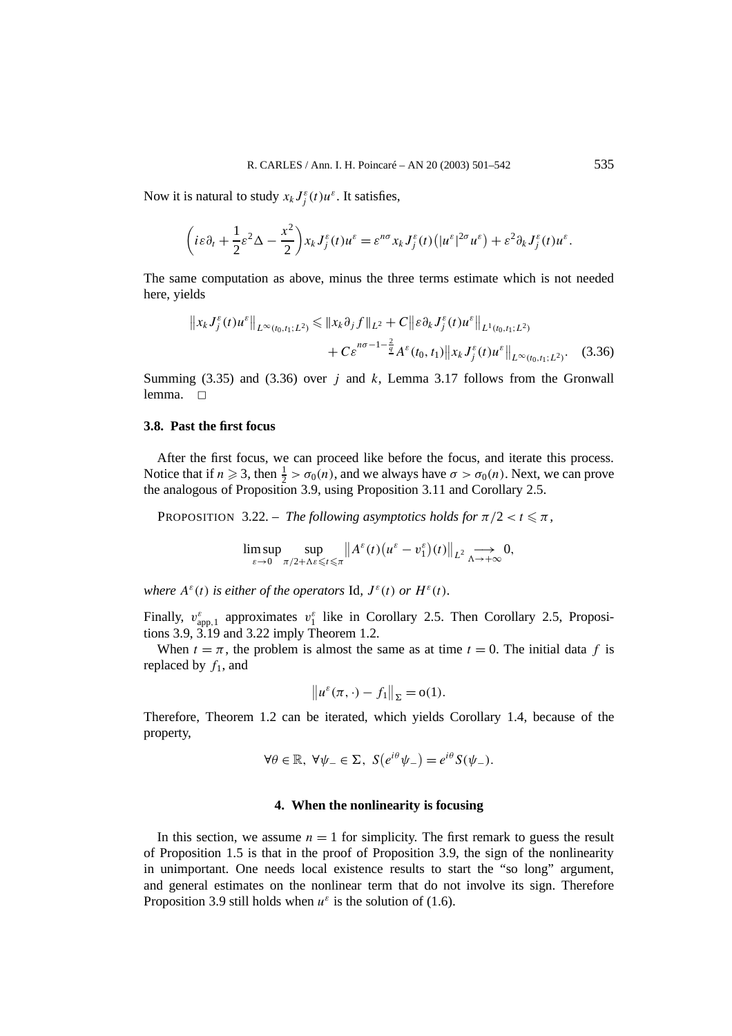Now it is natural to study $x_k J_j^\varepsilon(t)u^\varepsilon$. It satisfies,

$$\left(i\varepsilon\partial_t + \frac{1}{2}\varepsilon^2\Delta - \frac{x^2}{2}\right)x_k J_j^\varepsilon(t)u^\varepsilon = \varepsilon^{n\sigma} x_k J_j^\varepsilon(t)\left(|u^\varepsilon|^{2\sigma}u^\varepsilon\right) + \varepsilon^2\partial_k J_j^\varepsilon(t)u^\varepsilon.$$

The same computation as above, minus the three terms estimate which is not needed here, yields

$$\begin{aligned}\left\|x_k J_j^\varepsilon(t)u^\varepsilon\right\|_{L^\infty(t_0,t_1;L^2)} &\leqslant \|x_k\partial_j f\|_{L^2} + C\left\|\varepsilon\partial_k J_j^\varepsilon(t)u^\varepsilon\right\|_{L^1(t_0,t_1;L^2)} \\ &\quad + C\varepsilon^{n\sigma-1-\frac{2}{q}}A^\varepsilon(t_0,t_1)\left\|x_k J_j^\varepsilon(t)u^\varepsilon\right\|_{L^\infty(t_0,t_1;L^2)}. \quad (3.36)\end{aligned}$$

Summing (3.35) and (3.36) over $j$ and $k$, Lemma 3.17 follows from the Gronwall lemma. □

### 3.8. Past the first focus

After the first focus, we can proceed like before the focus, and iterate this process. Notice that if $n \geqslant 3$, then $\frac{1}{2} > \sigma_0(n)$, and we always have $\sigma > \sigma_0(n)$. Next, we can prove the analogous of Proposition 3.9, using Proposition 3.11 and Corollary 2.5.

PROPOSITION 3.22. – *The following asymptotics holds for* $\pi/2 < t \leqslant \pi$,

$$\limsup_{\varepsilon\to 0}\sup_{\pi/2+\Lambda\varepsilon\leqslant t\leqslant\pi}\left\|A^\varepsilon(t)\left(u^\varepsilon - v_1^\varepsilon\right)(t)\right\|_{L^2}\underset{\Lambda\to+\infty}{\longrightarrow} 0,$$

*where* $A^\varepsilon(t)$ *is either of the operators* Id, $J^\varepsilon(t)$ *or* $H^\varepsilon(t)$.

Finally, $v_{\text{app},1}^\varepsilon$ approximates $v_1^\varepsilon$ like in Corollary 2.5. Then Corollary 2.5, Propositions 3.9, 3.19 and 3.22 imply Theorem 1.2.

When $t = \pi$, the problem is almost the same as at time $t = 0$. The initial data $f$ is replaced by $f_1$, and

$$\left\|u^\varepsilon(\pi,\cdot) - f_1\right\|_\Sigma = \mathrm{o}(1).$$

Therefore, Theorem 1.2 can be iterated, which yields Corollary 1.4, because of the property,

$$\forall\theta\in\mathbb{R},\ \forall\psi_-\in\Sigma,\ S\left(e^{i\theta}\psi_-\right) = e^{i\theta}S(\psi_-).$$

## 4. When the nonlinearity is focusing

In this section, we assume $n = 1$ for simplicity. The first remark to guess the result of Proposition 1.5 is that in the proof of Proposition 3.9, the sign of the nonlinearity in unimportant. One needs local existence results to start the "so long" argument, and general estimates on the nonlinear term that do not involve its sign. Therefore Proposition 3.9 still holds when $u^\varepsilon$ is the solution of (1.6).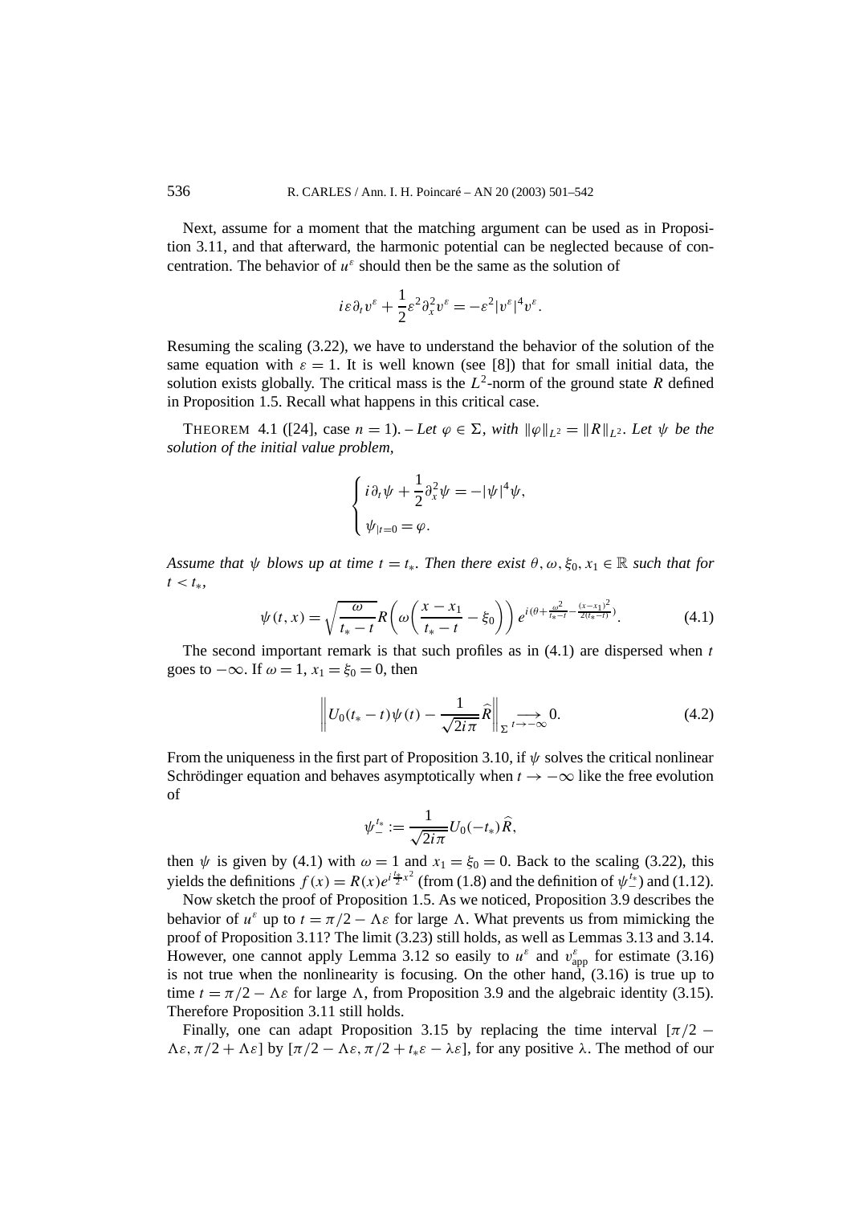Next, assume for a moment that the matching argument can be used as in Proposition 3.11, and that afterward, the harmonic potential can be neglected because of concentration. The behavior of $u^\varepsilon$ should then be the same as the solution of

$$i\varepsilon\partial_t v^\varepsilon + \frac{1}{2}\varepsilon^2\partial_x^2 v^\varepsilon = -\varepsilon^2|v^\varepsilon|^4 v^\varepsilon.$$

Resuming the scaling (3.22), we have to understand the behavior of the solution of the same equation with $\varepsilon = 1$. It is well known (see [8]) that for small initial data, the solution exists globally. The critical mass is the $L^2$-norm of the ground state $R$ defined in Proposition 1.5. Recall what happens in this critical case.

THEOREM 4.1 ([24], case $n = 1$). – *Let $\varphi \in \Sigma$, with $\|\varphi\|_{L^2} = \|R\|_{L^2}$. Let $\psi$ be the solution of the initial value problem,*

$$\begin{cases} i\partial_t\psi + \dfrac{1}{2}\partial_x^2\psi = -|\psi|^4\psi, \\ \psi_{|t=0} = \varphi. \end{cases}$$

*Assume that $\psi$ blows up at time $t = t_*$. Then there exist $\theta, \omega, \xi_0, x_1 \in \mathbb{R}$ such that for $t < t_*$,*

$$\psi(t,x) = \sqrt{\frac{\omega}{t_* - t}}\, R\left(\omega\left(\frac{x - x_1}{t_* - t} - \xi_0\right)\right) e^{i(\theta + \frac{\omega^2}{t_* - t} - \frac{(x-x_1)^2}{2(t_*-t)})}. \tag{4.1}$$

The second important remark is that such profiles as in (4.1) are dispersed when $t$ goes to $-\infty$. If $\omega = 1$, $x_1 = \xi_0 = 0$, then

$$\left\| U_0(t_* - t)\psi(t) - \frac{1}{\sqrt{2i\pi}}\widehat{R}\right\|_{\Sigma} \underset{t\to-\infty}{\longrightarrow} 0. \tag{4.2}$$

From the uniqueness in the first part of Proposition 3.10, if $\psi$ solves the critical nonlinear Schrödinger equation and behaves asymptotically when $t \to -\infty$ like the free evolution of

$$\psi_-^{t_*} := \frac{1}{\sqrt{2i\pi}} U_0(-t_*)\widehat{R},$$

then $\psi$ is given by (4.1) with $\omega = 1$ and $x_1 = \xi_0 = 0$. Back to the scaling (3.22), this yields the definitions $f(x) = R(x)e^{i\frac{t_*}{2}x^2}$ (from (1.8) and the definition of $\psi_-^{t_*}$) and (1.12).

Now sketch the proof of Proposition 1.5. As we noticed, Proposition 3.9 describes the behavior of $u^\varepsilon$ up to $t = \pi/2 - \Lambda\varepsilon$ for large $\Lambda$. What prevents us from mimicking the proof of Proposition 3.11? The limit (3.23) still holds, as well as Lemmas 3.13 and 3.14. However, one cannot apply Lemma 3.12 so easily to $u^\varepsilon$ and $v^\varepsilon_{\text{app}}$ for estimate (3.16) is not true when the nonlinearity is focusing. On the other hand, (3.16) is true up to time $t = \pi/2 - \Lambda\varepsilon$ for large $\Lambda$, from Proposition 3.9 and the algebraic identity (3.15). Therefore Proposition 3.11 still holds.

Finally, one can adapt Proposition 3.15 by replacing the time interval $[\pi/2 - \Lambda\varepsilon, \pi/2 + \Lambda\varepsilon]$ by $[\pi/2 - \Lambda\varepsilon, \pi/2 + t_*\varepsilon - \lambda\varepsilon]$, for any positive $\lambda$. The method of our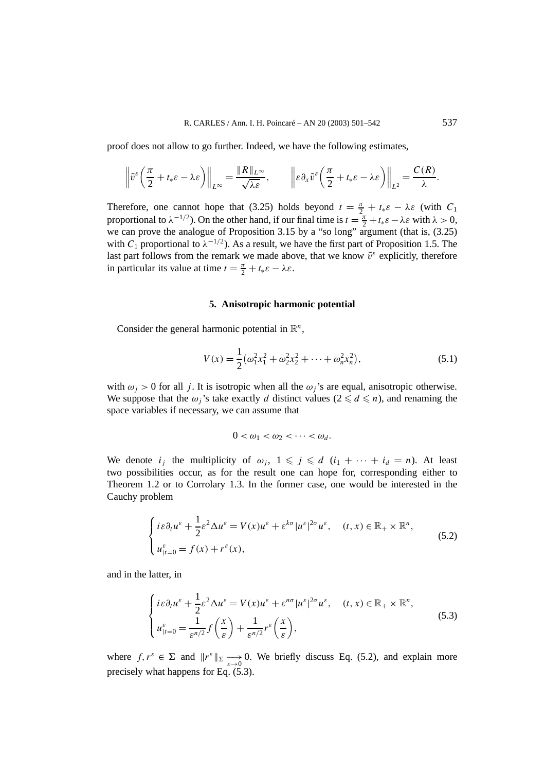proof does not allow to go further. Indeed, we have the following estimates,

$$\left\| \tilde{v}^\varepsilon\left(\frac{\pi}{2} + t_*\varepsilon - \lambda\varepsilon\right) \right\|_{L^\infty} = \frac{\|R\|_{L^\infty}}{\sqrt{\lambda\varepsilon}}, \qquad \left\| \varepsilon\partial_x \tilde{v}^\varepsilon\left(\frac{\pi}{2} + t_*\varepsilon - \lambda\varepsilon\right) \right\|_{L^2} = \frac{C(R)}{\lambda}.$$

Therefore, one cannot hope that (3.25) holds beyond $t = \frac{\pi}{2} + t_*\varepsilon - \lambda\varepsilon$ (with $C_1$ proportional to $\lambda^{-1/2}$). On the other hand, if our final time is $t = \frac{\pi}{2} + t_*\varepsilon - \lambda\varepsilon$ with $\lambda > 0$, we can prove the analogue of Proposition 3.15 by a "so long" argument (that is, (3.25) with $C_1$ proportional to $\lambda^{-1/2}$). As a result, we have the first part of Proposition 1.5. The last part follows from the remark we made above, that we know $\tilde{v}^\varepsilon$ explicitly, therefore in particular its value at time $t = \frac{\pi}{2} + t_*\varepsilon - \lambda\varepsilon$.

## 5. Anisotropic harmonic potential

Consider the general harmonic potential in $\mathbb{R}^n$,

$$V(x) = \frac{1}{2}\left(\omega_1^2 x_1^2 + \omega_2^2 x_2^2 + \cdots + \omega_n^2 x_n^2\right), \tag{5.1}$$

with $\omega_j > 0$ for all $j$. It is isotropic when all the $\omega_j$'s are equal, anisotropic otherwise. We suppose that the $\omega_j$'s take exactly $d$ distinct values ($2 \leqslant d \leqslant n$), and renaming the space variables if necessary, we can assume that

$$0 < \omega_1 < \omega_2 < \cdots < \omega_d.$$

We denote $i_j$ the multiplicity of $\omega_j$, $1 \leqslant j \leqslant d$ ($i_1 + \cdots + i_d = n$). At least two possibilities occur, as for the result one can hope for, corresponding either to Theorem 1.2 or to Corrolary 1.3. In the former case, one would be interested in the Cauchy problem

$$\begin{cases} i\varepsilon\partial_t u^\varepsilon + \dfrac{1}{2}\varepsilon^2 \Delta u^\varepsilon = V(x)u^\varepsilon + \varepsilon^{k\sigma}|u^\varepsilon|^{2\sigma}u^\varepsilon, \quad (t,x) \in \mathbb{R}_+ \times \mathbb{R}^n, \\ u^\varepsilon_{|t=0} = f(x) + r^\varepsilon(x), \end{cases} \tag{5.2}$$

and in the latter, in

$$\begin{cases} i\varepsilon\partial_t u^\varepsilon + \dfrac{1}{2}\varepsilon^2 \Delta u^\varepsilon = V(x)u^\varepsilon + \varepsilon^{n\sigma}|u^\varepsilon|^{2\sigma}u^\varepsilon, \quad (t,x) \in \mathbb{R}_+ \times \mathbb{R}^n, \\ u^\varepsilon_{|t=0} = \dfrac{1}{\varepsilon^{n/2}} f\left(\dfrac{x}{\varepsilon}\right) + \dfrac{1}{\varepsilon^{n/2}} r^\varepsilon\left(\dfrac{x}{\varepsilon}\right), \end{cases} \tag{5.3}$$

where $f, r^\varepsilon \in \Sigma$ and $\|r^\varepsilon\|_\Sigma \underset{\varepsilon\to 0}{\longrightarrow} 0$. We briefly discuss Eq. (5.2), and explain more precisely what happens for Eq. (5.3).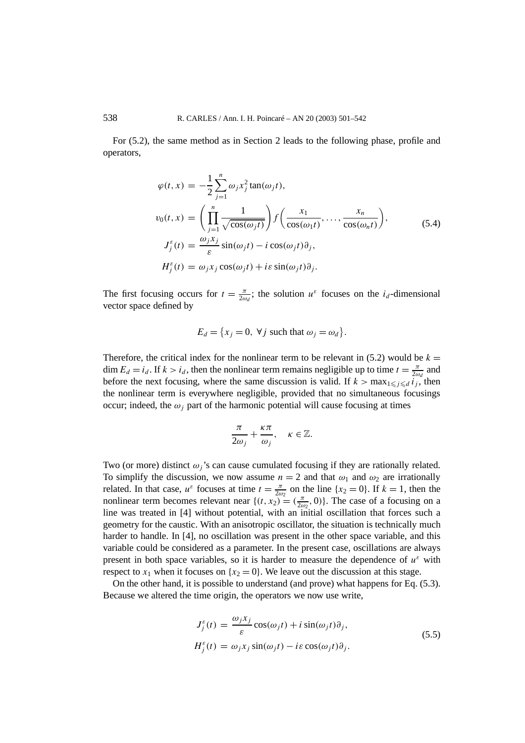For (5.2), the same method as in Section 2 leads to the following phase, profile and operators,

$$
\begin{aligned}
\varphi(t,x) &= -\frac{1}{2}\sum_{j=1}^{n}\omega_j x_j^2 \tan(\omega_j t),\\
v_0(t,x) &= \left(\prod_{j=1}^{n}\frac{1}{\sqrt{\cos(\omega_j t)}}\right) f\left(\frac{x_1}{\cos(\omega_1 t)},\ldots,\frac{x_n}{\cos(\omega_n t)}\right),\\
J_j^\varepsilon(t) &= \frac{\omega_j x_j}{\varepsilon}\sin(\omega_j t) - i\cos(\omega_j t)\partial_j,\\
H_j^\varepsilon(t) &= \omega_j x_j \cos(\omega_j t) + i\varepsilon \sin(\omega_j t)\partial_j.
\end{aligned}
\tag{5.4}
$$

The first focusing occurs for $t = \frac{\pi}{2\omega_d}$; the solution $u^\varepsilon$ focuses on the $i_d$-dimensional vector space defined by

$$
E_d = \{x_j = 0,\ \forall j \text{ such that } \omega_j = \omega_d\}.
$$

Therefore, the critical index for the nonlinear term to be relevant in (5.2) would be $k = \dim E_d = i_d$. If $k > i_d$, then the nonlinear term remains negligible up to time $t = \frac{\pi}{2\omega_d}$ and before the next focusing, where the same discussion is valid. If $k > \max_{1\leqslant j\leqslant d} i_j$, then the nonlinear term is everywhere negligible, provided that no simultaneous focusings occur; indeed, the $\omega_j$ part of the harmonic potential will cause focusing at times

$$
\frac{\pi}{2\omega_j} + \frac{\kappa\pi}{\omega_j}, \quad \kappa \in \mathbb{Z}.
$$

Two (or more) distinct $\omega_j$'s can cause cumulated focusing if they are rationally related. To simplify the discussion, we now assume $n = 2$ and that $\omega_1$ and $\omega_2$ are irrationally related. In that case, $u^\varepsilon$ focuses at time $t = \frac{\pi}{2\omega_2}$ on the line $\{x_2 = 0\}$. If $k = 1$, then the nonlinear term becomes relevant near $\{(t, x_2) = (\frac{\pi}{2\omega_2}, 0)\}$. The case of a focusing on a line was treated in [4] without potential, with an initial oscillation that forces such a geometry for the caustic. With an anisotropic oscillator, the situation is technically much harder to handle. In [4], no oscillation was present in the other space variable, and this variable could be considered as a parameter. In the present case, oscillations are always present in both space variables, so it is harder to measure the dependence of $u^\varepsilon$ with respect to $x_1$ when it focuses on $\{x_2 = 0\}$. We leave out the discussion at this stage.

On the other hand, it is possible to understand (and prove) what happens for Eq. (5.3). Because we altered the time origin, the operators we now use write,

$$
\begin{aligned}
J_j^\varepsilon(t) &= \frac{\omega_j x_j}{\varepsilon}\cos(\omega_j t) + i\sin(\omega_j t)\partial_j,\\
H_j^\varepsilon(t) &= \omega_j x_j \sin(\omega_j t) - i\varepsilon\cos(\omega_j t)\partial_j.
\end{aligned}
\tag{5.5}
$$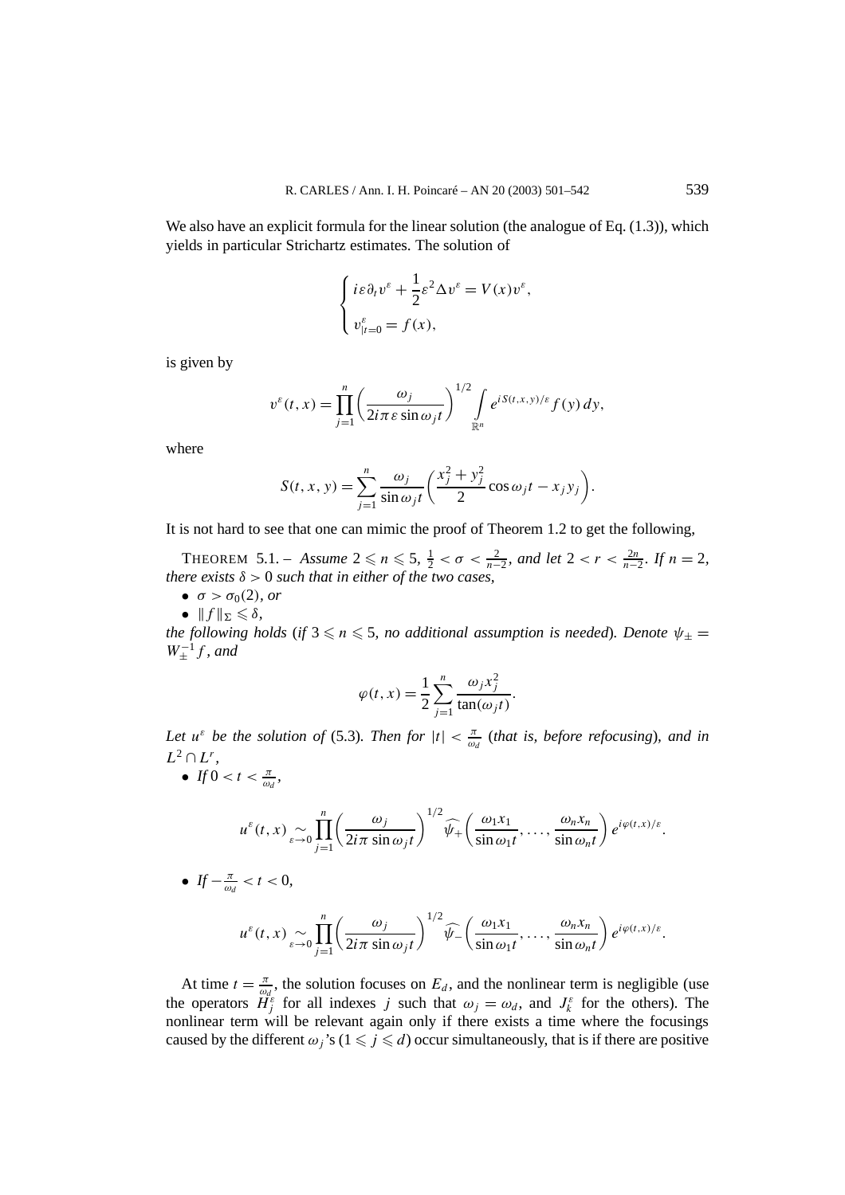We also have an explicit formula for the linear solution (the analogue of Eq. (1.3)), which yields in particular Strichartz estimates. The solution of

$$\begin{cases} i\varepsilon\partial_t v^\varepsilon + \dfrac{1}{2}\varepsilon^2\Delta v^\varepsilon = V(x)v^\varepsilon, \\ v^\varepsilon_{|t=0} = f(x), \end{cases}$$

is given by

$$v^\varepsilon(t,x) = \prod_{j=1}^n \left(\frac{\omega_j}{2i\pi\varepsilon\sin\omega_j t}\right)^{1/2} \int_{\mathbb{R}^n} e^{iS(t,x,y)/\varepsilon} f(y)\,dy,$$

where

$$S(t,x,y) = \sum_{j=1}^n \frac{\omega_j}{\sin\omega_j t}\left(\frac{x_j^2+y_j^2}{2}\cos\omega_j t - x_j y_j\right).$$

It is not hard to see that one can mimic the proof of Theorem 1.2 to get the following,

THEOREM 5.1. – *Assume $2 \leqslant n \leqslant 5$, $\frac{1}{2} < \sigma < \frac{2}{n-2}$, and let $2 < r < \frac{2n}{n-2}$. If $n = 2$, there exists $\delta > 0$ such that in either of the two cases,*

- *$\sigma > \sigma_0(2)$, or*
- *$\|f\|_\Sigma \leqslant \delta$,*

*the following holds (if $3 \leqslant n \leqslant 5$, no additional assumption is needed). Denote $\psi_\pm = W_\pm^{-1} f$, and*

$$\varphi(t,x) = \frac{1}{2}\sum_{j=1}^n \frac{\omega_j x_j^2}{\tan(\omega_j t)}.$$

*Let $u^\varepsilon$ be the solution of* (5.3)*. Then for $|t| < \frac{\pi}{\omega_d}$ (that is, before refocusing), and in $L^2 \cap L^r$,*

- *If $0 < t < \frac{\pi}{\omega_d}$,*

$$u^\varepsilon(t,x) \underset{\varepsilon\to 0}{\sim} \prod_{j=1}^n \left(\frac{\omega_j}{2i\pi\sin\omega_j t}\right)^{1/2} \widehat{\psi_+}\left(\frac{\omega_1 x_1}{\sin\omega_1 t}, \ldots, \frac{\omega_n x_n}{\sin\omega_n t}\right) e^{i\varphi(t,x)/\varepsilon}.$$

- *If $-\frac{\pi}{\omega_d} < t < 0$,*

$$u^\varepsilon(t,x) \underset{\varepsilon\to 0}{\sim} \prod_{j=1}^n \left(\frac{\omega_j}{2i\pi\sin\omega_j t}\right)^{1/2} \widehat{\psi_-}\left(\frac{\omega_1 x_1}{\sin\omega_1 t}, \ldots, \frac{\omega_n x_n}{\sin\omega_n t}\right) e^{i\varphi(t,x)/\varepsilon}.$$

At time $t = \frac{\pi}{\omega_d}$, the solution focuses on $E_d$, and the nonlinear term is negligible (use the operators $H_j^\varepsilon$ for all indexes $j$ such that $\omega_j = \omega_d$, and $J_k^\varepsilon$ for the others). The nonlinear term will be relevant again only if there exists a time where the focusings caused by the different $\omega_j$'s ($1 \leqslant j \leqslant d$) occur simultaneously, that is if there are positive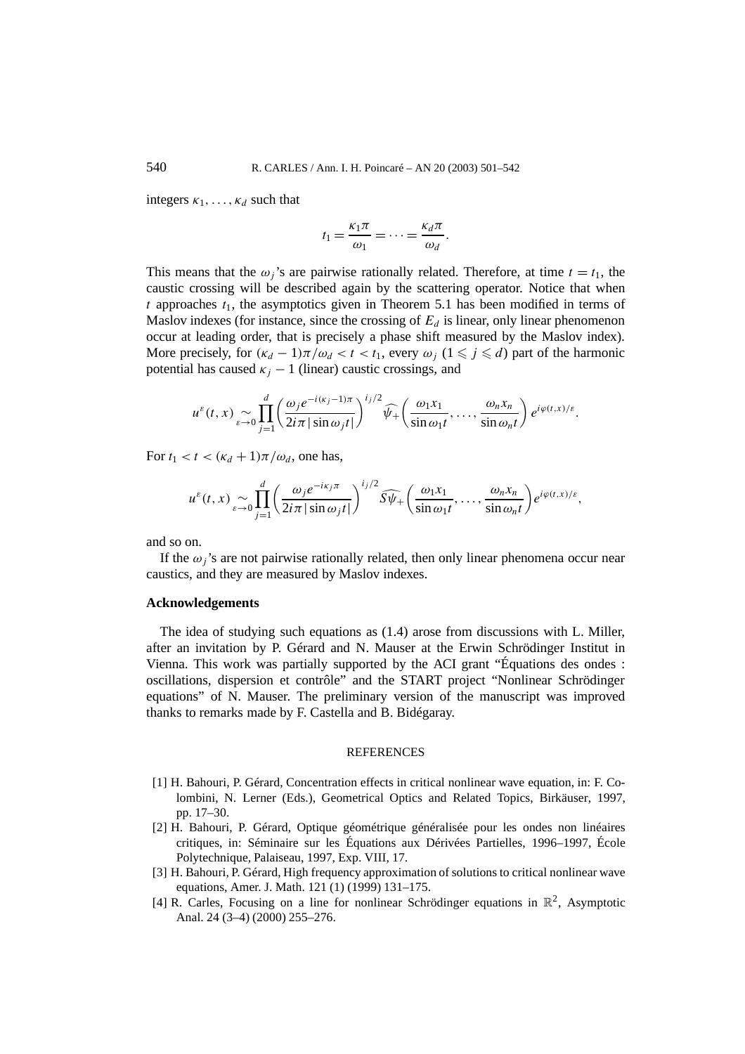integers $\kappa_1, \ldots, \kappa_d$ such that

$$t_1 = \frac{\kappa_1 \pi}{\omega_1} = \cdots = \frac{\kappa_d \pi}{\omega_d}.$$

This means that the $\omega_j$'s are pairwise rationally related. Therefore, at time $t = t_1$, the caustic crossing will be described again by the scattering operator. Notice that when $t$ approaches $t_1$, the asymptotics given in Theorem 5.1 has been modified in terms of Maslov indexes (for instance, since the crossing of $E_d$ is linear, only linear phenomenon occur at leading order, that is precisely a phase shift measured by the Maslov index). More precisely, for $(\kappa_d - 1)\pi/\omega_d < t < t_1$, every $\omega_j$ $(1 \leqslant j \leqslant d)$ part of the harmonic potential has caused $\kappa_j - 1$ (linear) caustic crossings, and

$$u^\varepsilon(t,x) \underset{\varepsilon \to 0}{\sim} \prod_{j=1}^{d} \left( \frac{\omega_j e^{-i(\kappa_j - 1)\pi}}{2i\pi |\sin \omega_j t|} \right)^{i_j/2} \widehat{\psi_+}\left( \frac{\omega_1 x_1}{\sin \omega_1 t}, \ldots, \frac{\omega_n x_n}{\sin \omega_n t} \right) e^{i\varphi(t,x)/\varepsilon}.$$

For $t_1 < t < (\kappa_d + 1)\pi/\omega_d$, one has,

$$u^\varepsilon(t,x) \underset{\varepsilon \to 0}{\sim} \prod_{j=1}^{d} \left( \frac{\omega_j e^{-i\kappa_j \pi}}{2i\pi |\sin \omega_j t|} \right)^{i_j/2} \widehat{S\psi_+}\left( \frac{\omega_1 x_1}{\sin \omega_1 t}, \ldots, \frac{\omega_n x_n}{\sin \omega_n t} \right) e^{i\varphi(t,x)/\varepsilon},$$

and so on.

If the $\omega_j$'s are not pairwise rationally related, then only linear phenomena occur near caustics, and they are measured by Maslov indexes.

## Acknowledgements

The idea of studying such equations as (1.4) arose from discussions with L. Miller, after an invitation by P. Gérard and N. Mauser at the Erwin Schrödinger Institut in Vienna. This work was partially supported by the ACI grant "Équations des ondes : oscillations, dispersion et contrôle" and the START project "Nonlinear Schrödinger equations" of N. Mauser. The preliminary version of the manuscript was improved thanks to remarks made by F. Castella and B. Bidégaray.

## REFERENCES

[1] H. Bahouri, P. Gérard, Concentration effects in critical nonlinear wave equation, in: F. Colombini, N. Lerner (Eds.), Geometrical Optics and Related Topics, Birkäuser, 1997, pp. 17–30.

[2] H. Bahouri, P. Gérard, Optique géométrique généralisée pour les ondes non linéaires critiques, in: Séminaire sur les Équations aux Dérivées Partielles, 1996–1997, École Polytechnique, Palaiseau, 1997, Exp. VIII, 17.

[3] H. Bahouri, P. Gérard, High frequency approximation of solutions to critical nonlinear wave equations, Amer. J. Math. 121 (1) (1999) 131–175.

[4] R. Carles, Focusing on a line for nonlinear Schrödinger equations in $\mathbb{R}^2$, Asymptotic Anal. 24 (3–4) (2000) 255–276.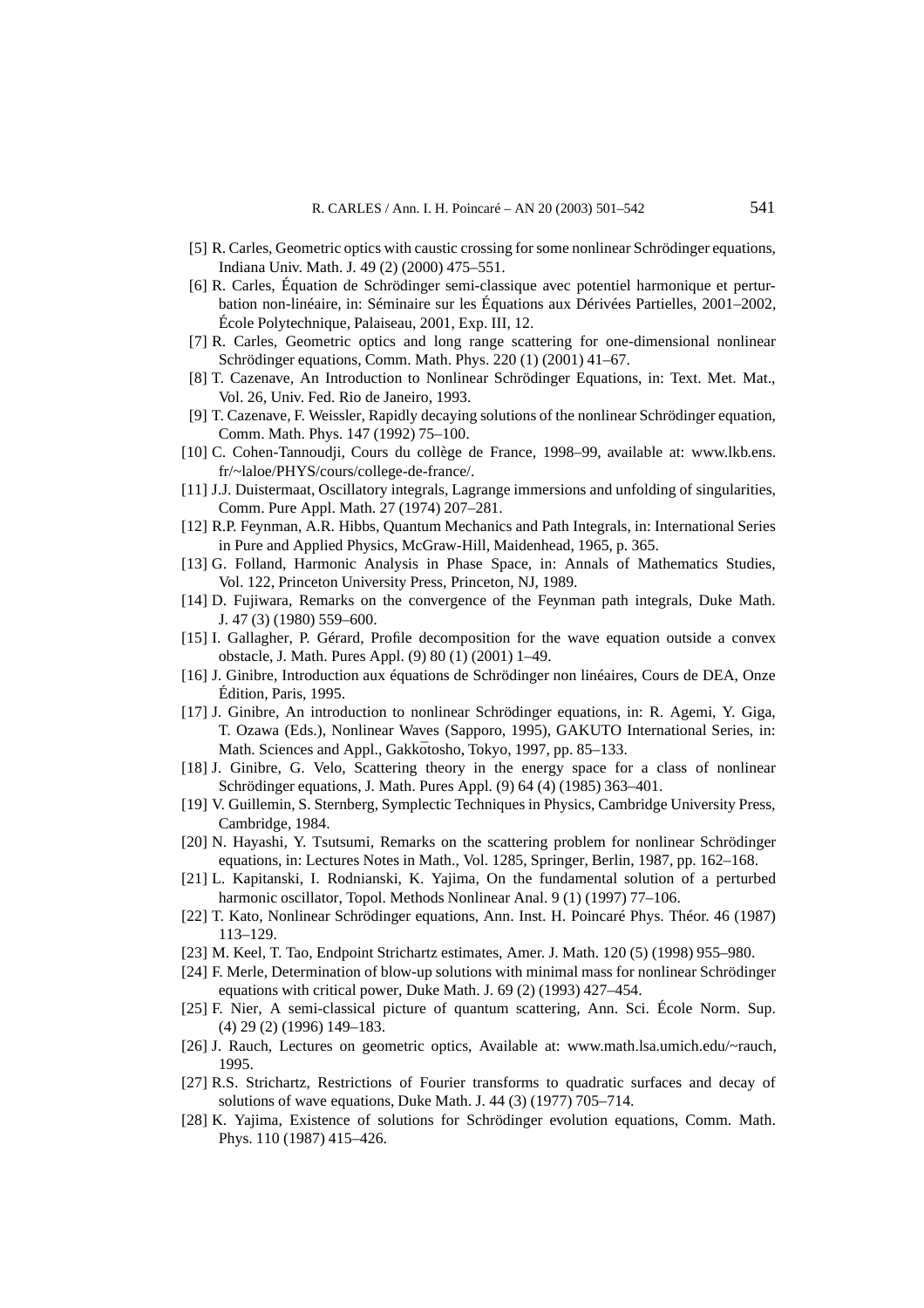[5] R. Carles, Geometric optics with caustic crossing for some nonlinear Schrödinger equations, Indiana Univ. Math. J. 49 (2) (2000) 475–551.

[6] R. Carles, Équation de Schrödinger semi-classique avec potentiel harmonique et perturbation non-linéaire, in: Séminaire sur les Équations aux Dérivées Partielles, 2001–2002, École Polytechnique, Palaiseau, 2001, Exp. III, 12.

[7] R. Carles, Geometric optics and long range scattering for one-dimensional nonlinear Schrödinger equations, Comm. Math. Phys. 220 (1) (2001) 41–67.

[8] T. Cazenave, An Introduction to Nonlinear Schrödinger Equations, in: Text. Met. Mat., Vol. 26, Univ. Fed. Rio de Janeiro, 1993.

[9] T. Cazenave, F. Weissler, Rapidly decaying solutions of the nonlinear Schrödinger equation, Comm. Math. Phys. 147 (1992) 75–100.

[10] C. Cohen-Tannoudji, Cours du collège de France, 1998–99, available at: www.lkb.ens.fr/~laloe/PHYS/cours/college-de-france/.

[11] J.J. Duistermaat, Oscillatory integrals, Lagrange immersions and unfolding of singularities, Comm. Pure Appl. Math. 27 (1974) 207–281.

[12] R.P. Feynman, A.R. Hibbs, Quantum Mechanics and Path Integrals, in: International Series in Pure and Applied Physics, McGraw-Hill, Maidenhead, 1965, p. 365.

[13] G. Folland, Harmonic Analysis in Phase Space, in: Annals of Mathematics Studies, Vol. 122, Princeton University Press, Princeton, NJ, 1989.

[14] D. Fujiwara, Remarks on the convergence of the Feynman path integrals, Duke Math. J. 47 (3) (1980) 559–600.

[15] I. Gallagher, P. Gérard, Profile decomposition for the wave equation outside a convex obstacle, J. Math. Pures Appl. (9) 80 (1) (2001) 1–49.

[16] J. Ginibre, Introduction aux équations de Schrödinger non linéaires, Cours de DEA, Onze Édition, Paris, 1995.

[17] J. Ginibre, An introduction to nonlinear Schrödinger equations, in: R. Agemi, Y. Giga, T. Ozawa (Eds.), Nonlinear Waves (Sapporo, 1995), GAKUTO International Series, in: Math. Sciences and Appl., Gakkōtosho, Tokyo, 1997, pp. 85–133.

[18] J. Ginibre, G. Velo, Scattering theory in the energy space for a class of nonlinear Schrödinger equations, J. Math. Pures Appl. (9) 64 (4) (1985) 363–401.

[19] V. Guillemin, S. Sternberg, Symplectic Techniques in Physics, Cambridge University Press, Cambridge, 1984.

[20] N. Hayashi, Y. Tsutsumi, Remarks on the scattering problem for nonlinear Schrödinger equations, in: Lectures Notes in Math., Vol. 1285, Springer, Berlin, 1987, pp. 162–168.

[21] L. Kapitanski, I. Rodnianski, K. Yajima, On the fundamental solution of a perturbed harmonic oscillator, Topol. Methods Nonlinear Anal. 9 (1) (1997) 77–106.

[22] T. Kato, Nonlinear Schrödinger equations, Ann. Inst. H. Poincaré Phys. Théor. 46 (1987) 113–129.

[23] M. Keel, T. Tao, Endpoint Strichartz estimates, Amer. J. Math. 120 (5) (1998) 955–980.

[24] F. Merle, Determination of blow-up solutions with minimal mass for nonlinear Schrödinger equations with critical power, Duke Math. J. 69 (2) (1993) 427–454.

[25] F. Nier, A semi-classical picture of quantum scattering, Ann. Sci. École Norm. Sup. (4) 29 (2) (1996) 149–183.

[26] J. Rauch, Lectures on geometric optics, Available at: www.math.lsa.umich.edu/~rauch, 1995.

[27] R.S. Strichartz, Restrictions of Fourier transforms to quadratic surfaces and decay of solutions of wave equations, Duke Math. J. 44 (3) (1977) 705–714.

[28] K. Yajima, Existence of solutions for Schrödinger evolution equations, Comm. Math. Phys. 110 (1987) 415–426.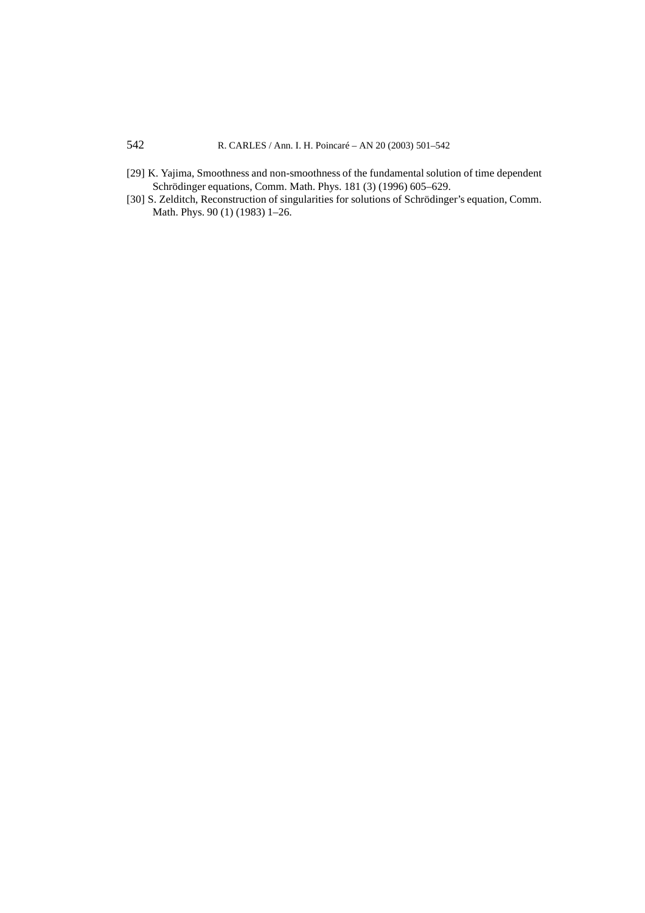[29] K. Yajima, Smoothness and non-smoothness of the fundamental solution of time dependent Schrödinger equations, Comm. Math. Phys. 181 (3) (1996) 605–629.

[30] S. Zelditch, Reconstruction of singularities for solutions of Schrödinger's equation, Comm. Math. Phys. 90 (1) (1983) 1–26.